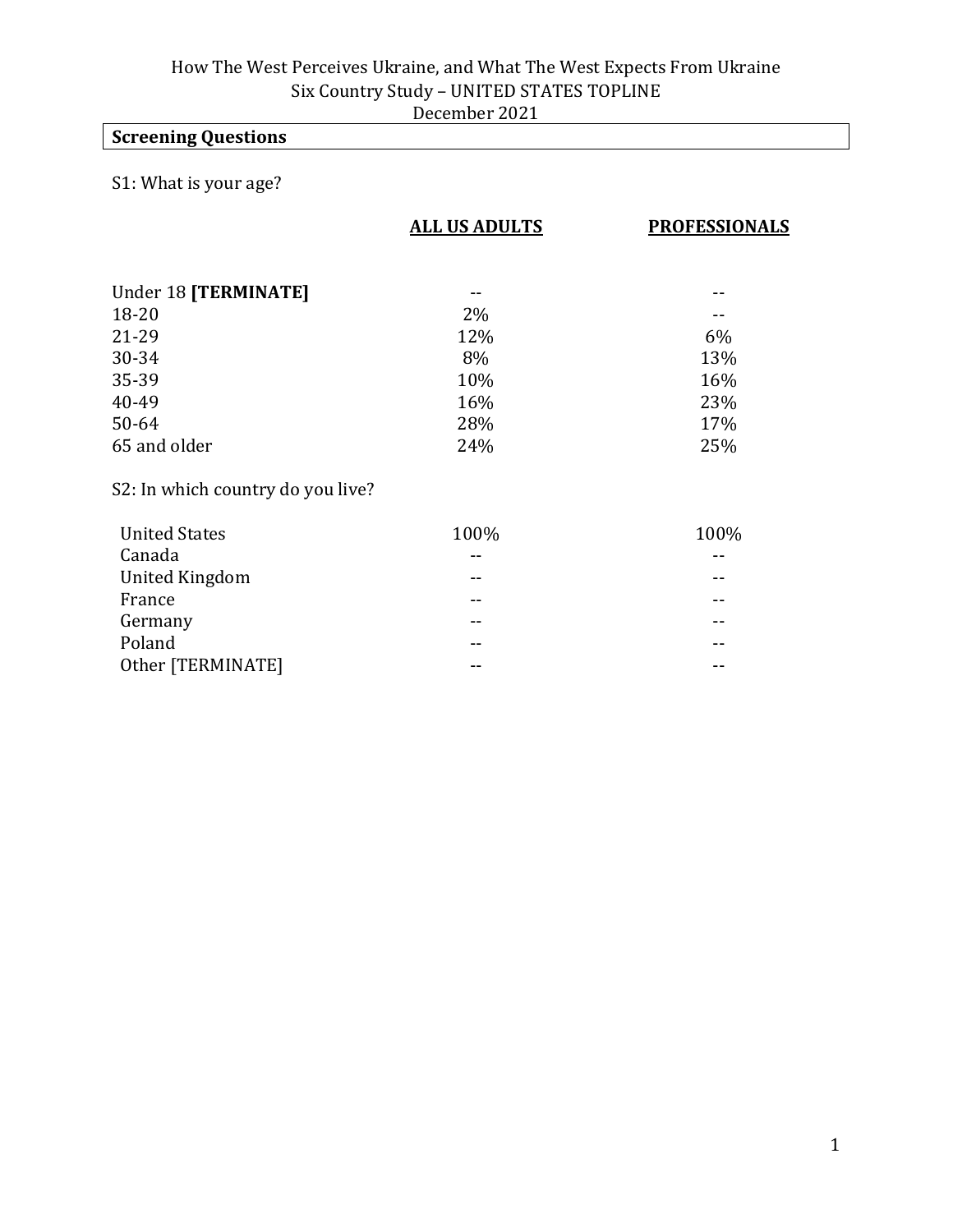How The West Perceives Ukraine, and What The West Expects From Ukraine
Six Country Study – UNITED STATES TOPLINE
December 2021

## Screening Questions

S1: What is your age?

| | ALL US ADULTS | PROFESSIONALS |
|---|---|---|
| Under 18 **[TERMINATE]** | -- | -- |
| 18-20 | 2% | -- |
| 21-29 | 12% | 6% |
| 30-34 | 8% | 13% |
| 35-39 | 10% | 16% |
| 40-49 | 16% | 23% |
| 50-64 | 28% | 17% |
| 65 and older | 24% | 25% |

S2: In which country do you live?

| | ALL US ADULTS | PROFESSIONALS |
|---|---|---|
| United States | 100% | 100% |
| Canada | -- | -- |
| United Kingdom | -- | -- |
| France | -- | -- |
| Germany | -- | -- |
| Poland | -- | -- |
| Other [TERMINATE] | -- | -- |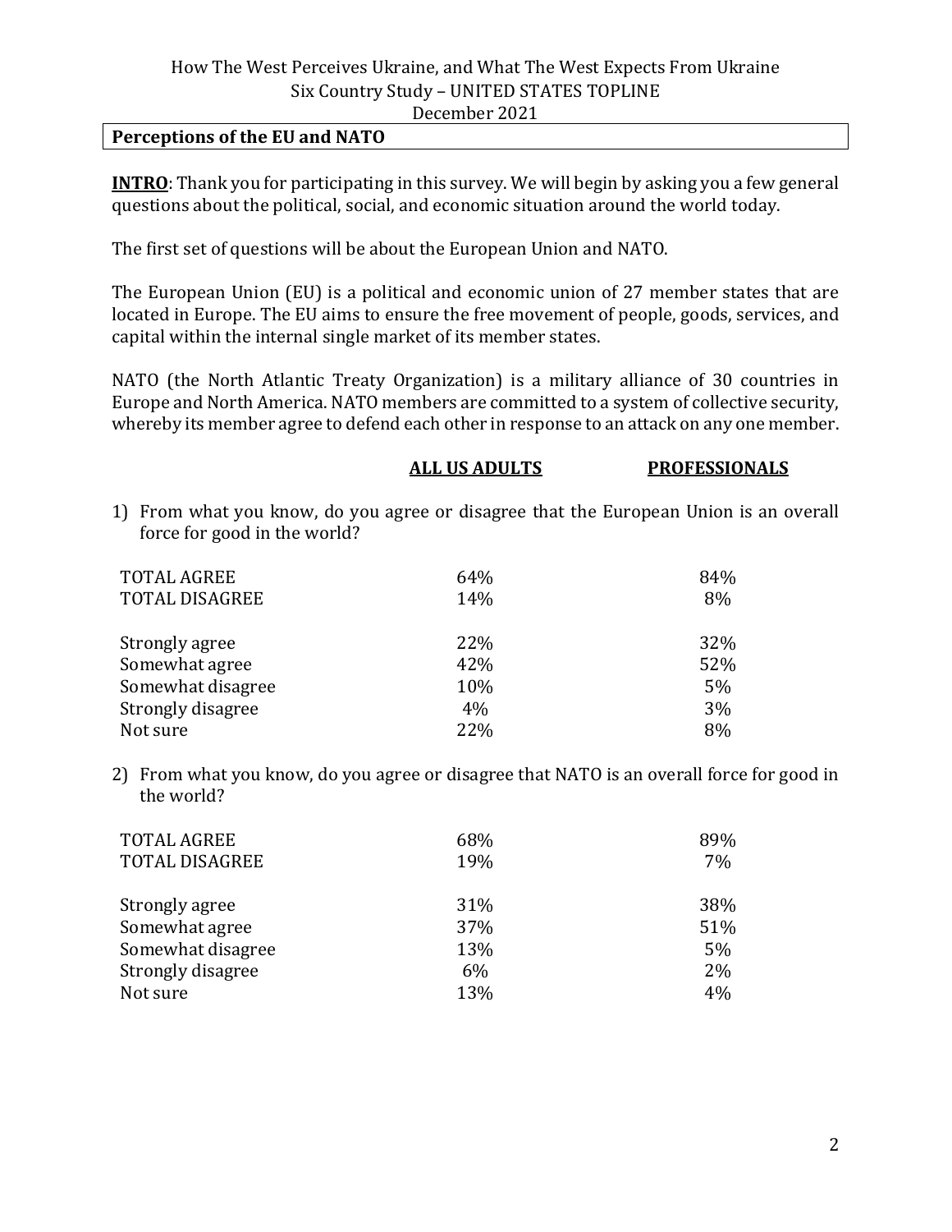How The West Perceives Ukraine, and What The West Expects From Ukraine
Six Country Study – UNITED STATES TOPLINE
December 2021

## Perceptions of the EU and NATO

**INTRO**: Thank you for participating in this survey. We will begin by asking you a few general questions about the political, social, and economic situation around the world today.

The first set of questions will be about the European Union and NATO.

The European Union (EU) is a political and economic union of 27 member states that are located in Europe. The EU aims to ensure the free movement of people, goods, services, and capital within the internal single market of its member states.

NATO (the North Atlantic Treaty Organization) is a military alliance of 30 countries in Europe and North America. NATO members are committed to a system of collective security, whereby its member agree to defend each other in response to an attack on any one member.

1) From what you know, do you agree or disagree that the European Union is an overall force for good in the world?

| | ALL US ADULTS | PROFESSIONALS |
|---|---|---|
| TOTAL AGREE | 64% | 84% |
| TOTAL DISAGREE | 14% | 8% |
| | | |
| Strongly agree | 22% | 32% |
| Somewhat agree | 42% | 52% |
| Somewhat disagree | 10% | 5% |
| Strongly disagree | 4% | 3% |
| Not sure | 22% | 8% |

2) From what you know, do you agree or disagree that NATO is an overall force for good in the world?

| | ALL US ADULTS | PROFESSIONALS |
|---|---|---|
| TOTAL AGREE | 68% | 89% |
| TOTAL DISAGREE | 19% | 7% |
| | | |
| Strongly agree | 31% | 38% |
| Somewhat agree | 37% | 51% |
| Somewhat disagree | 13% | 5% |
| Strongly disagree | 6% | 2% |
| Not sure | 13% | 4% |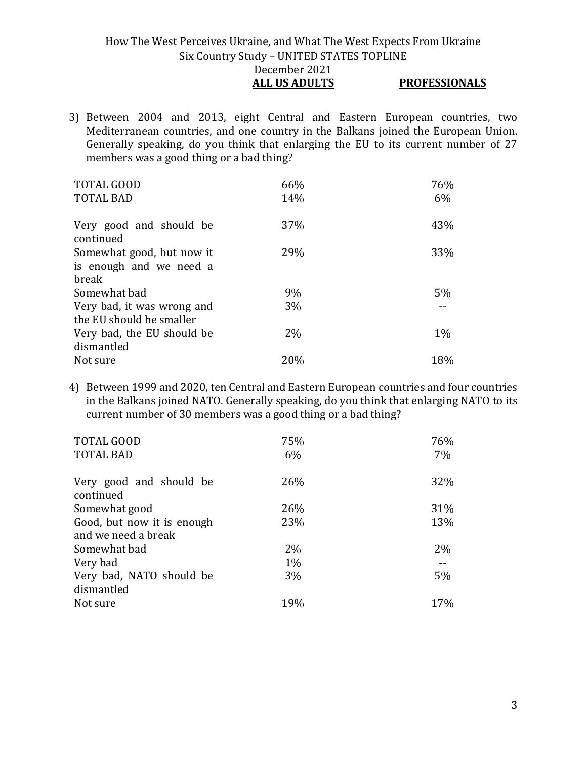3) Between 2004 and 2013, eight Central and Eastern European countries, two Mediterranean countries, and one country in the Balkans joined the European Union. Generally speaking, do you think that enlarging the EU to its current number of 27 members was a good thing or a bad thing?

| | ALL US ADULTS | PROFESSIONALS |
|---|---|---|
| TOTAL GOOD | 66% | 76% |
| TOTAL BAD | 14% | 6% |
| | | |
| Very good and should be continued | 37% | 43% |
| Somewhat good, but now it is enough and we need a break | 29% | 33% |
| Somewhat bad | 9% | 5% |
| Very bad, it was wrong and the EU should be smaller | 3% | -- |
| Very bad, the EU should be dismantled | 2% | 1% |
| Not sure | 20% | 18% |

4) Between 1999 and 2020, ten Central and Eastern European countries and four countries in the Balkans joined NATO. Generally speaking, do you think that enlarging NATO to its current number of 30 members was a good thing or a bad thing?

| | ALL US ADULTS | PROFESSIONALS |
|---|---|---|
| TOTAL GOOD | 75% | 76% |
| TOTAL BAD | 6% | 7% |
| | | |
| Very good and should be continued | 26% | 32% |
| Somewhat good | 26% | 31% |
| Good, but now it is enough and we need a break | 23% | 13% |
| Somewhat bad | 2% | 2% |
| Very bad | 1% | -- |
| Very bad, NATO should be dismantled | 3% | 5% |
| Not sure | 19% | 17% |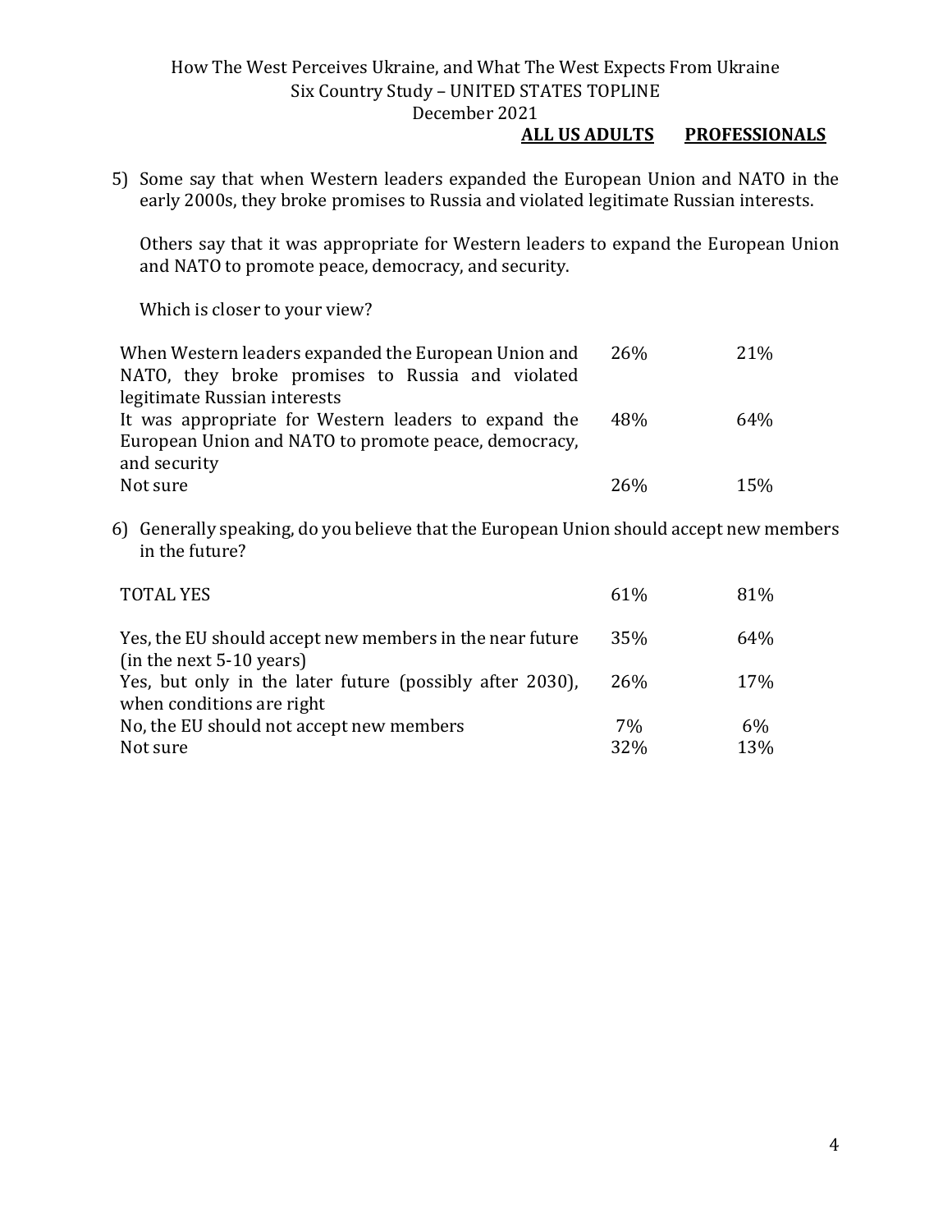5) Some say that when Western leaders expanded the European Union and NATO in the early 2000s, they broke promises to Russia and violated legitimate Russian interests.

   Others say that it was appropriate for Western leaders to expand the European Union and NATO to promote peace, democracy, and security.

   Which is closer to your view?

| | ALL US ADULTS | PROFESSIONALS |
|---|---|---|
| When Western leaders expanded the European Union and NATO, they broke promises to Russia and violated legitimate Russian interests | 26% | 21% |
| It was appropriate for Western leaders to expand the European Union and NATO to promote peace, democracy, and security | 48% | 64% |
| Not sure | 26% | 15% |

6) Generally speaking, do you believe that the European Union should accept new members in the future?

| | ALL US ADULTS | PROFESSIONALS |
|---|---|---|
| TOTAL YES | 61% | 81% |
| Yes, the EU should accept new members in the near future (in the next 5-10 years) | 35% | 64% |
| Yes, but only in the later future (possibly after 2030), when conditions are right | 26% | 17% |
| No, the EU should not accept new members | 7% | 6% |
| Not sure | 32% | 13% |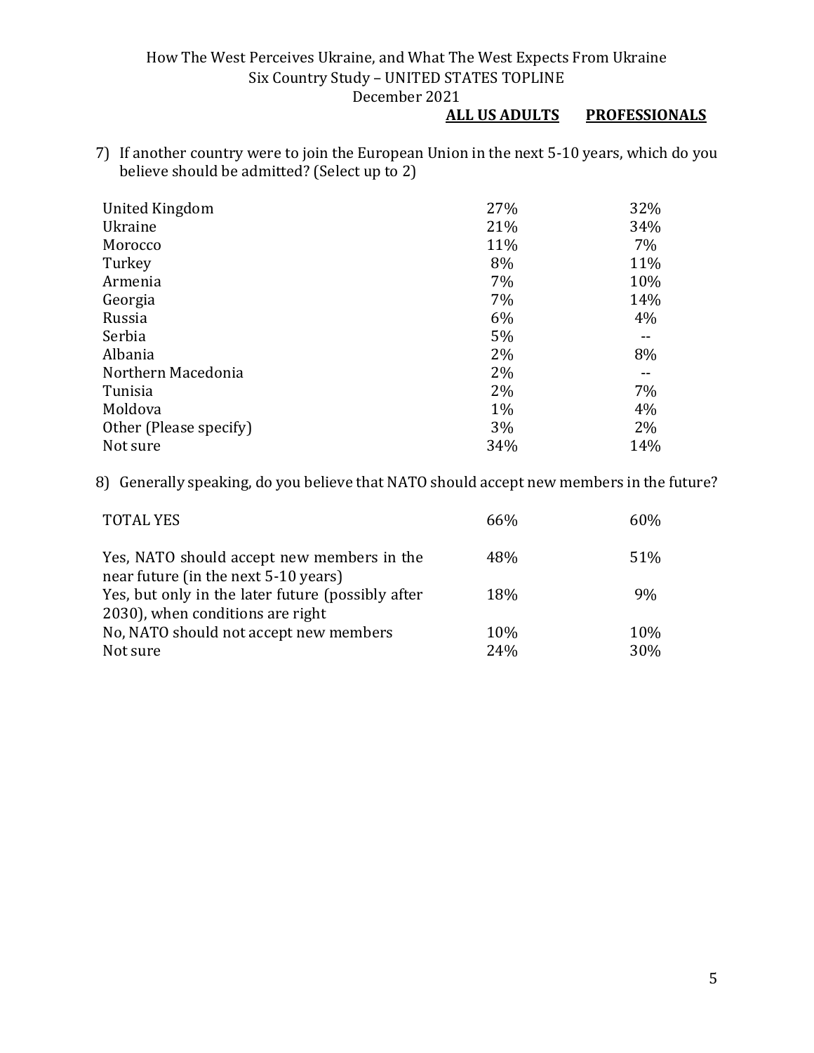7) If another country were to join the European Union in the next 5-10 years, which do you believe should be admitted? (Select up to 2)

| | ALL US ADULTS | PROFESSIONALS |
|---|---|---|
| United Kingdom | 27% | 32% |
| Ukraine | 21% | 34% |
| Morocco | 11% | 7% |
| Turkey | 8% | 11% |
| Armenia | 7% | 10% |
| Georgia | 7% | 14% |
| Russia | 6% | 4% |
| Serbia | 5% | -- |
| Albania | 2% | 8% |
| Northern Macedonia | 2% | -- |
| Tunisia | 2% | 7% |
| Moldova | 1% | 4% |
| Other (Please specify) | 3% | 2% |
| Not sure | 34% | 14% |

8) Generally speaking, do you believe that NATO should accept new members in the future?

| | ALL US ADULTS | PROFESSIONALS |
|---|---|---|
| TOTAL YES | 66% | 60% |
| Yes, NATO should accept new members in the near future (in the next 5-10 years) | 48% | 51% |
| Yes, but only in the later future (possibly after 2030), when conditions are right | 18% | 9% |
| No, NATO should not accept new members | 10% | 10% |
| Not sure | 24% | 30% |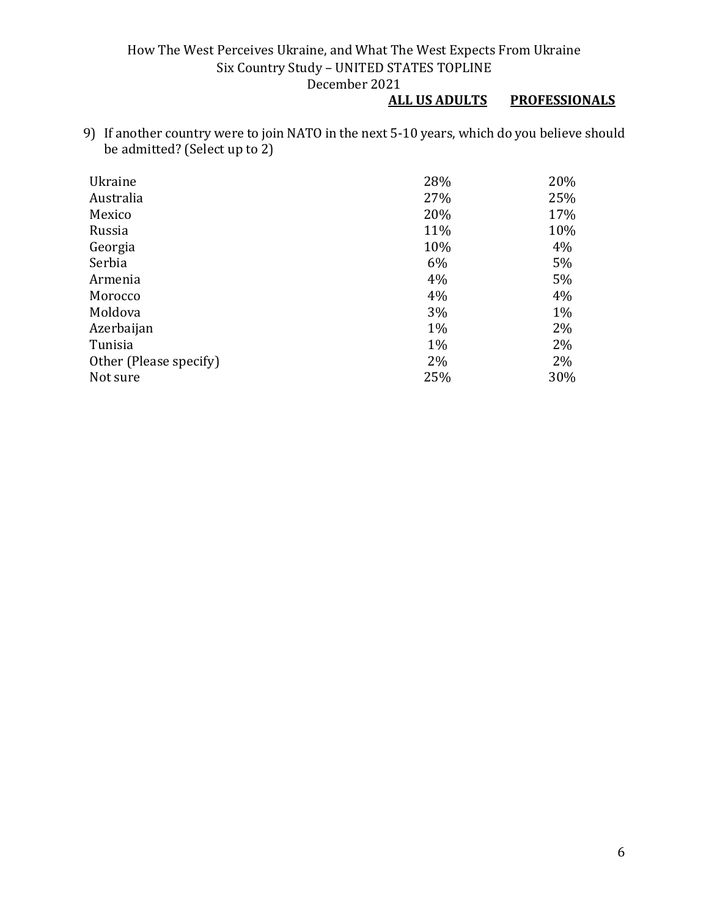9) If another country were to join NATO in the next 5-10 years, which do you believe should be admitted? (Select up to 2)

| | **ALL US ADULTS** | **PROFESSIONALS** |
|---|---|---|
| Ukraine | 28% | 20% |
| Australia | 27% | 25% |
| Mexico | 20% | 17% |
| Russia | 11% | 10% |
| Georgia | 10% | 4% |
| Serbia | 6% | 5% |
| Armenia | 4% | 5% |
| Morocco | 4% | 4% |
| Moldova | 3% | 1% |
| Azerbaijan | 1% | 2% |
| Tunisia | 1% | 2% |
| Other (Please specify) | 2% | 2% |
| Not sure | 25% | 30% |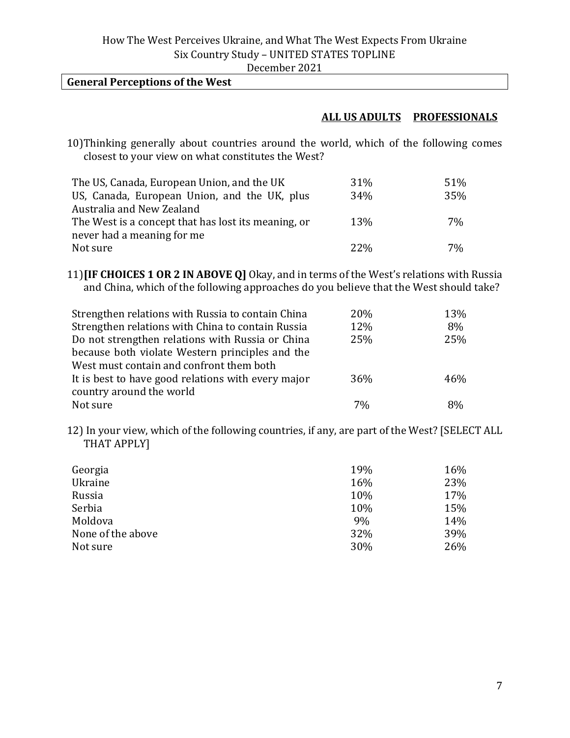## General Perceptions of the West

10) Thinking generally about countries around the world, which of the following comes closest to your view on what constitutes the West?

| | ALL US ADULTS | PROFESSIONALS |
|---|---|---|
| The US, Canada, European Union, and the UK | 31% | 51% |
| US, Canada, European Union, and the UK, plus Australia and New Zealand | 34% | 35% |
| The West is a concept that has lost its meaning, or never had a meaning for me | 13% | 7% |
| Not sure | 22% | 7% |

11) **[IF CHOICES 1 OR 2 IN ABOVE Q]** Okay, and in terms of the West's relations with Russia and China, which of the following approaches do you believe that the West should take?

| | ALL US ADULTS | PROFESSIONALS |
|---|---|---|
| Strengthen relations with Russia to contain China | 20% | 13% |
| Strengthen relations with China to contain Russia | 12% | 8% |
| Do not strengthen relations with Russia or China because both violate Western principles and the West must contain and confront them both | 25% | 25% |
| It is best to have good relations with every major country around the world | 36% | 46% |
| Not sure | 7% | 8% |

12) In your view, which of the following countries, if any, are part of the West? [SELECT ALL THAT APPLY]

| | ALL US ADULTS | PROFESSIONALS |
|---|---|---|
| Georgia | 19% | 16% |
| Ukraine | 16% | 23% |
| Russia | 10% | 17% |
| Serbia | 10% | 15% |
| Moldova | 9% | 14% |
| None of the above | 32% | 39% |
| Not sure | 30% | 26% |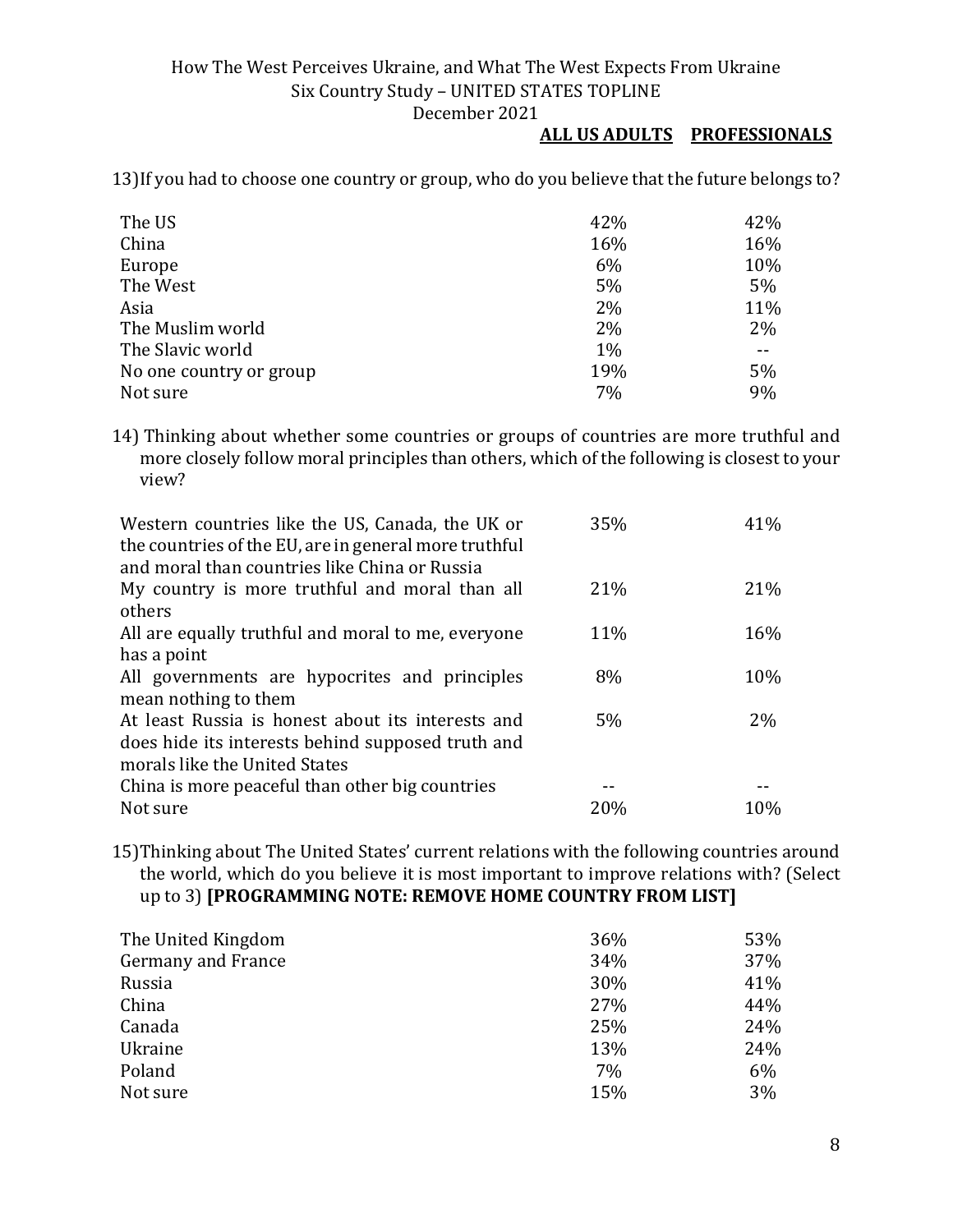| | ALL US ADULTS | PROFESSIONALS |
|---|---|---|

13) If you had to choose one country or group, who do you believe that the future belongs to?

| | ALL US ADULTS | PROFESSIONALS |
|---|---|---|
| The US | 42% | 42% |
| China | 16% | 16% |
| Europe | 6% | 10% |
| The West | 5% | 5% |
| Asia | 2% | 11% |
| The Muslim world | 2% | 2% |
| The Slavic world | 1% | -- |
| No one country or group | 19% | 5% |
| Not sure | 7% | 9% |

14) Thinking about whether some countries or groups of countries are more truthful and more closely follow moral principles than others, which of the following is closest to your view?

| | ALL US ADULTS | PROFESSIONALS |
|---|---|---|
| Western countries like the US, Canada, the UK or the countries of the EU, are in general more truthful and moral than countries like China or Russia | 35% | 41% |
| My country is more truthful and moral than all others | 21% | 21% |
| All are equally truthful and moral to me, everyone has a point | 11% | 16% |
| All governments are hypocrites and principles mean nothing to them | 8% | 10% |
| At least Russia is honest about its interests and does hide its interests behind supposed truth and morals like the United States | 5% | 2% |
| China is more peaceful than other big countries | -- | -- |
| Not sure | 20% | 10% |

15) Thinking about The United States' current relations with the following countries around the world, which do you believe it is most important to improve relations with? (Select up to 3) **[PROGRAMMING NOTE: REMOVE HOME COUNTRY FROM LIST]**

| | ALL US ADULTS | PROFESSIONALS |
|---|---|---|
| The United Kingdom | 36% | 53% |
| Germany and France | 34% | 37% |
| Russia | 30% | 41% |
| China | 27% | 44% |
| Canada | 25% | 24% |
| Ukraine | 13% | 24% |
| Poland | 7% | 6% |
| Not sure | 15% | 3% |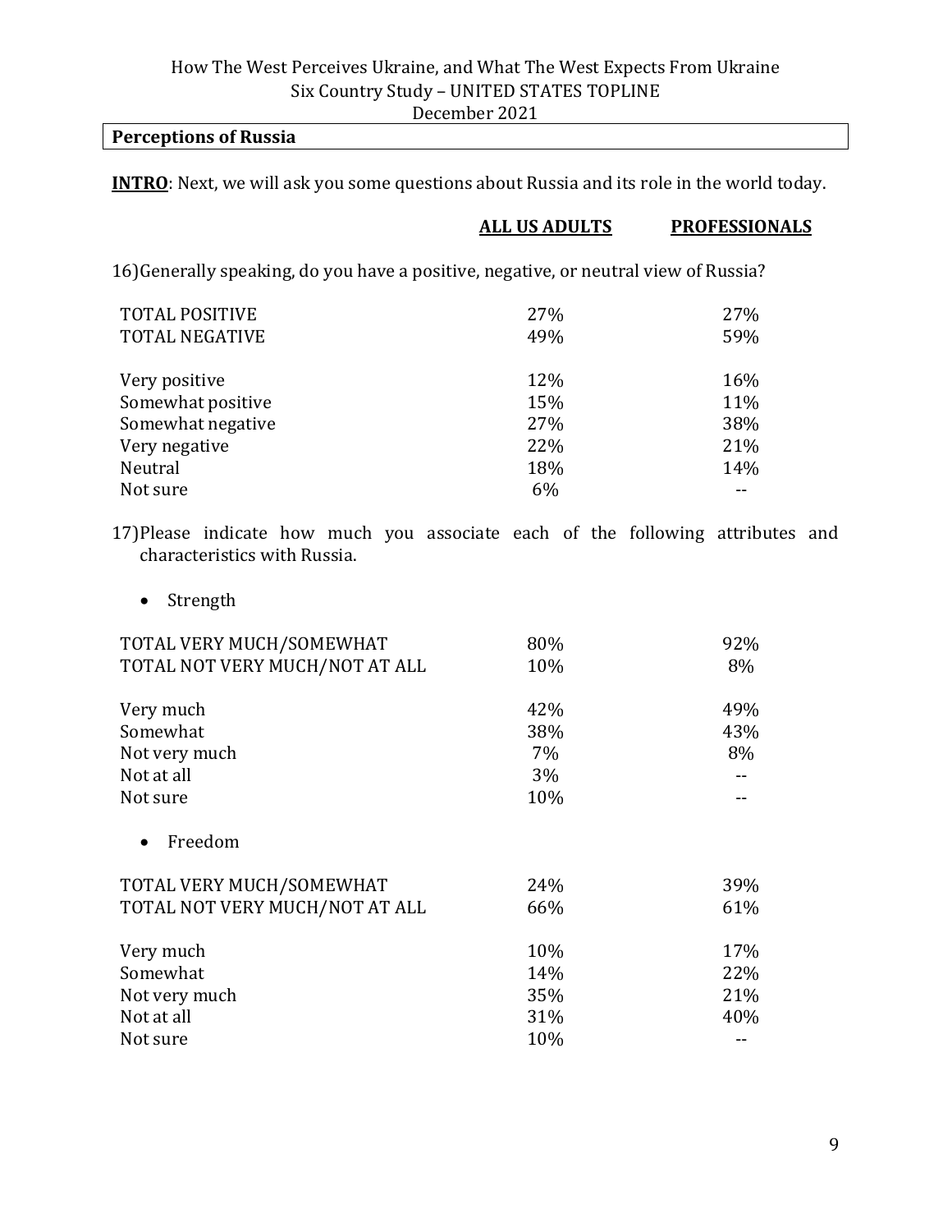**Perceptions of Russia**

**INTRO**: Next, we will ask you some questions about Russia and its role in the world today.

16) Generally speaking, do you have a positive, negative, or neutral view of Russia?

| | ALL US ADULTS | PROFESSIONALS |
|---|---|---|
| TOTAL POSITIVE | 27% | 27% |
| TOTAL NEGATIVE | 49% | 59% |
| | | |
| Very positive | 12% | 16% |
| Somewhat positive | 15% | 11% |
| Somewhat negative | 27% | 38% |
| Very negative | 22% | 21% |
| Neutral | 18% | 14% |
| Not sure | 6% | -- |

17) Please indicate how much you associate each of the following attributes and characteristics with Russia.

- Strength

| | ALL US ADULTS | PROFESSIONALS |
|---|---|---|
| TOTAL VERY MUCH/SOMEWHAT | 80% | 92% |
| TOTAL NOT VERY MUCH/NOT AT ALL | 10% | 8% |
| | | |
| Very much | 42% | 49% |
| Somewhat | 38% | 43% |
| Not very much | 7% | 8% |
| Not at all | 3% | -- |
| Not sure | 10% | -- |

- Freedom

| | ALL US ADULTS | PROFESSIONALS |
|---|---|---|
| TOTAL VERY MUCH/SOMEWHAT | 24% | 39% |
| TOTAL NOT VERY MUCH/NOT AT ALL | 66% | 61% |
| | | |
| Very much | 10% | 17% |
| Somewhat | 14% | 22% |
| Not very much | 35% | 21% |
| Not at all | 31% | 40% |
| Not sure | 10% | -- |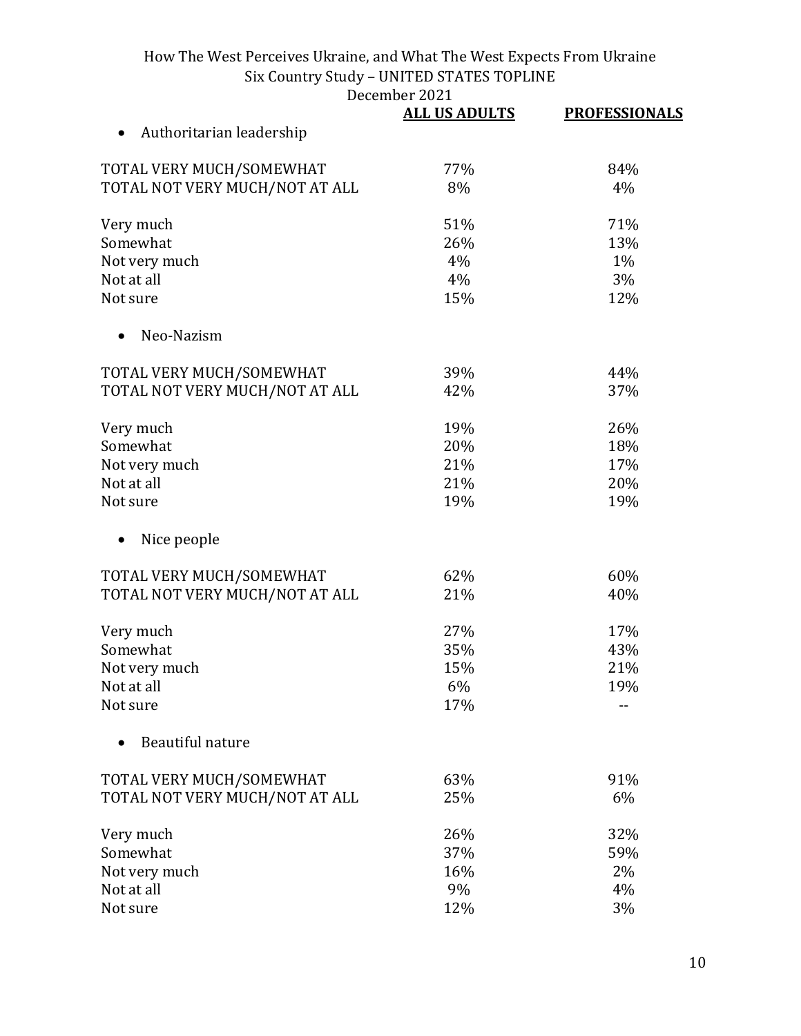| | ALL US ADULTS | PROFESSIONALS |
|---|---|---|
| • Authoritarian leadership | | |
| TOTAL VERY MUCH/SOMEWHAT | 77% | 84% |
| TOTAL NOT VERY MUCH/NOT AT ALL | 8% | 4% |
| Very much | 51% | 71% |
| Somewhat | 26% | 13% |
| Not very much | 4% | 1% |
| Not at all | 4% | 3% |
| Not sure | 15% | 12% |
| • Neo-Nazism | | |
| TOTAL VERY MUCH/SOMEWHAT | 39% | 44% |
| TOTAL NOT VERY MUCH/NOT AT ALL | 42% | 37% |
| Very much | 19% | 26% |
| Somewhat | 20% | 18% |
| Not very much | 21% | 17% |
| Not at all | 21% | 20% |
| Not sure | 19% | 19% |
| • Nice people | | |
| TOTAL VERY MUCH/SOMEWHAT | 62% | 60% |
| TOTAL NOT VERY MUCH/NOT AT ALL | 21% | 40% |
| Very much | 27% | 17% |
| Somewhat | 35% | 43% |
| Not very much | 15% | 21% |
| Not at all | 6% | 19% |
| Not sure | 17% | -- |
| • Beautiful nature | | |
| TOTAL VERY MUCH/SOMEWHAT | 63% | 91% |
| TOTAL NOT VERY MUCH/NOT AT ALL | 25% | 6% |
| Very much | 26% | 32% |
| Somewhat | 37% | 59% |
| Not very much | 16% | 2% |
| Not at all | 9% | 4% |
| Not sure | 12% | 3% |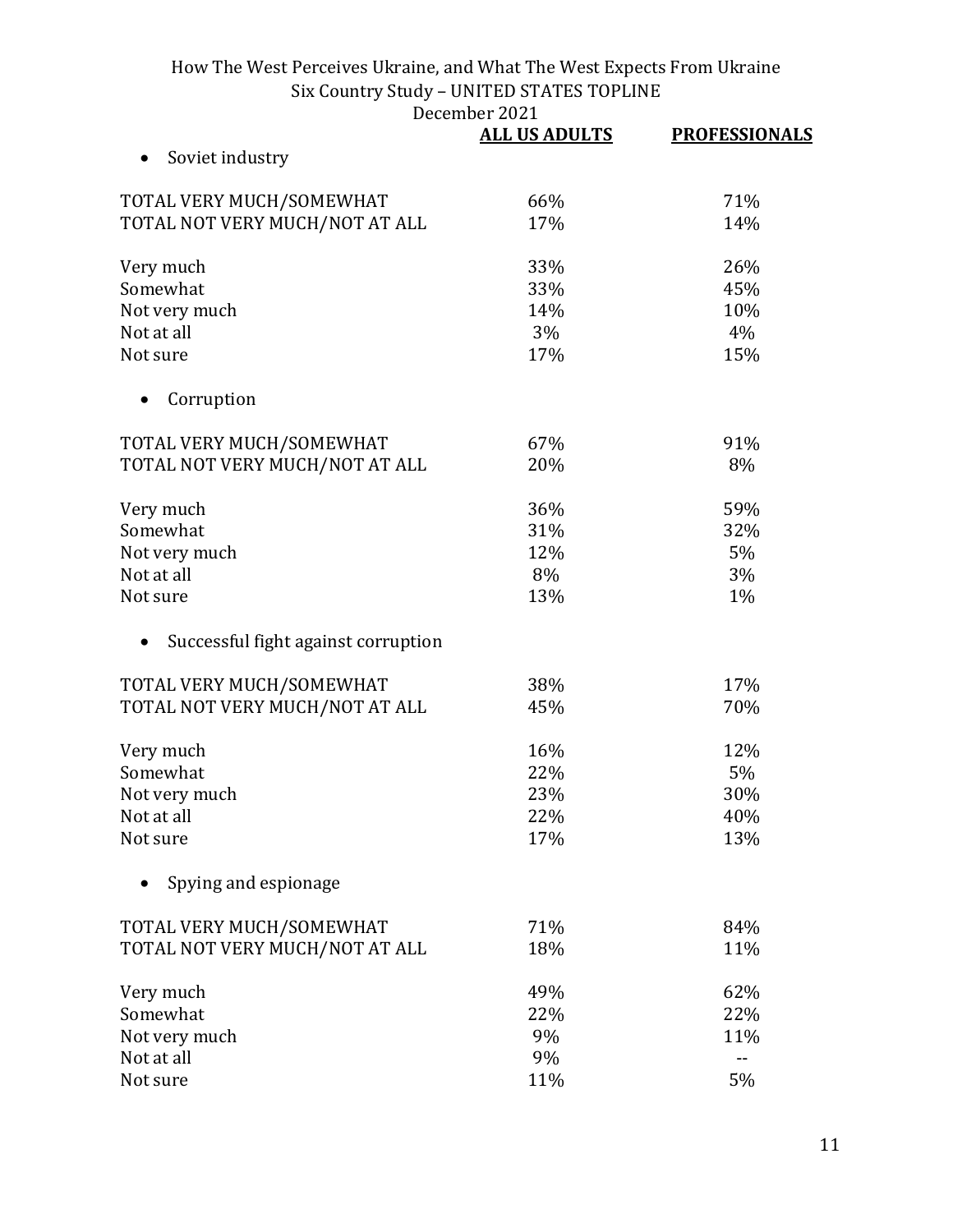| | ALL US ADULTS | PROFESSIONALS |
|---|---|---|
| • Soviet industry | | |
| TOTAL VERY MUCH/SOMEWHAT | 66% | 71% |
| TOTAL NOT VERY MUCH/NOT AT ALL | 17% | 14% |
| Very much | 33% | 26% |
| Somewhat | 33% | 45% |
| Not very much | 14% | 10% |
| Not at all | 3% | 4% |
| Not sure | 17% | 15% |
| • Corruption | | |
| TOTAL VERY MUCH/SOMEWHAT | 67% | 91% |
| TOTAL NOT VERY MUCH/NOT AT ALL | 20% | 8% |
| Very much | 36% | 59% |
| Somewhat | 31% | 32% |
| Not very much | 12% | 5% |
| Not at all | 8% | 3% |
| Not sure | 13% | 1% |
| • Successful fight against corruption | | |
| TOTAL VERY MUCH/SOMEWHAT | 38% | 17% |
| TOTAL NOT VERY MUCH/NOT AT ALL | 45% | 70% |
| Very much | 16% | 12% |
| Somewhat | 22% | 5% |
| Not very much | 23% | 30% |
| Not at all | 22% | 40% |
| Not sure | 17% | 13% |
| • Spying and espionage | | |
| TOTAL VERY MUCH/SOMEWHAT | 71% | 84% |
| TOTAL NOT VERY MUCH/NOT AT ALL | 18% | 11% |
| Very much | 49% | 62% |
| Somewhat | 22% | 22% |
| Not very much | 9% | 11% |
| Not at all | 9% | -- |
| Not sure | 11% | 5% |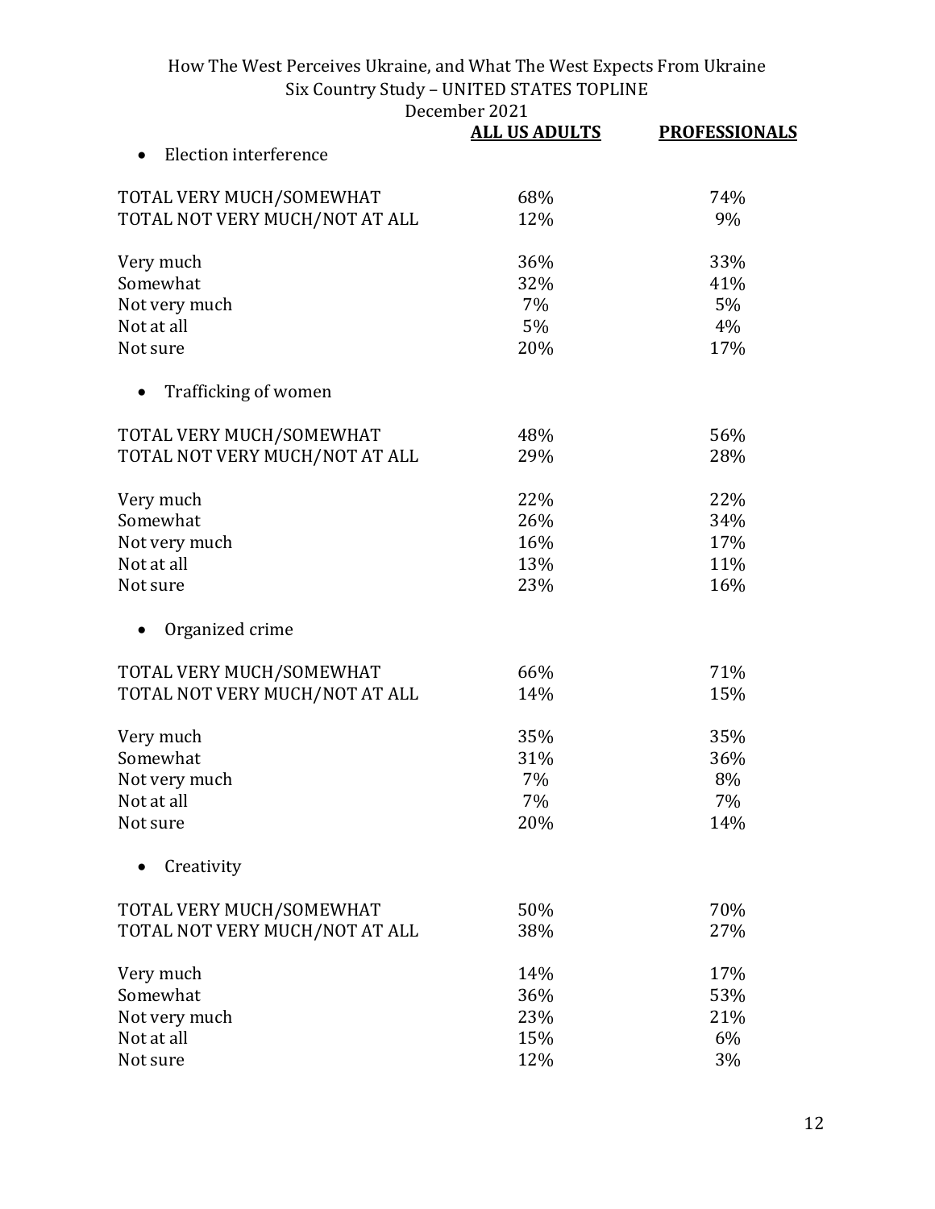| | ALL US ADULTS | PROFESSIONALS |
|---|---|---|
| • Election interference | | |
| TOTAL VERY MUCH/SOMEWHAT | 68% | 74% |
| TOTAL NOT VERY MUCH/NOT AT ALL | 12% | 9% |
| Very much | 36% | 33% |
| Somewhat | 32% | 41% |
| Not very much | 7% | 5% |
| Not at all | 5% | 4% |
| Not sure | 20% | 17% |
| • Trafficking of women | | |
| TOTAL VERY MUCH/SOMEWHAT | 48% | 56% |
| TOTAL NOT VERY MUCH/NOT AT ALL | 29% | 28% |
| Very much | 22% | 22% |
| Somewhat | 26% | 34% |
| Not very much | 16% | 17% |
| Not at all | 13% | 11% |
| Not sure | 23% | 16% |
| • Organized crime | | |
| TOTAL VERY MUCH/SOMEWHAT | 66% | 71% |
| TOTAL NOT VERY MUCH/NOT AT ALL | 14% | 15% |
| Very much | 35% | 35% |
| Somewhat | 31% | 36% |
| Not very much | 7% | 8% |
| Not at all | 7% | 7% |
| Not sure | 20% | 14% |
| • Creativity | | |
| TOTAL VERY MUCH/SOMEWHAT | 50% | 70% |
| TOTAL NOT VERY MUCH/NOT AT ALL | 38% | 27% |
| Very much | 14% | 17% |
| Somewhat | 36% | 53% |
| Not very much | 23% | 21% |
| Not at all | 15% | 6% |
| Not sure | 12% | 3% |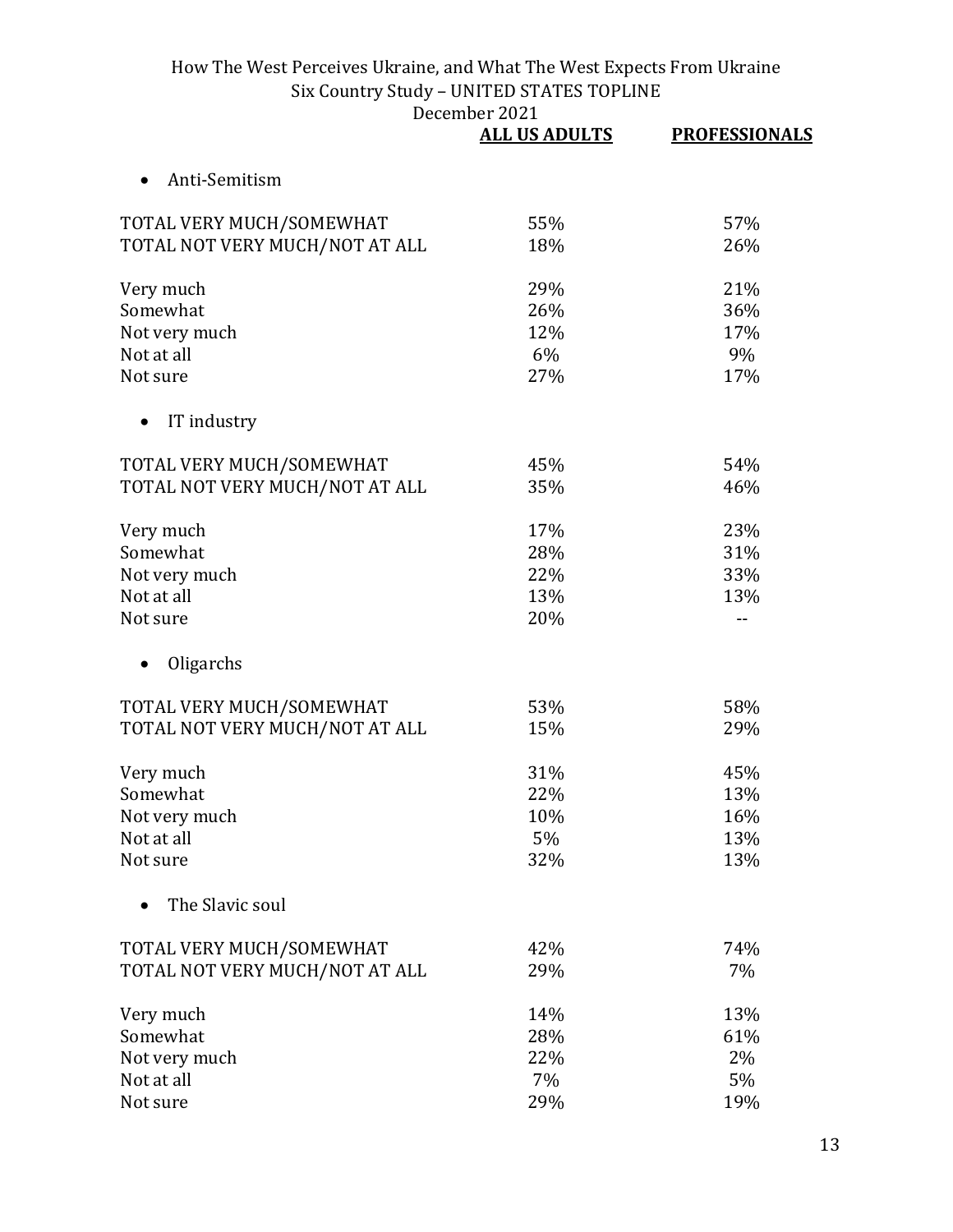| | ALL US ADULTS | PROFESSIONALS |
|---|---|---|
| • Anti-Semitism | | |
| TOTAL VERY MUCH/SOMEWHAT | 55% | 57% |
| TOTAL NOT VERY MUCH/NOT AT ALL | 18% | 26% |
| Very much | 29% | 21% |
| Somewhat | 26% | 36% |
| Not very much | 12% | 17% |
| Not at all | 6% | 9% |
| Not sure | 27% | 17% |
| • IT industry | | |
| TOTAL VERY MUCH/SOMEWHAT | 45% | 54% |
| TOTAL NOT VERY MUCH/NOT AT ALL | 35% | 46% |
| Very much | 17% | 23% |
| Somewhat | 28% | 31% |
| Not very much | 22% | 33% |
| Not at all | 13% | 13% |
| Not sure | 20% | -- |
| • Oligarchs | | |
| TOTAL VERY MUCH/SOMEWHAT | 53% | 58% |
| TOTAL NOT VERY MUCH/NOT AT ALL | 15% | 29% |
| Very much | 31% | 45% |
| Somewhat | 22% | 13% |
| Not very much | 10% | 16% |
| Not at all | 5% | 13% |
| Not sure | 32% | 13% |
| • The Slavic soul | | |
| TOTAL VERY MUCH/SOMEWHAT | 42% | 74% |
| TOTAL NOT VERY MUCH/NOT AT ALL | 29% | 7% |
| Very much | 14% | 13% |
| Somewhat | 28% | 61% |
| Not very much | 22% | 2% |
| Not at all | 7% | 5% |
| Not sure | 29% | 19% |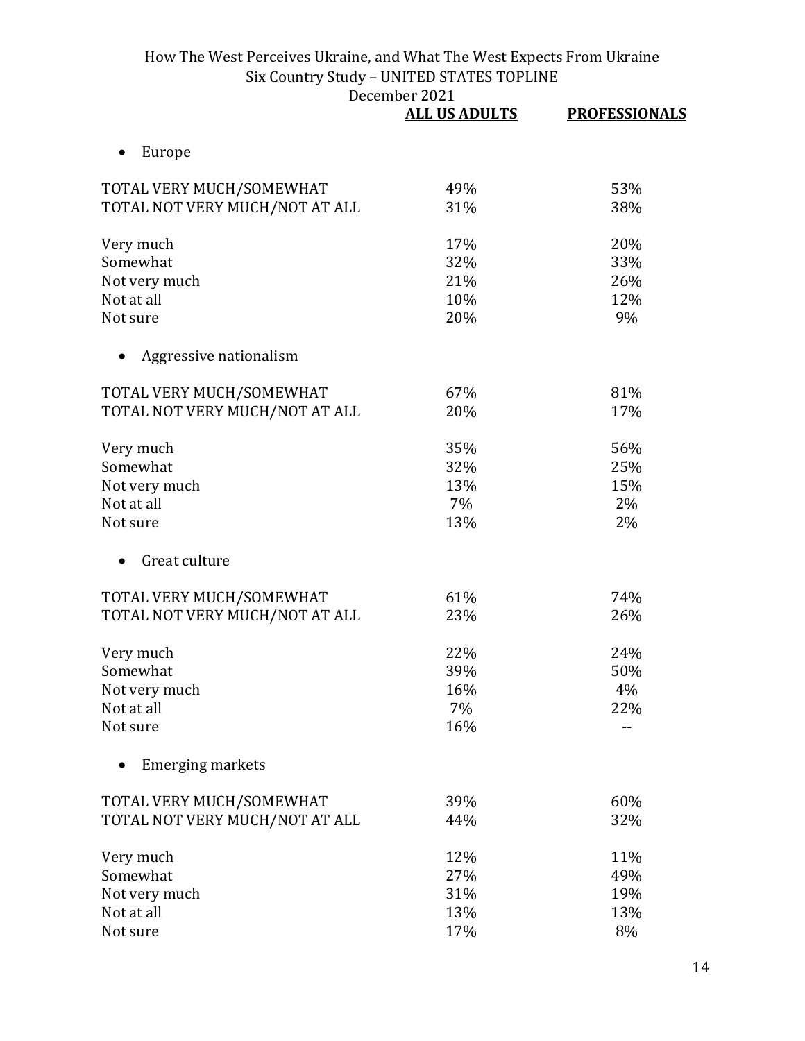|  | **ALL US ADULTS** | **PROFESSIONALS** |
|---|---|---|
| • Europe | | |
| TOTAL VERY MUCH/SOMEWHAT | 49% | 53% |
| TOTAL NOT VERY MUCH/NOT AT ALL | 31% | 38% |
| Very much | 17% | 20% |
| Somewhat | 32% | 33% |
| Not very much | 21% | 26% |
| Not at all | 10% | 12% |
| Not sure | 20% | 9% |
| • Aggressive nationalism | | |
| TOTAL VERY MUCH/SOMEWHAT | 67% | 81% |
| TOTAL NOT VERY MUCH/NOT AT ALL | 20% | 17% |
| Very much | 35% | 56% |
| Somewhat | 32% | 25% |
| Not very much | 13% | 15% |
| Not at all | 7% | 2% |
| Not sure | 13% | 2% |
| • Great culture | | |
| TOTAL VERY MUCH/SOMEWHAT | 61% | 74% |
| TOTAL NOT VERY MUCH/NOT AT ALL | 23% | 26% |
| Very much | 22% | 24% |
| Somewhat | 39% | 50% |
| Not very much | 16% | 4% |
| Not at all | 7% | 22% |
| Not sure | 16% | -- |
| • Emerging markets | | |
| TOTAL VERY MUCH/SOMEWHAT | 39% | 60% |
| TOTAL NOT VERY MUCH/NOT AT ALL | 44% | 32% |
| Very much | 12% | 11% |
| Somewhat | 27% | 49% |
| Not very much | 31% | 19% |
| Not at all | 13% | 13% |
| Not sure | 17% | 8% |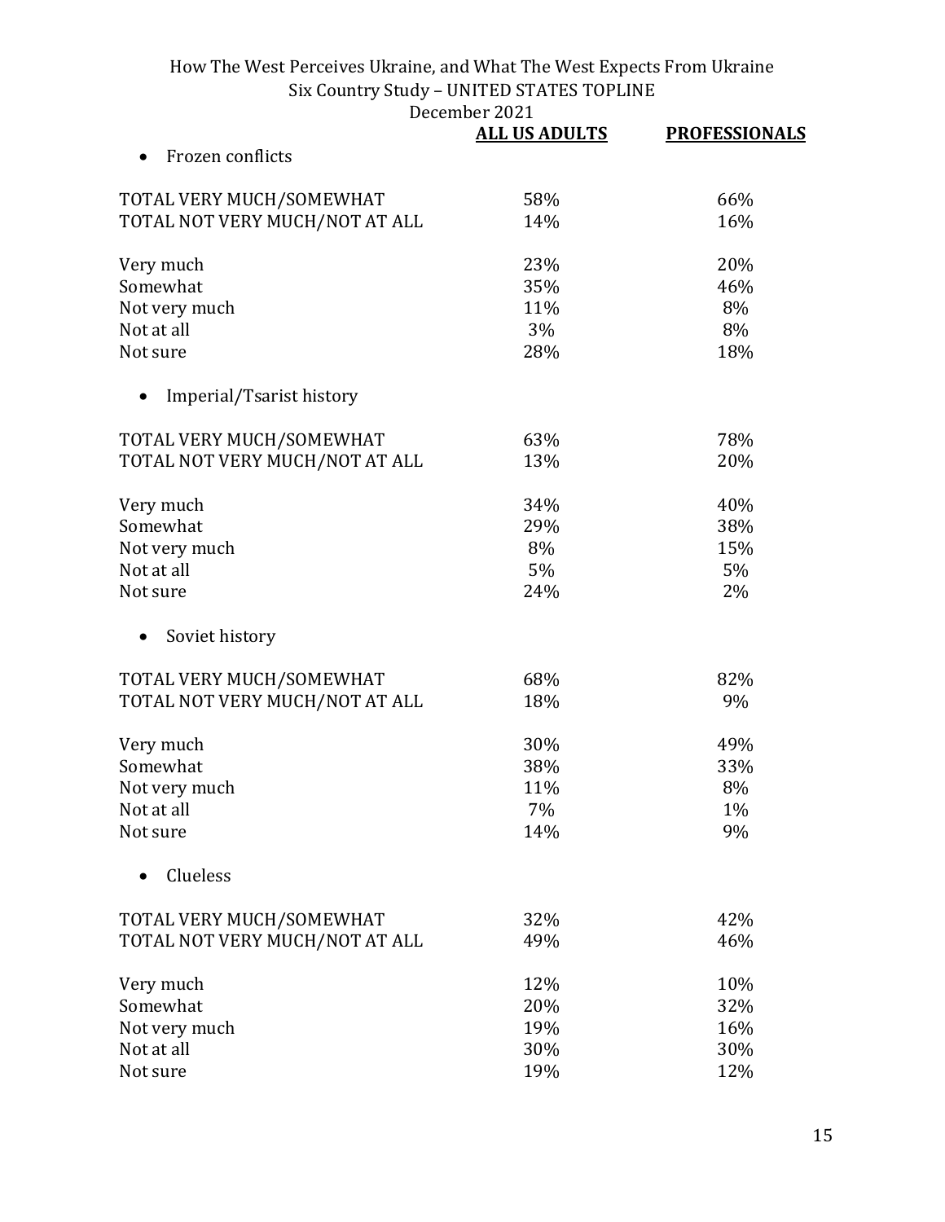| | ALL US ADULTS | PROFESSIONALS |
|---|---|---|
| • Frozen conflicts | | |
| TOTAL VERY MUCH/SOMEWHAT | 58% | 66% |
| TOTAL NOT VERY MUCH/NOT AT ALL | 14% | 16% |
| Very much | 23% | 20% |
| Somewhat | 35% | 46% |
| Not very much | 11% | 8% |
| Not at all | 3% | 8% |
| Not sure | 28% | 18% |
| • Imperial/Tsarist history | | |
| TOTAL VERY MUCH/SOMEWHAT | 63% | 78% |
| TOTAL NOT VERY MUCH/NOT AT ALL | 13% | 20% |
| Very much | 34% | 40% |
| Somewhat | 29% | 38% |
| Not very much | 8% | 15% |
| Not at all | 5% | 5% |
| Not sure | 24% | 2% |
| • Soviet history | | |
| TOTAL VERY MUCH/SOMEWHAT | 68% | 82% |
| TOTAL NOT VERY MUCH/NOT AT ALL | 18% | 9% |
| Very much | 30% | 49% |
| Somewhat | 38% | 33% |
| Not very much | 11% | 8% |
| Not at all | 7% | 1% |
| Not sure | 14% | 9% |
| • Clueless | | |
| TOTAL VERY MUCH/SOMEWHAT | 32% | 42% |
| TOTAL NOT VERY MUCH/NOT AT ALL | 49% | 46% |
| Very much | 12% | 10% |
| Somewhat | 20% | 32% |
| Not very much | 19% | 16% |
| Not at all | 30% | 30% |
| Not sure | 19% | 12% |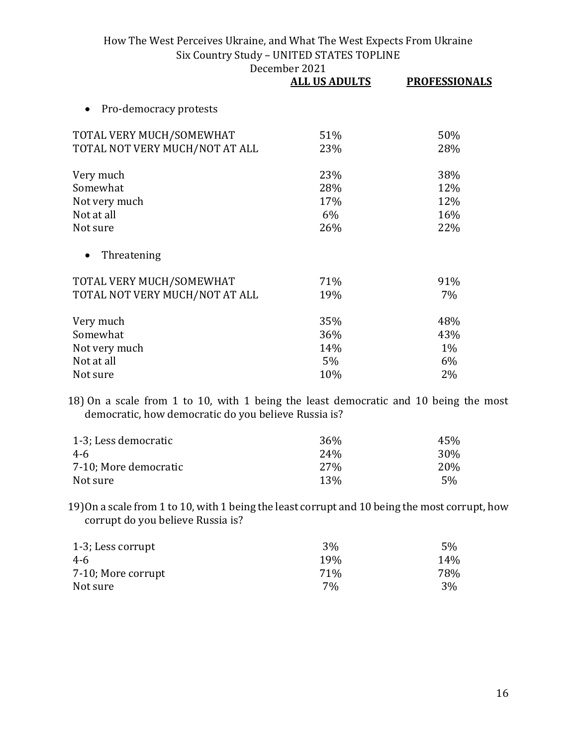| | ALL US ADULTS | PROFESSIONALS |
|---|---|---|
| • Pro-democracy protests | | |
| TOTAL VERY MUCH/SOMEWHAT | 51% | 50% |
| TOTAL NOT VERY MUCH/NOT AT ALL | 23% | 28% |
| Very much | 23% | 38% |
| Somewhat | 28% | 12% |
| Not very much | 17% | 12% |
| Not at all | 6% | 16% |
| Not sure | 26% | 22% |
| • Threatening | | |
| TOTAL VERY MUCH/SOMEWHAT | 71% | 91% |
| TOTAL NOT VERY MUCH/NOT AT ALL | 19% | 7% |
| Very much | 35% | 48% |
| Somewhat | 36% | 43% |
| Not very much | 14% | 1% |
| Not at all | 5% | 6% |
| Not sure | 10% | 2% |

18) On a scale from 1 to 10, with 1 being the least democratic and 10 being the most democratic, how democratic do you believe Russia is?

| | ALL US ADULTS | PROFESSIONALS |
|---|---|---|
| 1-3; Less democratic | 36% | 45% |
| 4-6 | 24% | 30% |
| 7-10; More democratic | 27% | 20% |
| Not sure | 13% | 5% |

19) On a scale from 1 to 10, with 1 being the least corrupt and 10 being the most corrupt, how corrupt do you believe Russia is?

| | ALL US ADULTS | PROFESSIONALS |
|---|---|---|
| 1-3; Less corrupt | 3% | 5% |
| 4-6 | 19% | 14% |
| 7-10; More corrupt | 71% | 78% |
| Not sure | 7% | 3% |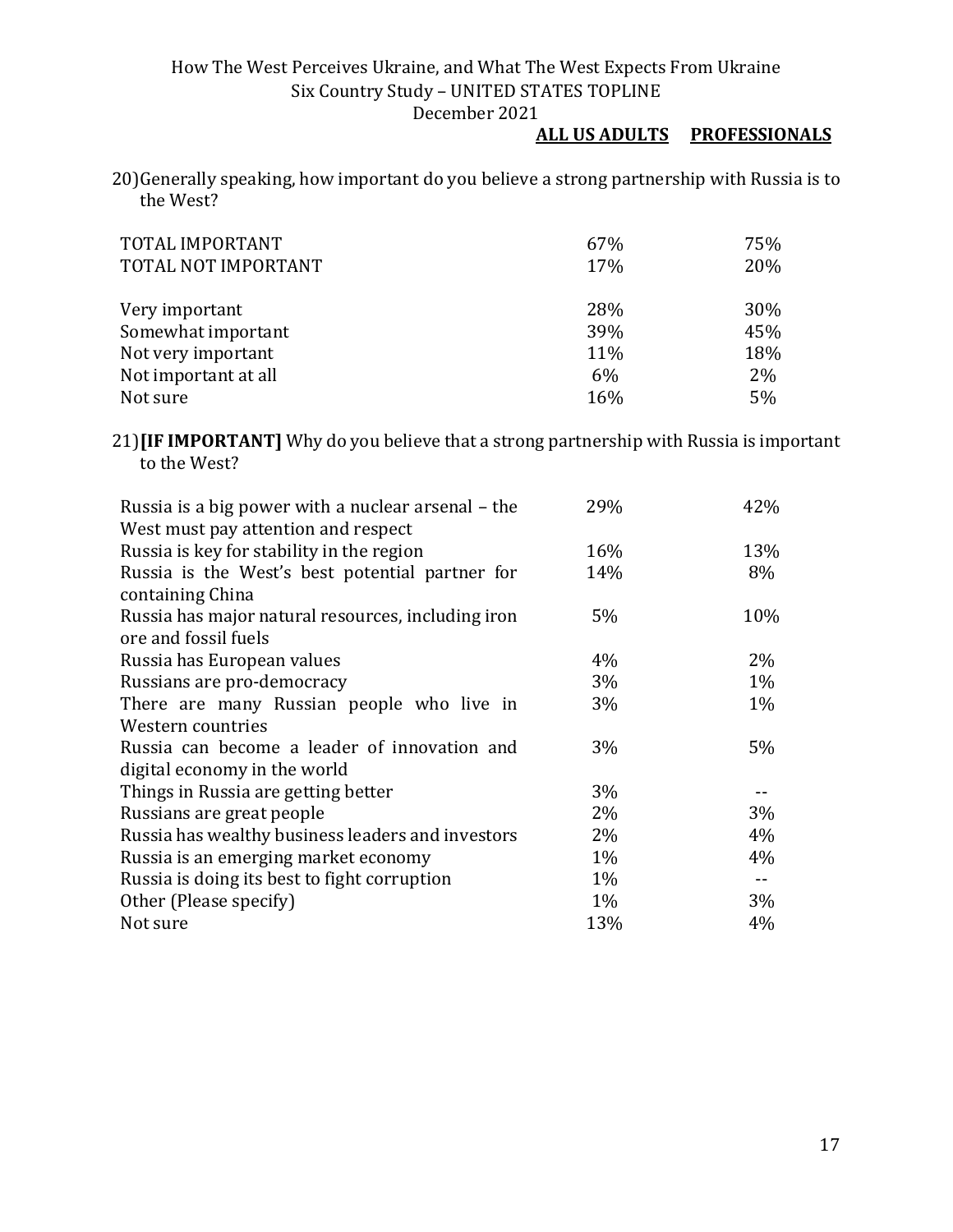| | ALL US ADULTS | PROFESSIONALS |
|---|---|---|

20) Generally speaking, how important do you believe a strong partnership with Russia is to the West?

| | ALL US ADULTS | PROFESSIONALS |
|---|---|---|
| TOTAL IMPORTANT | 67% | 75% |
| TOTAL NOT IMPORTANT | 17% | 20% |
| | | |
| Very important | 28% | 30% |
| Somewhat important | 39% | 45% |
| Not very important | 11% | 18% |
| Not important at all | 6% | 2% |
| Not sure | 16% | 5% |

21) **[IF IMPORTANT]** Why do you believe that a strong partnership with Russia is important to the West?

| | ALL US ADULTS | PROFESSIONALS |
|---|---|---|
| Russia is a big power with a nuclear arsenal – the West must pay attention and respect | 29% | 42% |
| Russia is key for stability in the region | 16% | 13% |
| Russia is the West's best potential partner for containing China | 14% | 8% |
| Russia has major natural resources, including iron ore and fossil fuels | 5% | 10% |
| Russia has European values | 4% | 2% |
| Russians are pro-democracy | 3% | 1% |
| There are many Russian people who live in Western countries | 3% | 1% |
| Russia can become a leader of innovation and digital economy in the world | 3% | 5% |
| Things in Russia are getting better | 3% | -- |
| Russians are great people | 2% | 3% |
| Russia has wealthy business leaders and investors | 2% | 4% |
| Russia is an emerging market economy | 1% | 4% |
| Russia is doing its best to fight corruption | 1% | -- |
| Other (Please specify) | 1% | 3% |
| Not sure | 13% | 4% |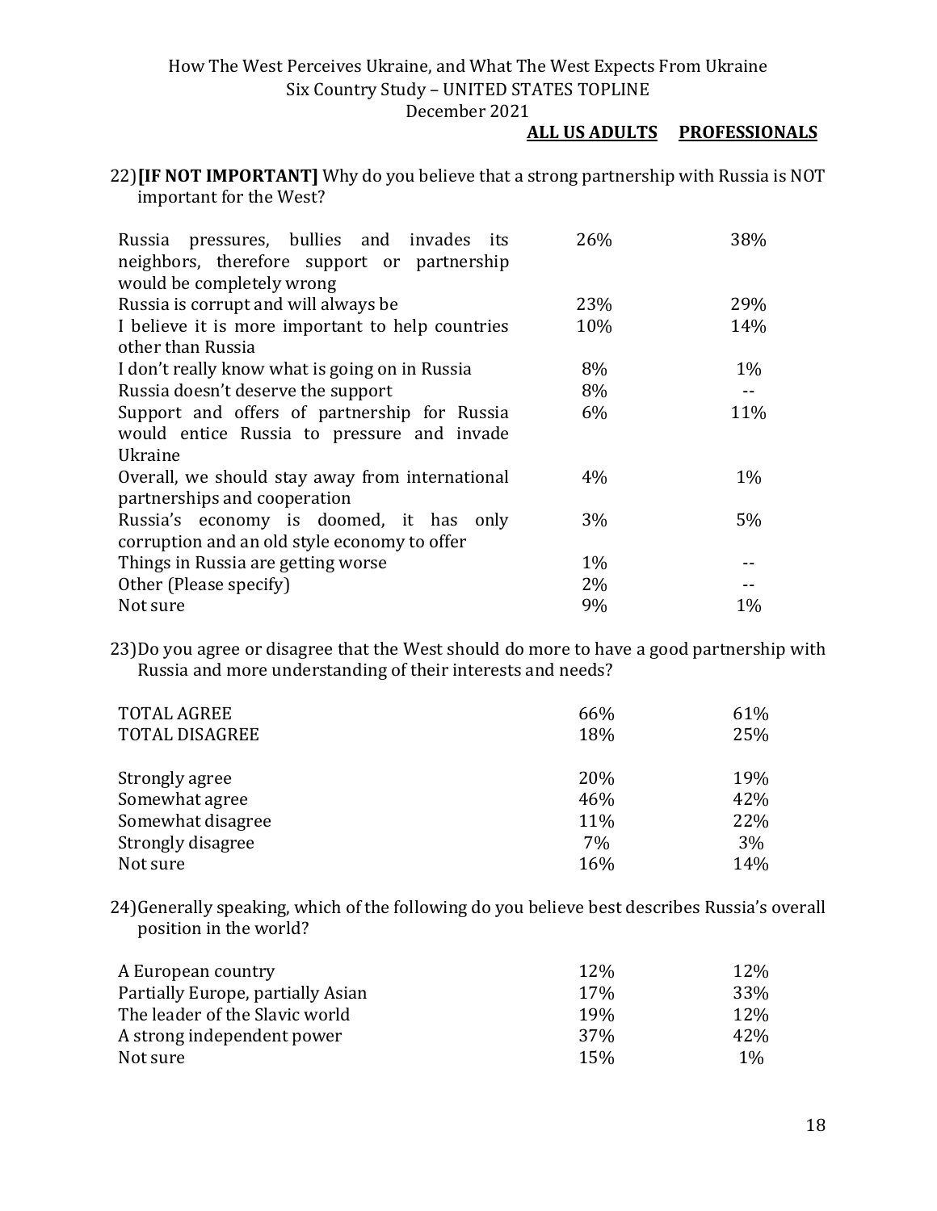| | ALL US ADULTS | PROFESSIONALS |
|---|---|---|

22) **[IF NOT IMPORTANT]** Why do you believe that a strong partnership with Russia is NOT important for the West?

| | ALL US ADULTS | PROFESSIONALS |
|---|---|---|
| Russia pressures, bullies and invades its neighbors, therefore support or partnership would be completely wrong | 26% | 38% |
| Russia is corrupt and will always be | 23% | 29% |
| I believe it is more important to help countries other than Russia | 10% | 14% |
| I don't really know what is going on in Russia | 8% | 1% |
| Russia doesn't deserve the support | 8% | -- |
| Support and offers of partnership for Russia would entice Russia to pressure and invade Ukraine | 6% | 11% |
| Overall, we should stay away from international partnerships and cooperation | 4% | 1% |
| Russia's economy is doomed, it has only corruption and an old style economy to offer | 3% | 5% |
| Things in Russia are getting worse | 1% | -- |
| Other (Please specify) | 2% | -- |
| Not sure | 9% | 1% |

23) Do you agree or disagree that the West should do more to have a good partnership with Russia and more understanding of their interests and needs?

| | ALL US ADULTS | PROFESSIONALS |
|---|---|---|
| TOTAL AGREE | 66% | 61% |
| TOTAL DISAGREE | 18% | 25% |
| Strongly agree | 20% | 19% |
| Somewhat agree | 46% | 42% |
| Somewhat disagree | 11% | 22% |
| Strongly disagree | 7% | 3% |
| Not sure | 16% | 14% |

24) Generally speaking, which of the following do you believe best describes Russia's overall position in the world?

| | ALL US ADULTS | PROFESSIONALS |
|---|---|---|
| A European country | 12% | 12% |
| Partially Europe, partially Asian | 17% | 33% |
| The leader of the Slavic world | 19% | 12% |
| A strong independent power | 37% | 42% |
| Not sure | 15% | 1% |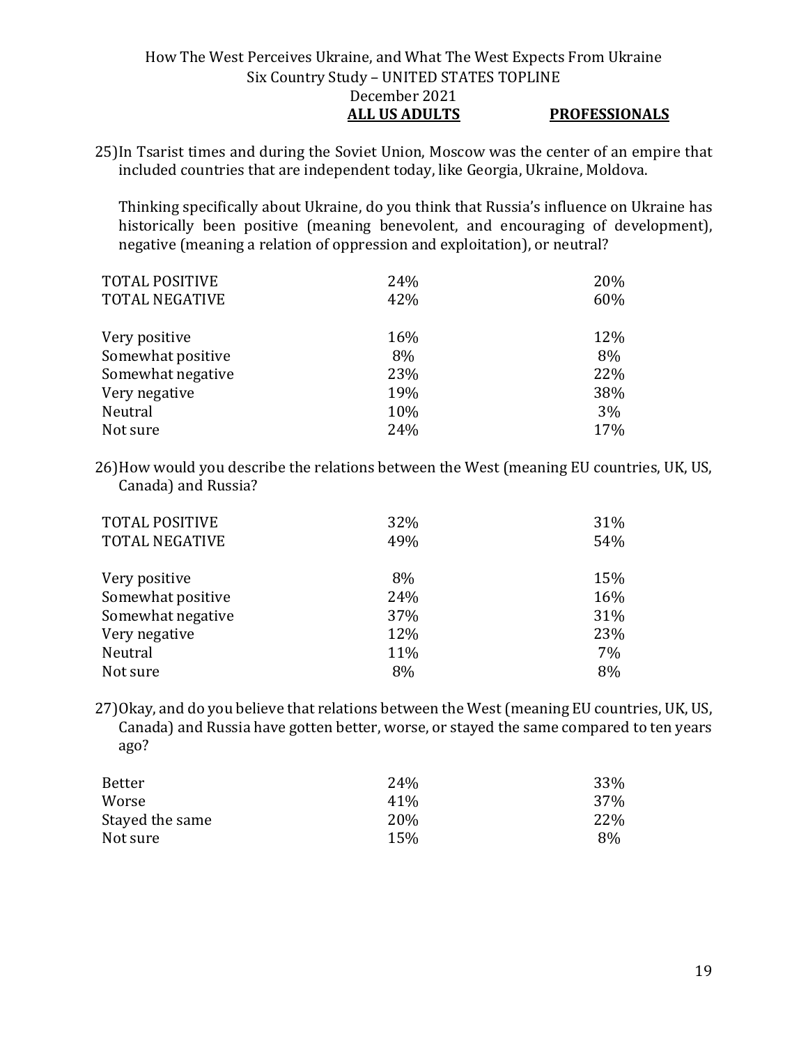25) In Tsarist times and during the Soviet Union, Moscow was the center of an empire that included countries that are independent today, like Georgia, Ukraine, Moldova.

Thinking specifically about Ukraine, do you think that Russia's influence on Ukraine has historically been positive (meaning benevolent, and encouraging of development), negative (meaning a relation of oppression and exploitation), or neutral?

| | ALL US ADULTS | PROFESSIONALS |
|---|---|---|
| TOTAL POSITIVE | 24% | 20% |
| TOTAL NEGATIVE | 42% | 60% |
| Very positive | 16% | 12% |
| Somewhat positive | 8% | 8% |
| Somewhat negative | 23% | 22% |
| Very negative | 19% | 38% |
| Neutral | 10% | 3% |
| Not sure | 24% | 17% |

26) How would you describe the relations between the West (meaning EU countries, UK, US, Canada) and Russia?

| | ALL US ADULTS | PROFESSIONALS |
|---|---|---|
| TOTAL POSITIVE | 32% | 31% |
| TOTAL NEGATIVE | 49% | 54% |
| Very positive | 8% | 15% |
| Somewhat positive | 24% | 16% |
| Somewhat negative | 37% | 31% |
| Very negative | 12% | 23% |
| Neutral | 11% | 7% |
| Not sure | 8% | 8% |

27) Okay, and do you believe that relations between the West (meaning EU countries, UK, US, Canada) and Russia have gotten better, worse, or stayed the same compared to ten years ago?

| | ALL US ADULTS | PROFESSIONALS |
|---|---|---|
| Better | 24% | 33% |
| Worse | 41% | 37% |
| Stayed the same | 20% | 22% |
| Not sure | 15% | 8% |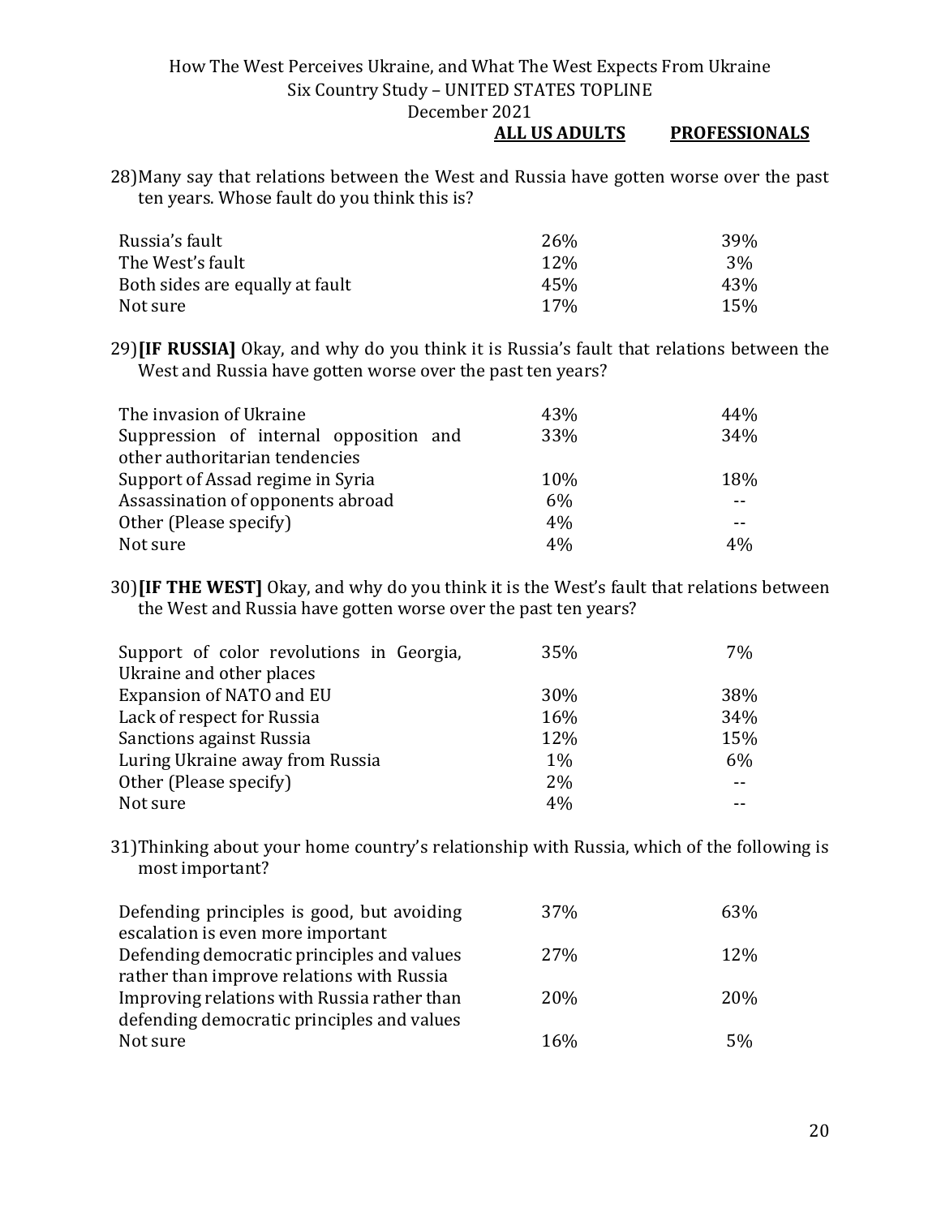| | ALL US ADULTS | PROFESSIONALS |
|---|---|---|

28) Many say that relations between the West and Russia have gotten worse over the past ten years. Whose fault do you think this is?

| | ALL US ADULTS | PROFESSIONALS |
|---|---|---|
| Russia's fault | 26% | 39% |
| The West's fault | 12% | 3% |
| Both sides are equally at fault | 45% | 43% |
| Not sure | 17% | 15% |

29) **[IF RUSSIA]** Okay, and why do you think it is Russia's fault that relations between the West and Russia have gotten worse over the past ten years?

| | ALL US ADULTS | PROFESSIONALS |
|---|---|---|
| The invasion of Ukraine | 43% | 44% |
| Suppression of internal opposition and other authoritarian tendencies | 33% | 34% |
| Support of Assad regime in Syria | 10% | 18% |
| Assassination of opponents abroad | 6% | -- |
| Other (Please specify) | 4% | -- |
| Not sure | 4% | 4% |

30) **[IF THE WEST]** Okay, and why do you think it is the West's fault that relations between the West and Russia have gotten worse over the past ten years?

| | ALL US ADULTS | PROFESSIONALS |
|---|---|---|
| Support of color revolutions in Georgia, Ukraine and other places | 35% | 7% |
| Expansion of NATO and EU | 30% | 38% |
| Lack of respect for Russia | 16% | 34% |
| Sanctions against Russia | 12% | 15% |
| Luring Ukraine away from Russia | 1% | 6% |
| Other (Please specify) | 2% | -- |
| Not sure | 4% | -- |

31) Thinking about your home country's relationship with Russia, which of the following is most important?

| | ALL US ADULTS | PROFESSIONALS |
|---|---|---|
| Defending principles is good, but avoiding escalation is even more important | 37% | 63% |
| Defending democratic principles and values rather than improve relations with Russia | 27% | 12% |
| Improving relations with Russia rather than defending democratic principles and values | 20% | 20% |
| Not sure | 16% | 5% |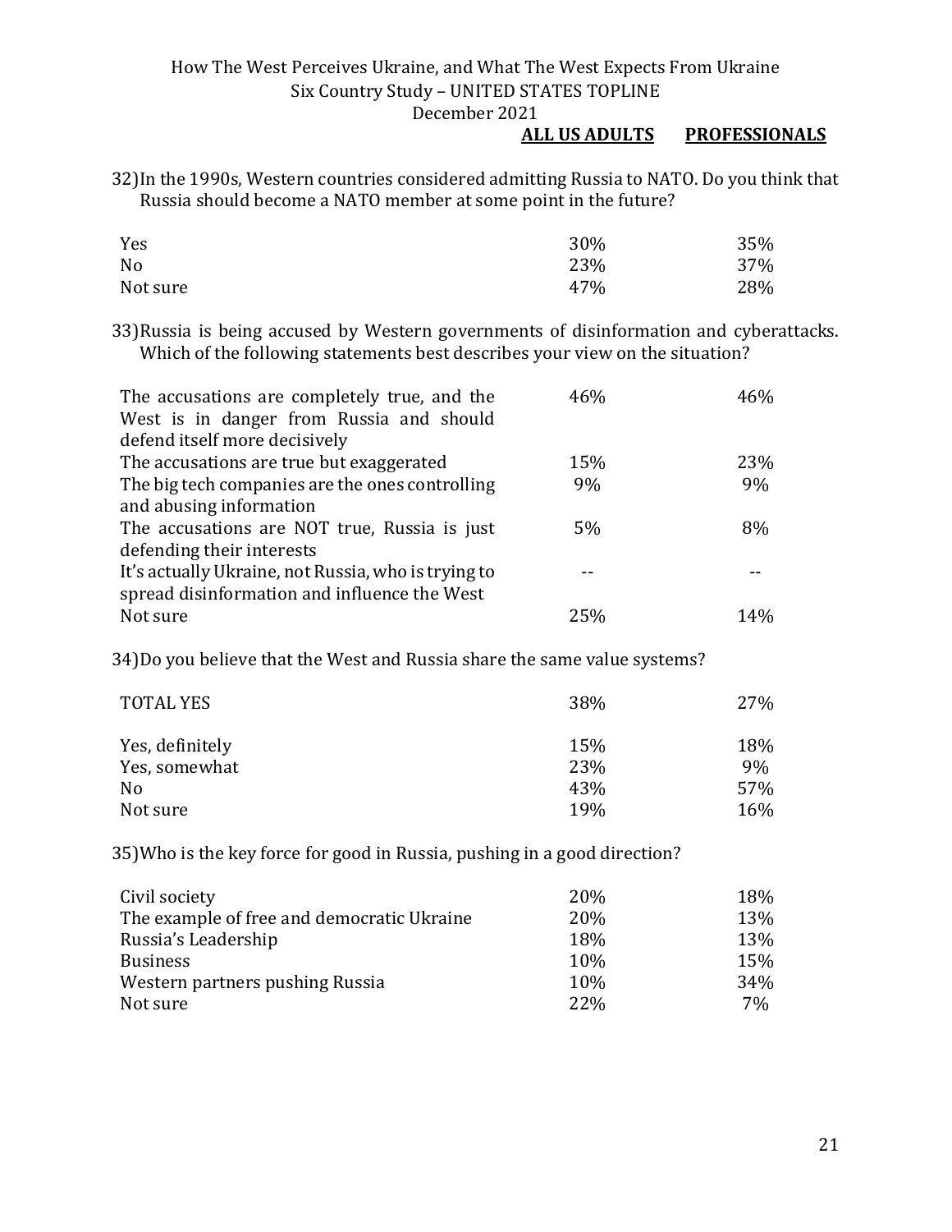32) In the 1990s, Western countries considered admitting Russia to NATO. Do you think that Russia should become a NATO member at some point in the future?

| | ALL US ADULTS | PROFESSIONALS |
|---|---|---|
| Yes | 30% | 35% |
| No | 23% | 37% |
| Not sure | 47% | 28% |

33) Russia is being accused by Western governments of disinformation and cyberattacks. Which of the following statements best describes your view on the situation?

| | ALL US ADULTS | PROFESSIONALS |
|---|---|---|
| The accusations are completely true, and the West is in danger from Russia and should defend itself more decisively | 46% | 46% |
| The accusations are true but exaggerated | 15% | 23% |
| The big tech companies are the ones controlling and abusing information | 9% | 9% |
| The accusations are NOT true, Russia is just defending their interests | 5% | 8% |
| It's actually Ukraine, not Russia, who is trying to spread disinformation and influence the West | -- | -- |
| Not sure | 25% | 14% |

34) Do you believe that the West and Russia share the same value systems?

| | ALL US ADULTS | PROFESSIONALS |
|---|---|---|
| TOTAL YES | 38% | 27% |
| Yes, definitely | 15% | 18% |
| Yes, somewhat | 23% | 9% |
| No | 43% | 57% |
| Not sure | 19% | 16% |

35) Who is the key force for good in Russia, pushing in a good direction?

| | ALL US ADULTS | PROFESSIONALS |
|---|---|---|
| Civil society | 20% | 18% |
| The example of free and democratic Ukraine | 20% | 13% |
| Russia's Leadership | 18% | 13% |
| Business | 10% | 15% |
| Western partners pushing Russia | 10% | 34% |
| Not sure | 22% | 7% |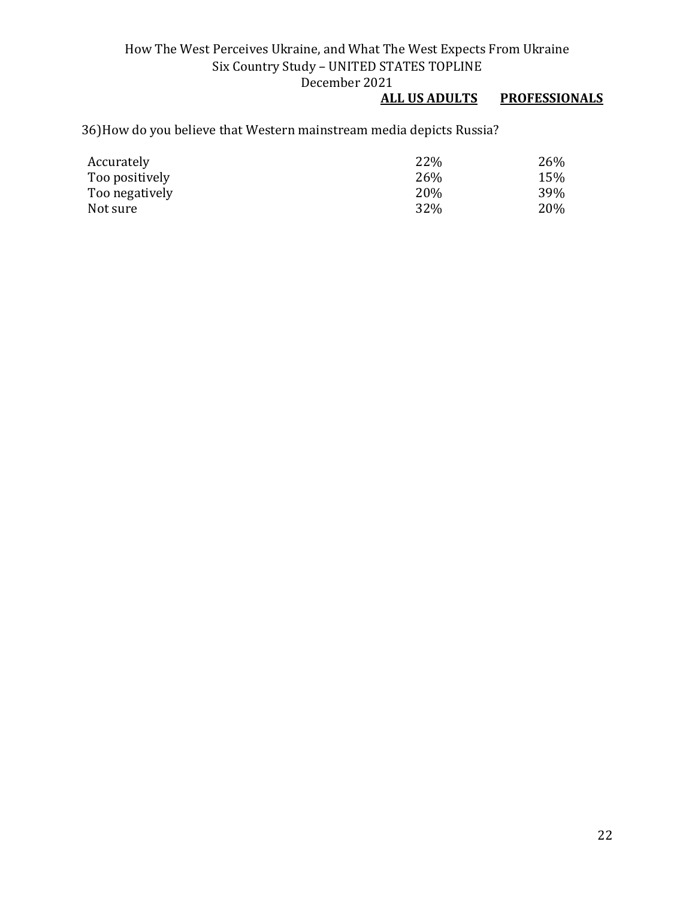36)How do you believe that Western mainstream media depicts Russia?

| | ALL US ADULTS | PROFESSIONALS |
|---|---|---|
| Accurately | 22% | 26% |
| Too positively | 26% | 15% |
| Too negatively | 20% | 39% |
| Not sure | 32% | 20% |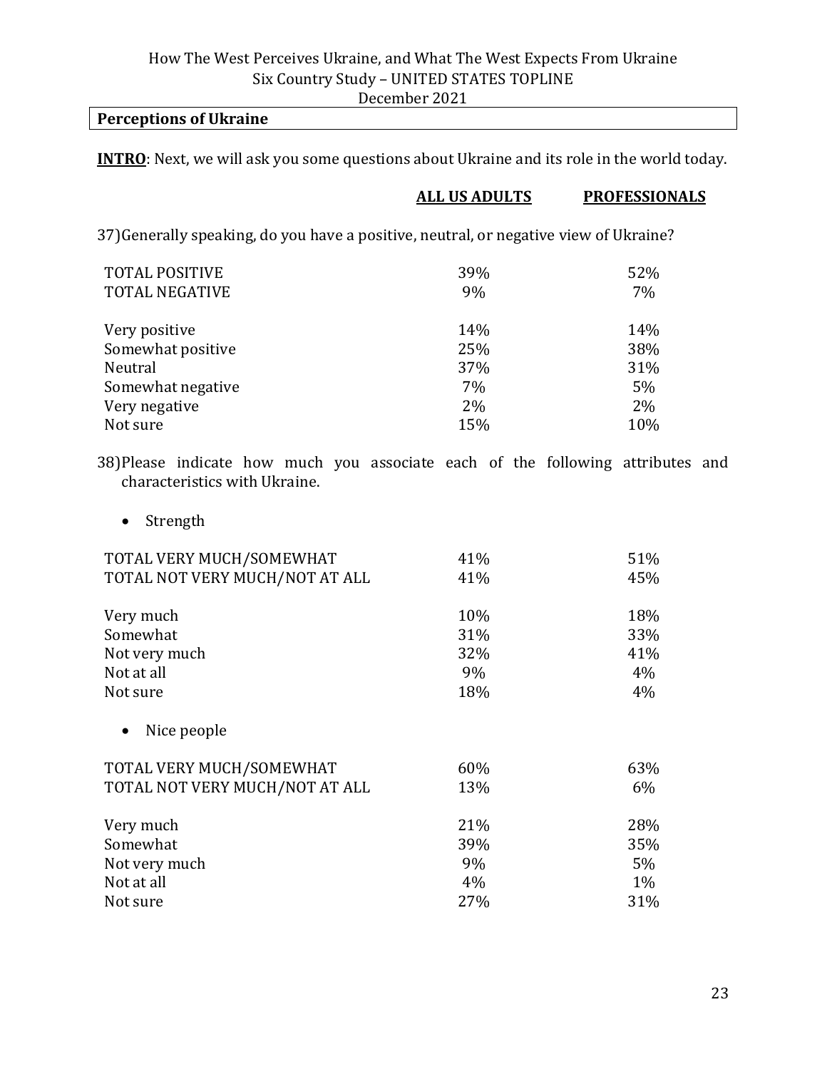## Perceptions of Ukraine

**INTRO**: Next, we will ask you some questions about Ukraine and its role in the world today.

37) Generally speaking, do you have a positive, neutral, or negative view of Ukraine?

| | ALL US ADULTS | PROFESSIONALS |
|---|---|---|
| TOTAL POSITIVE | 39% | 52% |
| TOTAL NEGATIVE | 9% | 7% |
| Very positive | 14% | 14% |
| Somewhat positive | 25% | 38% |
| Neutral | 37% | 31% |
| Somewhat negative | 7% | 5% |
| Very negative | 2% | 2% |
| Not sure | 15% | 10% |

38) Please indicate how much you associate each of the following attributes and characteristics with Ukraine.

- Strength

| | ALL US ADULTS | PROFESSIONALS |
|---|---|---|
| TOTAL VERY MUCH/SOMEWHAT | 41% | 51% |
| TOTAL NOT VERY MUCH/NOT AT ALL | 41% | 45% |
| Very much | 10% | 18% |
| Somewhat | 31% | 33% |
| Not very much | 32% | 41% |
| Not at all | 9% | 4% |
| Not sure | 18% | 4% |

- Nice people

| | ALL US ADULTS | PROFESSIONALS |
|---|---|---|
| TOTAL VERY MUCH/SOMEWHAT | 60% | 63% |
| TOTAL NOT VERY MUCH/NOT AT ALL | 13% | 6% |
| Very much | 21% | 28% |
| Somewhat | 39% | 35% |
| Not very much | 9% | 5% |
| Not at all | 4% | 1% |
| Not sure | 27% | 31% |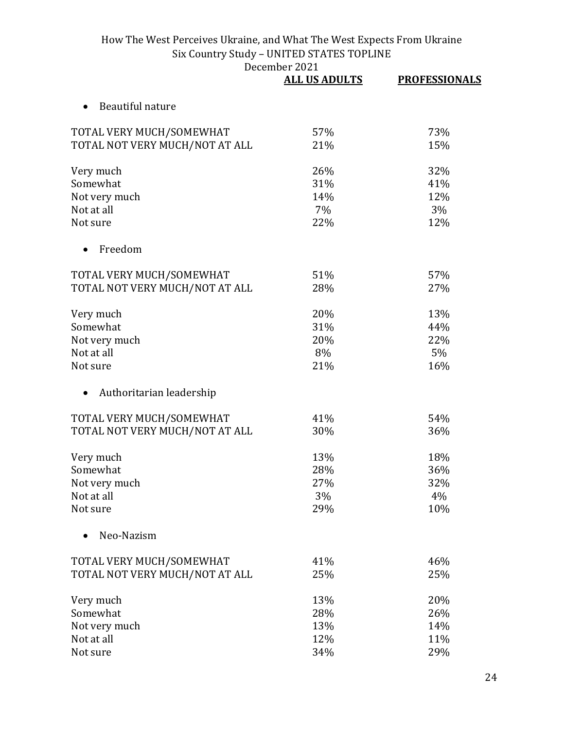| | ALL US ADULTS | PROFESSIONALS |
|---|---|---|
| **Beautiful nature** | | |
| TOTAL VERY MUCH/SOMEWHAT | 57% | 73% |
| TOTAL NOT VERY MUCH/NOT AT ALL | 21% | 15% |
| Very much | 26% | 32% |
| Somewhat | 31% | 41% |
| Not very much | 14% | 12% |
| Not at all | 7% | 3% |
| Not sure | 22% | 12% |
| **Freedom** | | |
| TOTAL VERY MUCH/SOMEWHAT | 51% | 57% |
| TOTAL NOT VERY MUCH/NOT AT ALL | 28% | 27% |
| Very much | 20% | 13% |
| Somewhat | 31% | 44% |
| Not very much | 20% | 22% |
| Not at all | 8% | 5% |
| Not sure | 21% | 16% |
| **Authoritarian leadership** | | |
| TOTAL VERY MUCH/SOMEWHAT | 41% | 54% |
| TOTAL NOT VERY MUCH/NOT AT ALL | 30% | 36% |
| Very much | 13% | 18% |
| Somewhat | 28% | 36% |
| Not very much | 27% | 32% |
| Not at all | 3% | 4% |
| Not sure | 29% | 10% |
| **Neo-Nazism** | | |
| TOTAL VERY MUCH/SOMEWHAT | 41% | 46% |
| TOTAL NOT VERY MUCH/NOT AT ALL | 25% | 25% |
| Very much | 13% | 20% |
| Somewhat | 28% | 26% |
| Not very much | 13% | 14% |
| Not at all | 12% | 11% |
| Not sure | 34% | 29% |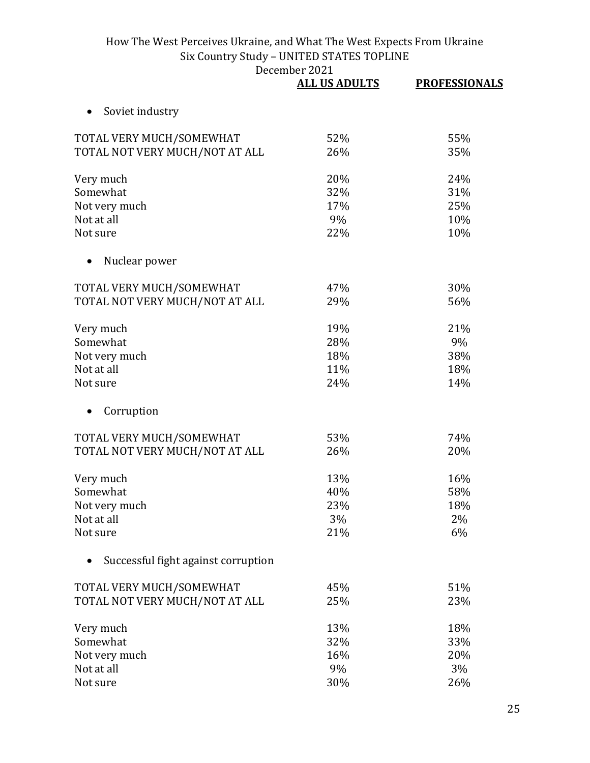| | ALL US ADULTS | PROFESSIONALS |
|---|---|---|
| • Soviet industry | | |
| TOTAL VERY MUCH/SOMEWHAT | 52% | 55% |
| TOTAL NOT VERY MUCH/NOT AT ALL | 26% | 35% |
| Very much | 20% | 24% |
| Somewhat | 32% | 31% |
| Not very much | 17% | 25% |
| Not at all | 9% | 10% |
| Not sure | 22% | 10% |
| • Nuclear power | | |
| TOTAL VERY MUCH/SOMEWHAT | 47% | 30% |
| TOTAL NOT VERY MUCH/NOT AT ALL | 29% | 56% |
| Very much | 19% | 21% |
| Somewhat | 28% | 9% |
| Not very much | 18% | 38% |
| Not at all | 11% | 18% |
| Not sure | 24% | 14% |
| • Corruption | | |
| TOTAL VERY MUCH/SOMEWHAT | 53% | 74% |
| TOTAL NOT VERY MUCH/NOT AT ALL | 26% | 20% |
| Very much | 13% | 16% |
| Somewhat | 40% | 58% |
| Not very much | 23% | 18% |
| Not at all | 3% | 2% |
| Not sure | 21% | 6% |
| • Successful fight against corruption | | |
| TOTAL VERY MUCH/SOMEWHAT | 45% | 51% |
| TOTAL NOT VERY MUCH/NOT AT ALL | 25% | 23% |
| Very much | 13% | 18% |
| Somewhat | 32% | 33% |
| Not very much | 16% | 20% |
| Not at all | 9% | 3% |
| Not sure | 30% | 26% |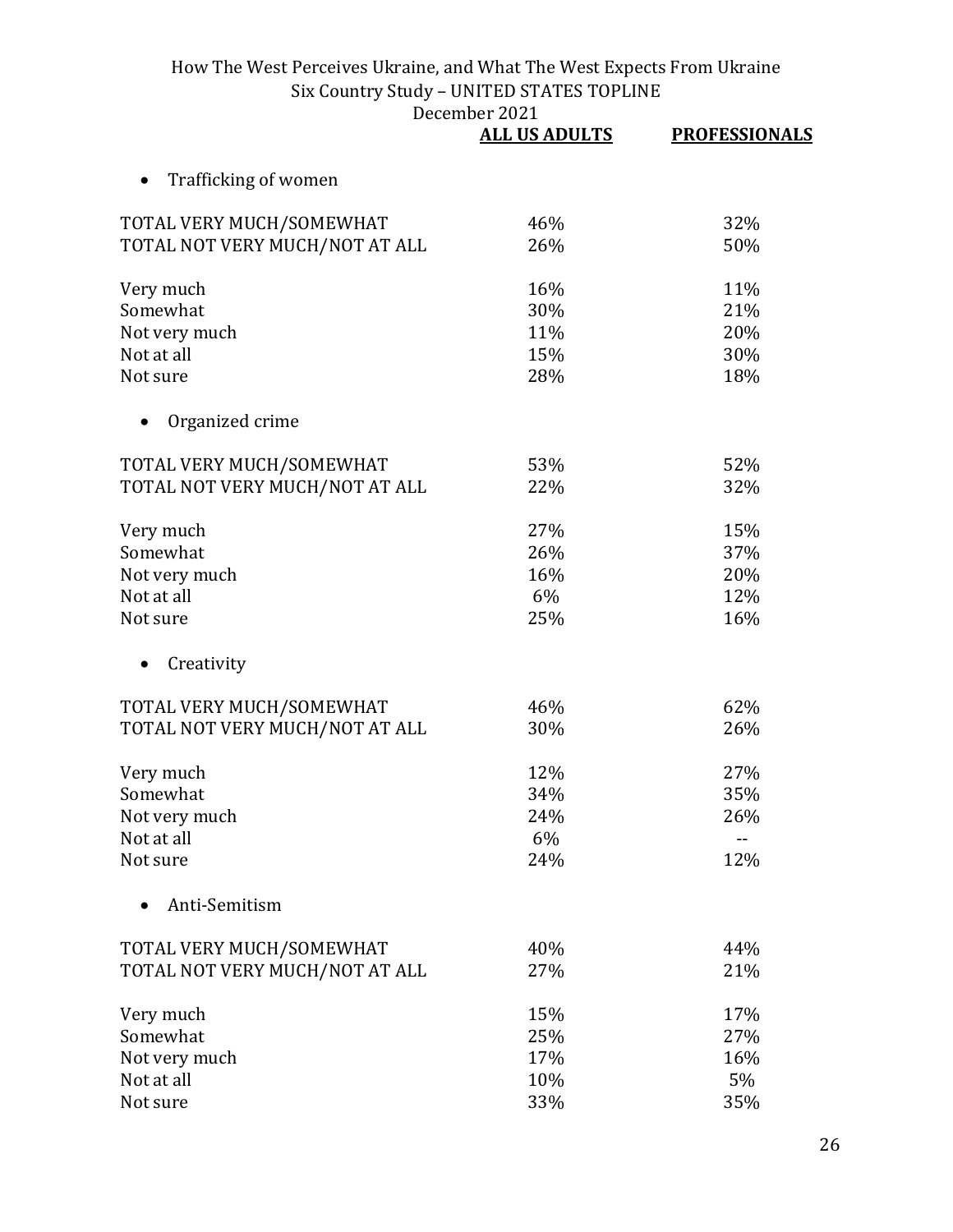| | ALL US ADULTS | PROFESSIONALS |
|---|---|---|
| **Trafficking of women** | | |
| TOTAL VERY MUCH/SOMEWHAT | 46% | 32% |
| TOTAL NOT VERY MUCH/NOT AT ALL | 26% | 50% |
| Very much | 16% | 11% |
| Somewhat | 30% | 21% |
| Not very much | 11% | 20% |
| Not at all | 15% | 30% |
| Not sure | 28% | 18% |
| **Organized crime** | | |
| TOTAL VERY MUCH/SOMEWHAT | 53% | 52% |
| TOTAL NOT VERY MUCH/NOT AT ALL | 22% | 32% |
| Very much | 27% | 15% |
| Somewhat | 26% | 37% |
| Not very much | 16% | 20% |
| Not at all | 6% | 12% |
| Not sure | 25% | 16% |
| **Creativity** | | |
| TOTAL VERY MUCH/SOMEWHAT | 46% | 62% |
| TOTAL NOT VERY MUCH/NOT AT ALL | 30% | 26% |
| Very much | 12% | 27% |
| Somewhat | 34% | 35% |
| Not very much | 24% | 26% |
| Not at all | 6% | -- |
| Not sure | 24% | 12% |
| **Anti-Semitism** | | |
| TOTAL VERY MUCH/SOMEWHAT | 40% | 44% |
| TOTAL NOT VERY MUCH/NOT AT ALL | 27% | 21% |
| Very much | 15% | 17% |
| Somewhat | 25% | 27% |
| Not very much | 17% | 16% |
| Not at all | 10% | 5% |
| Not sure | 33% | 35% |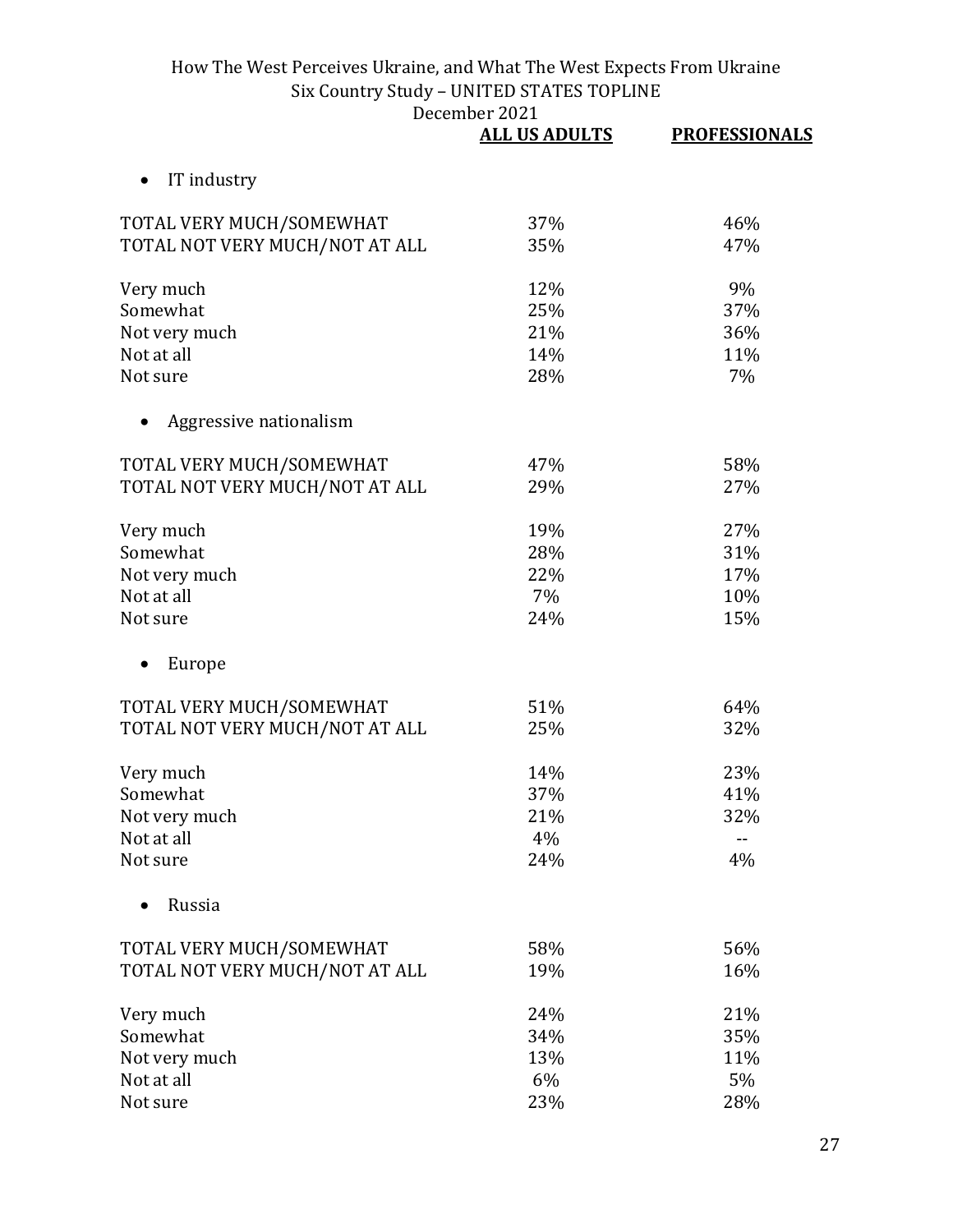| | ALL US ADULTS | PROFESSIONALS |
|---|---|---|
| • IT industry | | |
| TOTAL VERY MUCH/SOMEWHAT | 37% | 46% |
| TOTAL NOT VERY MUCH/NOT AT ALL | 35% | 47% |
| Very much | 12% | 9% |
| Somewhat | 25% | 37% |
| Not very much | 21% | 36% |
| Not at all | 14% | 11% |
| Not sure | 28% | 7% |
| • Aggressive nationalism | | |
| TOTAL VERY MUCH/SOMEWHAT | 47% | 58% |
| TOTAL NOT VERY MUCH/NOT AT ALL | 29% | 27% |
| Very much | 19% | 27% |
| Somewhat | 28% | 31% |
| Not very much | 22% | 17% |
| Not at all | 7% | 10% |
| Not sure | 24% | 15% |
| • Europe | | |
| TOTAL VERY MUCH/SOMEWHAT | 51% | 64% |
| TOTAL NOT VERY MUCH/NOT AT ALL | 25% | 32% |
| Very much | 14% | 23% |
| Somewhat | 37% | 41% |
| Not very much | 21% | 32% |
| Not at all | 4% | -- |
| Not sure | 24% | 4% |
| • Russia | | |
| TOTAL VERY MUCH/SOMEWHAT | 58% | 56% |
| TOTAL NOT VERY MUCH/NOT AT ALL | 19% | 16% |
| Very much | 24% | 21% |
| Somewhat | 34% | 35% |
| Not very much | 13% | 11% |
| Not at all | 6% | 5% |
| Not sure | 23% | 28% |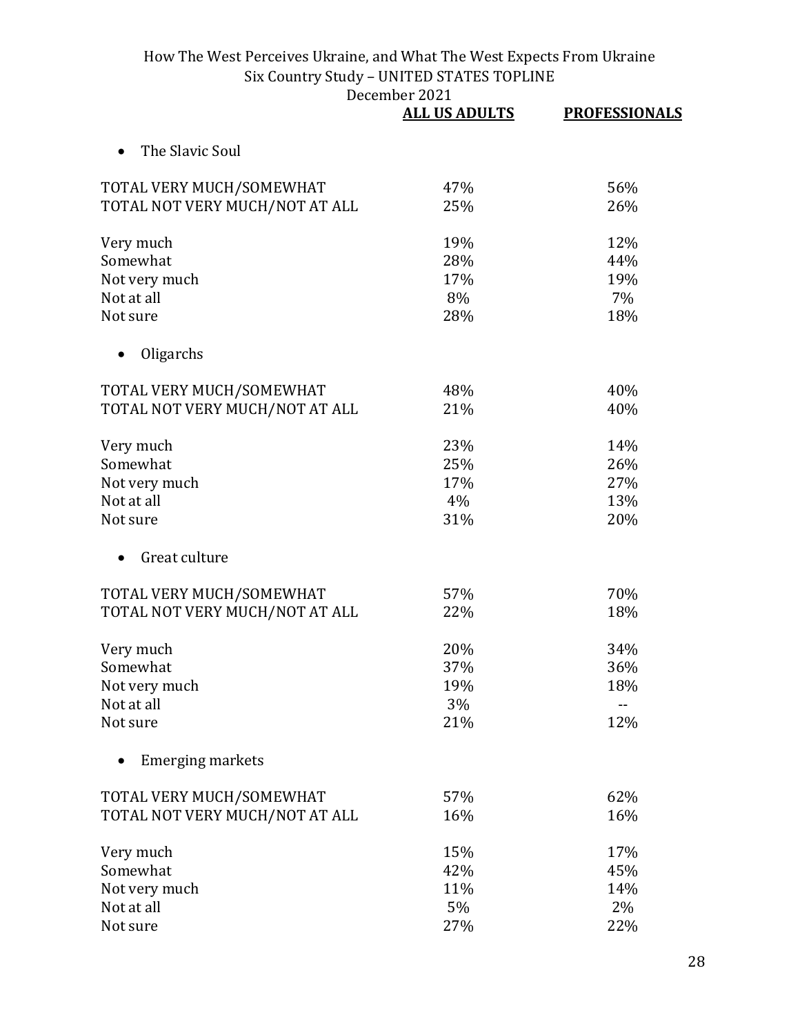| | ALL US ADULTS | PROFESSIONALS |
|---|---|---|
| • The Slavic Soul | | |
| TOTAL VERY MUCH/SOMEWHAT | 47% | 56% |
| TOTAL NOT VERY MUCH/NOT AT ALL | 25% | 26% |
| Very much | 19% | 12% |
| Somewhat | 28% | 44% |
| Not very much | 17% | 19% |
| Not at all | 8% | 7% |
| Not sure | 28% | 18% |
| • Oligarchs | | |
| TOTAL VERY MUCH/SOMEWHAT | 48% | 40% |
| TOTAL NOT VERY MUCH/NOT AT ALL | 21% | 40% |
| Very much | 23% | 14% |
| Somewhat | 25% | 26% |
| Not very much | 17% | 27% |
| Not at all | 4% | 13% |
| Not sure | 31% | 20% |
| • Great culture | | |
| TOTAL VERY MUCH/SOMEWHAT | 57% | 70% |
| TOTAL NOT VERY MUCH/NOT AT ALL | 22% | 18% |
| Very much | 20% | 34% |
| Somewhat | 37% | 36% |
| Not very much | 19% | 18% |
| Not at all | 3% | -- |
| Not sure | 21% | 12% |
| • Emerging markets | | |
| TOTAL VERY MUCH/SOMEWHAT | 57% | 62% |
| TOTAL NOT VERY MUCH/NOT AT ALL | 16% | 16% |
| Very much | 15% | 17% |
| Somewhat | 42% | 45% |
| Not very much | 11% | 14% |
| Not at all | 5% | 2% |
| Not sure | 27% | 22% |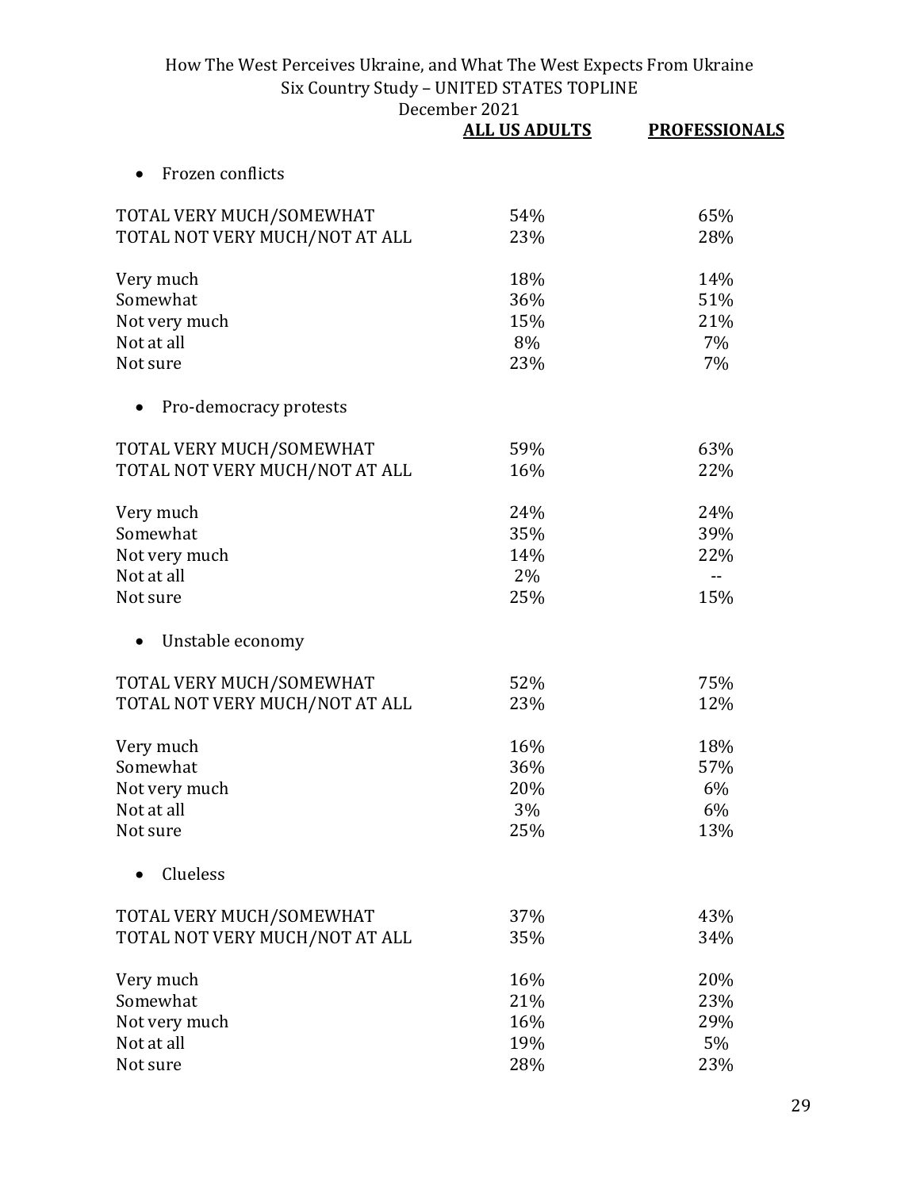|  | ALL US ADULTS | PROFESSIONALS |
|---|---|---|
| **• Frozen conflicts** |  |  |
| TOTAL VERY MUCH/SOMEWHAT | 54% | 65% |
| TOTAL NOT VERY MUCH/NOT AT ALL | 23% | 28% |
| Very much | 18% | 14% |
| Somewhat | 36% | 51% |
| Not very much | 15% | 21% |
| Not at all | 8% | 7% |
| Not sure | 23% | 7% |
| **• Pro-democracy protests** |  |  |
| TOTAL VERY MUCH/SOMEWHAT | 59% | 63% |
| TOTAL NOT VERY MUCH/NOT AT ALL | 16% | 22% |
| Very much | 24% | 24% |
| Somewhat | 35% | 39% |
| Not very much | 14% | 22% |
| Not at all | 2% | -- |
| Not sure | 25% | 15% |
| **• Unstable economy** |  |  |
| TOTAL VERY MUCH/SOMEWHAT | 52% | 75% |
| TOTAL NOT VERY MUCH/NOT AT ALL | 23% | 12% |
| Very much | 16% | 18% |
| Somewhat | 36% | 57% |
| Not very much | 20% | 6% |
| Not at all | 3% | 6% |
| Not sure | 25% | 13% |
| **• Clueless** |  |  |
| TOTAL VERY MUCH/SOMEWHAT | 37% | 43% |
| TOTAL NOT VERY MUCH/NOT AT ALL | 35% | 34% |
| Very much | 16% | 20% |
| Somewhat | 21% | 23% |
| Not very much | 16% | 29% |
| Not at all | 19% | 5% |
| Not sure | 28% | 23% |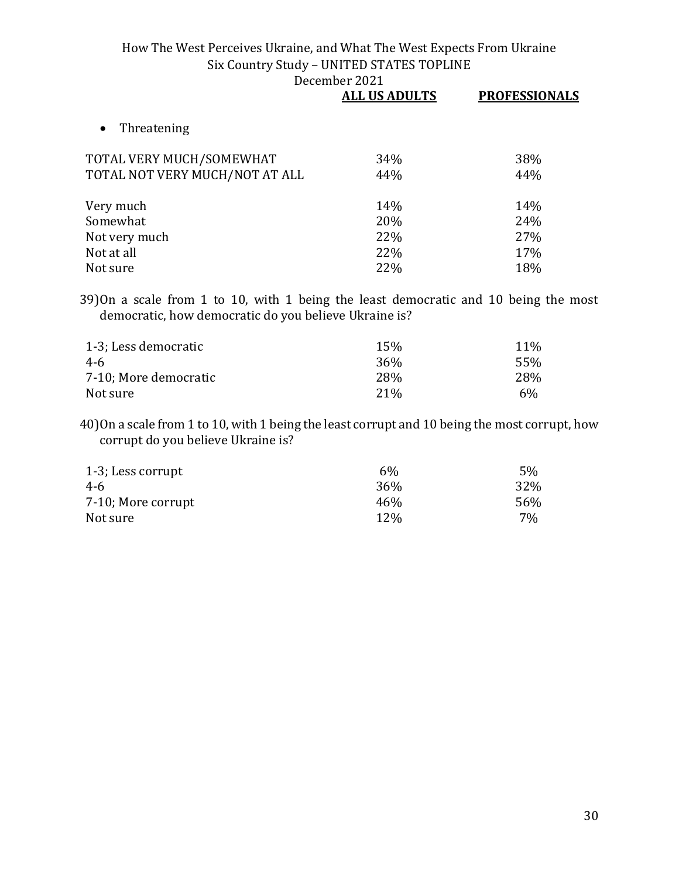| | ALL US ADULTS | PROFESSIONALS |
|---|---|---|
| • Threatening | | |
| TOTAL VERY MUCH/SOMEWHAT | 34% | 38% |
| TOTAL NOT VERY MUCH/NOT AT ALL | 44% | 44% |
| Very much | 14% | 14% |
| Somewhat | 20% | 24% |
| Not very much | 22% | 27% |
| Not at all | 22% | 17% |
| Not sure | 22% | 18% |

39) On a scale from 1 to 10, with 1 being the least democratic and 10 being the most democratic, how democratic do you believe Ukraine is?

| | ALL US ADULTS | PROFESSIONALS |
|---|---|---|
| 1-3; Less democratic | 15% | 11% |
| 4-6 | 36% | 55% |
| 7-10; More democratic | 28% | 28% |
| Not sure | 21% | 6% |

40) On a scale from 1 to 10, with 1 being the least corrupt and 10 being the most corrupt, how corrupt do you believe Ukraine is?

| | ALL US ADULTS | PROFESSIONALS |
|---|---|---|
| 1-3; Less corrupt | 6% | 5% |
| 4-6 | 36% | 32% |
| 7-10; More corrupt | 46% | 56% |
| Not sure | 12% | 7% |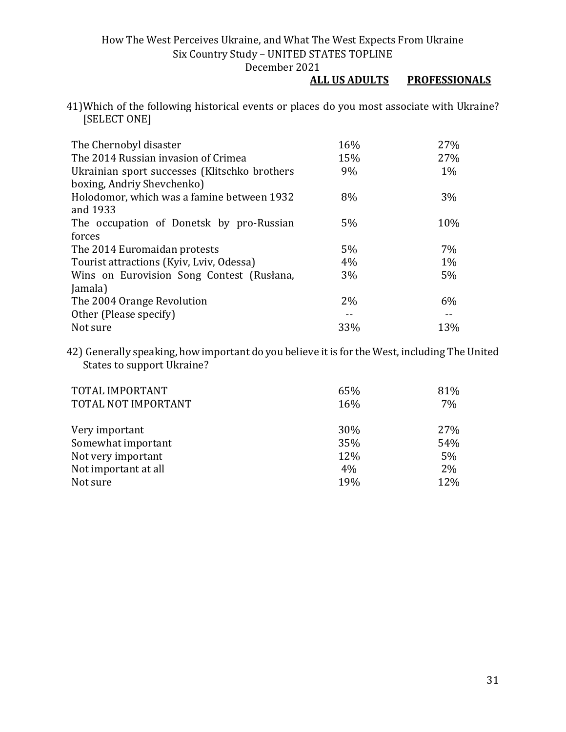41)Which of the following historical events or places do you most associate with Ukraine? [SELECT ONE]

| | ALL US ADULTS | PROFESSIONALS |
|---|---|---|
| The Chernobyl disaster | 16% | 27% |
| The 2014 Russian invasion of Crimea | 15% | 27% |
| Ukrainian sport successes (Klitschko brothers boxing, Andriy Shevchenko) | 9% | 1% |
| Holodomor, which was a famine between 1932 and 1933 | 8% | 3% |
| The occupation of Donetsk by pro-Russian forces | 5% | 10% |
| The 2014 Euromaidan protests | 5% | 7% |
| Tourist attractions (Kyiv, Lviv, Odessa) | 4% | 1% |
| Wins on Eurovision Song Contest (Rusłana, Jamala) | 3% | 5% |
| The 2004 Orange Revolution | 2% | 6% |
| Other (Please specify) | -- | -- |
| Not sure | 33% | 13% |

42) Generally speaking, how important do you believe it is for the West, including The United States to support Ukraine?

| | ALL US ADULTS | PROFESSIONALS |
|---|---|---|
| TOTAL IMPORTANT | 65% | 81% |
| TOTAL NOT IMPORTANT | 16% | 7% |
| Very important | 30% | 27% |
| Somewhat important | 35% | 54% |
| Not very important | 12% | 5% |
| Not important at all | 4% | 2% |
| Not sure | 19% | 12% |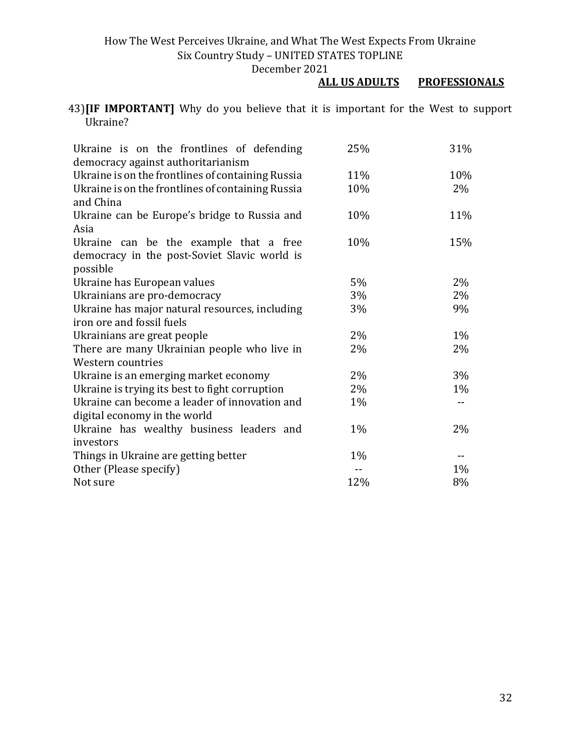43) **[IF IMPORTANT]** Why do you believe that it is important for the West to support Ukraine?

| | ALL US ADULTS | PROFESSIONALS |
|---|---|---|
| Ukraine is on the frontlines of defending democracy against authoritarianism | 25% | 31% |
| Ukraine is on the frontlines of containing Russia | 11% | 10% |
| Ukraine is on the frontlines of containing Russia and China | 10% | 2% |
| Ukraine can be Europe's bridge to Russia and Asia | 10% | 11% |
| Ukraine can be the example that a free democracy in the post-Soviet Slavic world is possible | 10% | 15% |
| Ukraine has European values | 5% | 2% |
| Ukrainians are pro-democracy | 3% | 2% |
| Ukraine has major natural resources, including iron ore and fossil fuels | 3% | 9% |
| Ukrainians are great people | 2% | 1% |
| There are many Ukrainian people who live in Western countries | 2% | 2% |
| Ukraine is an emerging market economy | 2% | 3% |
| Ukraine is trying its best to fight corruption | 2% | 1% |
| Ukraine can become a leader of innovation and digital economy in the world | 1% | -- |
| Ukraine has wealthy business leaders and investors | 1% | 2% |
| Things in Ukraine are getting better | 1% | -- |
| Other (Please specify) | -- | 1% |
| Not sure | 12% | 8% |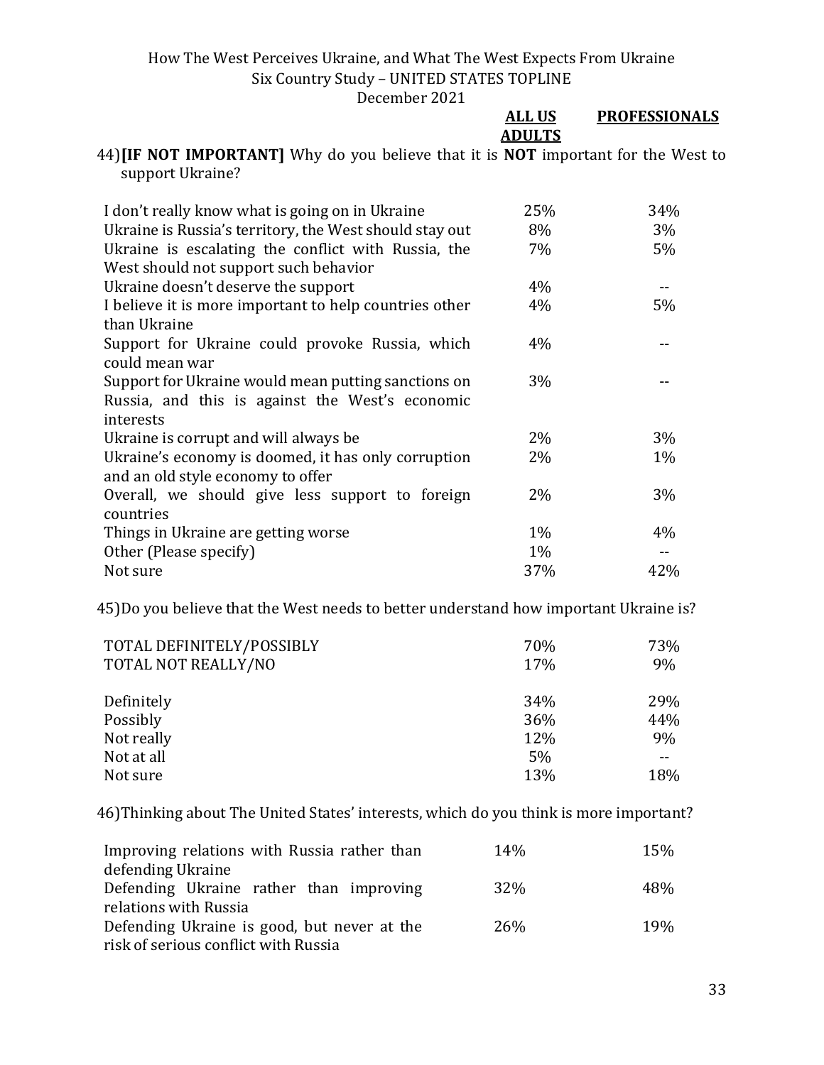| | ALL US ADULTS | PROFESSIONALS |
|---|---|---|

44) **[IF NOT IMPORTANT]** Why do you believe that it is **NOT** important for the West to support Ukraine?

| | ALL US ADULTS | PROFESSIONALS |
|---|---|---|
| I don't really know what is going on in Ukraine | 25% | 34% |
| Ukraine is Russia's territory, the West should stay out | 8% | 3% |
| Ukraine is escalating the conflict with Russia, the West should not support such behavior | 7% | 5% |
| Ukraine doesn't deserve the support | 4% | -- |
| I believe it is more important to help countries other than Ukraine | 4% | 5% |
| Support for Ukraine could provoke Russia, which could mean war | 4% | -- |
| Support for Ukraine would mean putting sanctions on Russia, and this is against the West's economic interests | 3% | -- |
| Ukraine is corrupt and will always be | 2% | 3% |
| Ukraine's economy is doomed, it has only corruption and an old style economy to offer | 2% | 1% |
| Overall, we should give less support to foreign countries | 2% | 3% |
| Things in Ukraine are getting worse | 1% | 4% |
| Other (Please specify) | 1% | -- |
| Not sure | 37% | 42% |

45) Do you believe that the West needs to better understand how important Ukraine is?

| | ALL US ADULTS | PROFESSIONALS |
|---|---|---|
| TOTAL DEFINITELY/POSSIBLY | 70% | 73% |
| TOTAL NOT REALLY/NO | 17% | 9% |
| Definitely | 34% | 29% |
| Possibly | 36% | 44% |
| Not really | 12% | 9% |
| Not at all | 5% | -- |
| Not sure | 13% | 18% |

46) Thinking about The United States' interests, which do you think is more important?

| | ALL US ADULTS | PROFESSIONALS |
|---|---|---|
| Improving relations with Russia rather than defending Ukraine | 14% | 15% |
| Defending Ukraine rather than improving relations with Russia | 32% | 48% |
| Defending Ukraine is good, but never at the risk of serious conflict with Russia | 26% | 19% |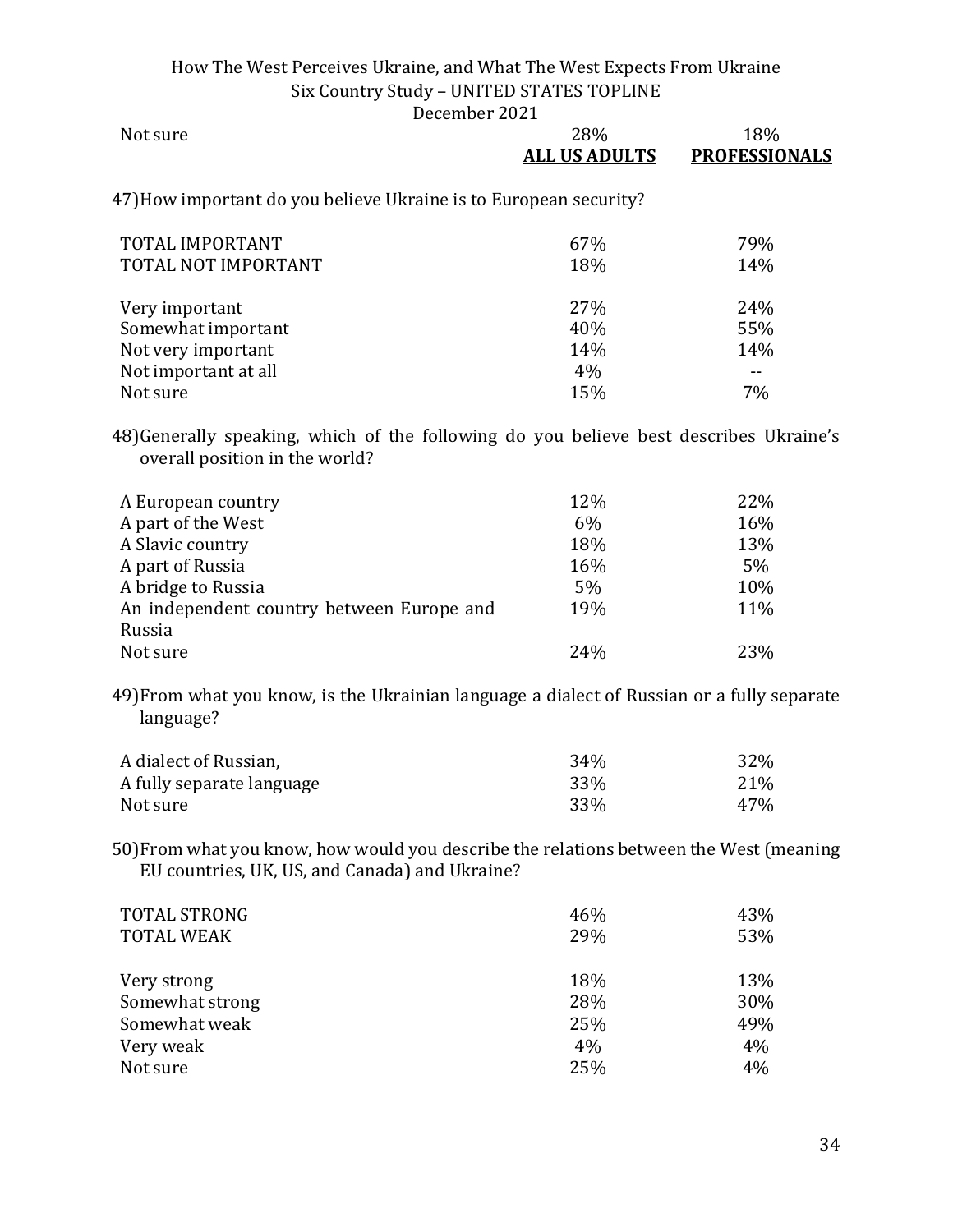| | ALL US ADULTS | PROFESSIONALS |
|---|---|---|
| Not sure | 28% | 18% |

47) How important do you believe Ukraine is to European security?

| | ALL US ADULTS | PROFESSIONALS |
|---|---|---|
| TOTAL IMPORTANT | 67% | 79% |
| TOTAL NOT IMPORTANT | 18% | 14% |
| | | |
| Very important | 27% | 24% |
| Somewhat important | 40% | 55% |
| Not very important | 14% | 14% |
| Not important at all | 4% | -- |
| Not sure | 15% | 7% |

48) Generally speaking, which of the following do you believe best describes Ukraine's overall position in the world?

| | ALL US ADULTS | PROFESSIONALS |
|---|---|---|
| A European country | 12% | 22% |
| A part of the West | 6% | 16% |
| A Slavic country | 18% | 13% |
| A part of Russia | 16% | 5% |
| A bridge to Russia | 5% | 10% |
| An independent country between Europe and Russia | 19% | 11% |
| Not sure | 24% | 23% |

49) From what you know, is the Ukrainian language a dialect of Russian or a fully separate language?

| | ALL US ADULTS | PROFESSIONALS |
|---|---|---|
| A dialect of Russian, | 34% | 32% |
| A fully separate language | 33% | 21% |
| Not sure | 33% | 47% |

50) From what you know, how would you describe the relations between the West (meaning EU countries, UK, US, and Canada) and Ukraine?

| | ALL US ADULTS | PROFESSIONALS |
|---|---|---|
| TOTAL STRONG | 46% | 43% |
| TOTAL WEAK | 29% | 53% |
| | | |
| Very strong | 18% | 13% |
| Somewhat strong | 28% | 30% |
| Somewhat weak | 25% | 49% |
| Very weak | 4% | 4% |
| Not sure | 25% | 4% |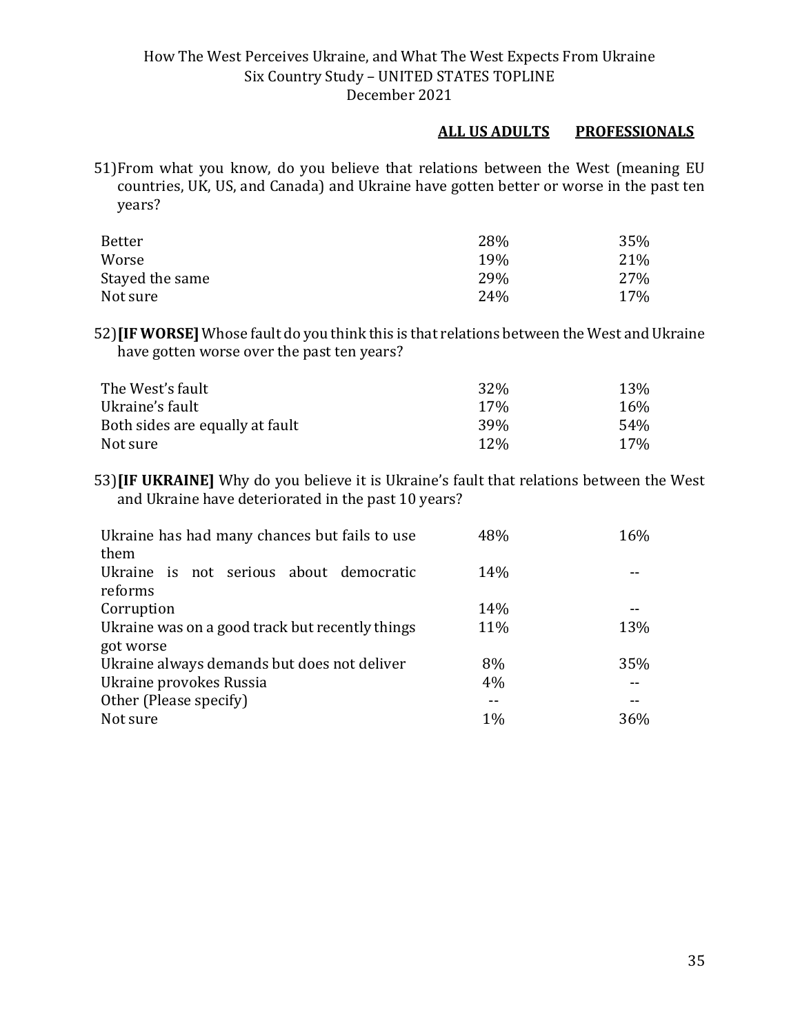How The West Perceives Ukraine, and What The West Expects From Ukraine
Six Country Study – UNITED STATES TOPLINE
December 2021

51) From what you know, do you believe that relations between the West (meaning EU countries, UK, US, and Canada) and Ukraine have gotten better or worse in the past ten years?

| | ALL US ADULTS | PROFESSIONALS |
|---|---|---|
| Better | 28% | 35% |
| Worse | 19% | 21% |
| Stayed the same | 29% | 27% |
| Not sure | 24% | 17% |

52) **[IF WORSE]** Whose fault do you think this is that relations between the West and Ukraine have gotten worse over the past ten years?

| | ALL US ADULTS | PROFESSIONALS |
|---|---|---|
| The West's fault | 32% | 13% |
| Ukraine's fault | 17% | 16% |
| Both sides are equally at fault | 39% | 54% |
| Not sure | 12% | 17% |

53) **[IF UKRAINE]** Why do you believe it is Ukraine's fault that relations between the West and Ukraine have deteriorated in the past 10 years?

| | ALL US ADULTS | PROFESSIONALS |
|---|---|---|
| Ukraine has had many chances but fails to use them | 48% | 16% |
| Ukraine is not serious about democratic reforms | 14% | -- |
| Corruption | 14% | -- |
| Ukraine was on a good track but recently things got worse | 11% | 13% |
| Ukraine always demands but does not deliver | 8% | 35% |
| Ukraine provokes Russia | 4% | -- |
| Other (Please specify) | -- | -- |
| Not sure | 1% | 36% |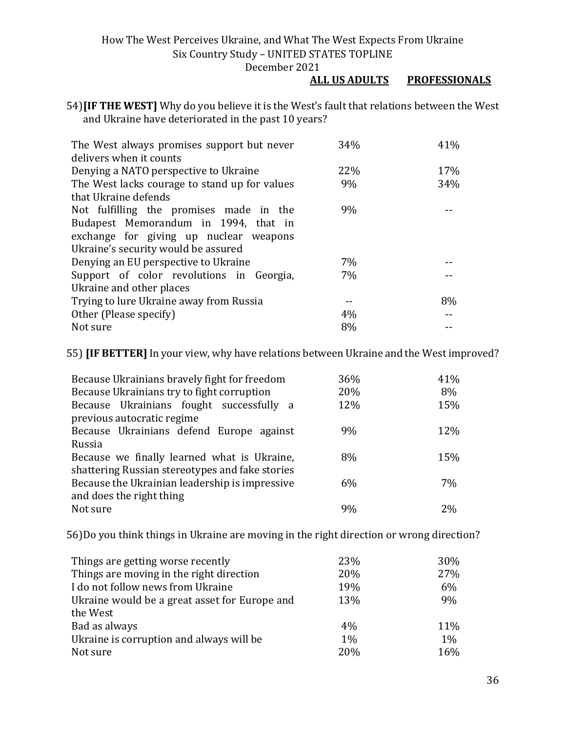| | ALL US ADULTS | PROFESSIONALS |
|---|---|---|

54) **[IF THE WEST]** Why do you believe it is the West's fault that relations between the West and Ukraine have deteriorated in the past 10 years?

| | ALL US ADULTS | PROFESSIONALS |
|---|---|---|
| The West always promises support but never delivers when it counts | 34% | 41% |
| Denying a NATO perspective to Ukraine | 22% | 17% |
| The West lacks courage to stand up for values that Ukraine defends | 9% | 34% |
| Not fulfilling the promises made in the Budapest Memorandum in 1994, that in exchange for giving up nuclear weapons Ukraine's security would be assured | 9% | -- |
| Denying an EU perspective to Ukraine | 7% | -- |
| Support of color revolutions in Georgia, Ukraine and other places | 7% | -- |
| Trying to lure Ukraine away from Russia | -- | 8% |
| Other (Please specify) | 4% | -- |
| Not sure | 8% | -- |

55) **[IF BETTER]** In your view, why have relations between Ukraine and the West improved?

| | ALL US ADULTS | PROFESSIONALS |
|---|---|---|
| Because Ukrainians bravely fight for freedom | 36% | 41% |
| Because Ukrainians try to fight corruption | 20% | 8% |
| Because Ukrainians fought successfully a previous autocratic regime | 12% | 15% |
| Because Ukrainians defend Europe against Russia | 9% | 12% |
| Because we finally learned what is Ukraine, shattering Russian stereotypes and fake stories | 8% | 15% |
| Because the Ukrainian leadership is impressive and does the right thing | 6% | 7% |
| Not sure | 9% | 2% |

56) Do you think things in Ukraine are moving in the right direction or wrong direction?

| | ALL US ADULTS | PROFESSIONALS |
|---|---|---|
| Things are getting worse recently | 23% | 30% |
| Things are moving in the right direction | 20% | 27% |
| I do not follow news from Ukraine | 19% | 6% |
| Ukraine would be a great asset for Europe and the West | 13% | 9% |
| Bad as always | 4% | 11% |
| Ukraine is corruption and always will be | 1% | 1% |
| Not sure | 20% | 16% |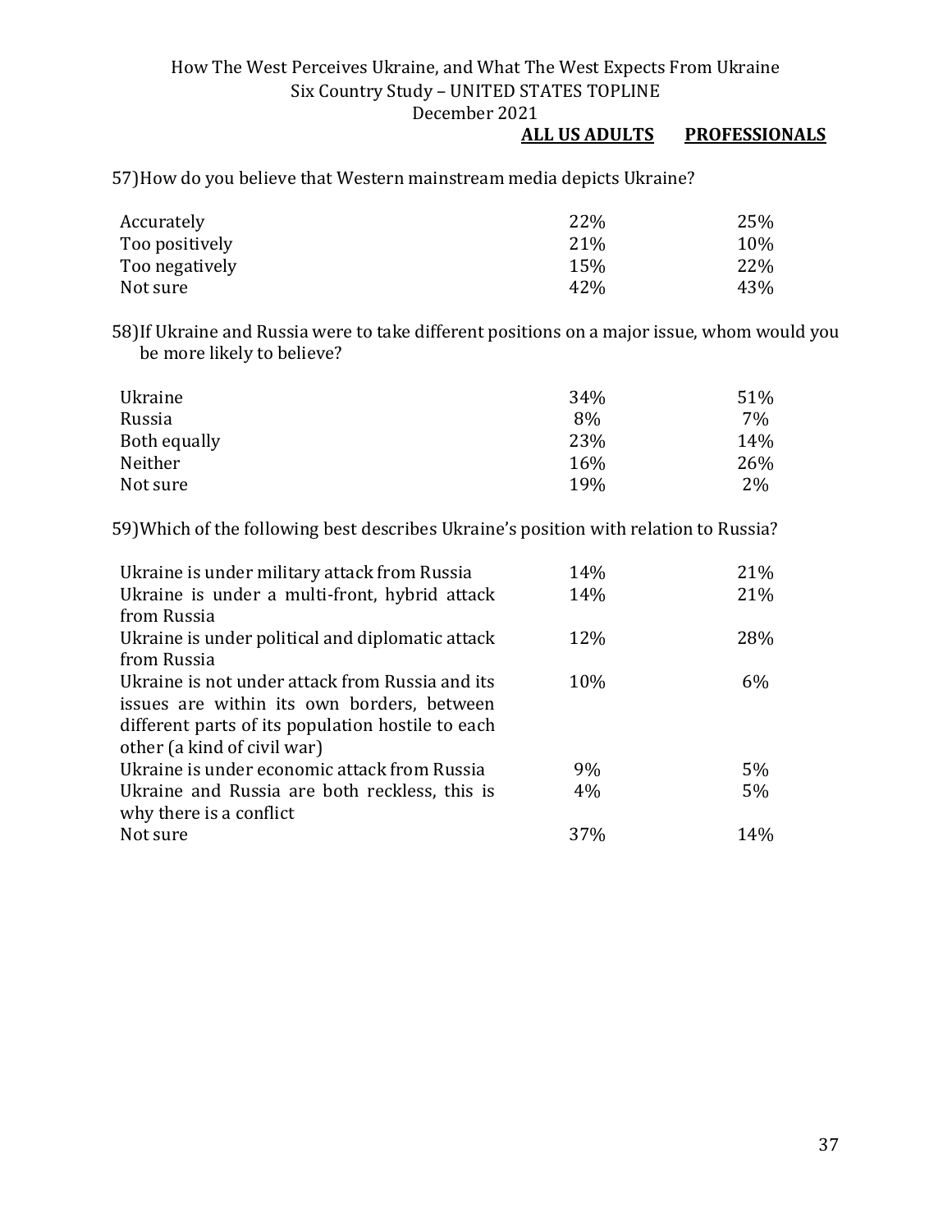57) How do you believe that Western mainstream media depicts Ukraine?

| | ALL US ADULTS | PROFESSIONALS |
|---|---|---|
| Accurately | 22% | 25% |
| Too positively | 21% | 10% |
| Too negatively | 15% | 22% |
| Not sure | 42% | 43% |

58) If Ukraine and Russia were to take different positions on a major issue, whom would you be more likely to believe?

| | ALL US ADULTS | PROFESSIONALS |
|---|---|---|
| Ukraine | 34% | 51% |
| Russia | 8% | 7% |
| Both equally | 23% | 14% |
| Neither | 16% | 26% |
| Not sure | 19% | 2% |

59) Which of the following best describes Ukraine's position with relation to Russia?

| | ALL US ADULTS | PROFESSIONALS |
|---|---|---|
| Ukraine is under military attack from Russia | 14% | 21% |
| Ukraine is under a multi-front, hybrid attack from Russia | 14% | 21% |
| Ukraine is under political and diplomatic attack from Russia | 12% | 28% |
| Ukraine is not under attack from Russia and its issues are within its own borders, between different parts of its population hostile to each other (a kind of civil war) | 10% | 6% |
| Ukraine is under economic attack from Russia | 9% | 5% |
| Ukraine and Russia are both reckless, this is why there is a conflict | 4% | 5% |
| Not sure | 37% | 14% |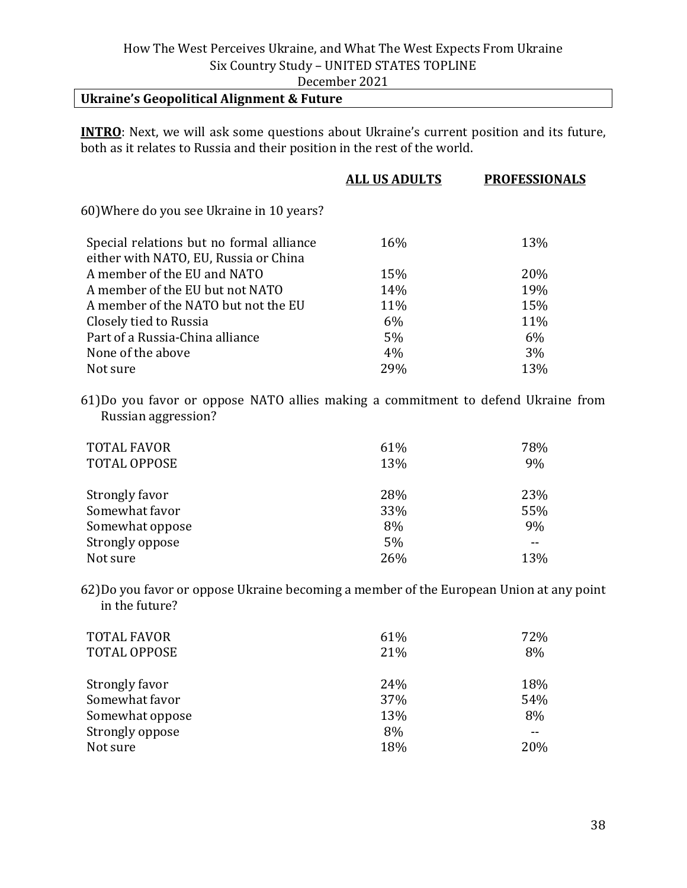How The West Perceives Ukraine, and What The West Expects From Ukraine
Six Country Study – UNITED STATES TOPLINE
December 2021

## Ukraine's Geopolitical Alignment & Future

**INTRO**: Next, we will ask some questions about Ukraine's current position and its future, both as it relates to Russia and their position in the rest of the world.

| | ALL US ADULTS | PROFESSIONALS |
|---|---|---|
| **60) Where do you see Ukraine in 10 years?** | | |
| Special relations but no formal alliance either with NATO, EU, Russia or China | 16% | 13% |
| A member of the EU and NATO | 15% | 20% |
| A member of the EU but not NATO | 14% | 19% |
| A member of the NATO but not the EU | 11% | 15% |
| Closely tied to Russia | 6% | 11% |
| Part of a Russia-China alliance | 5% | 6% |
| None of the above | 4% | 3% |
| Not sure | 29% | 13% |
| **61) Do you favor or oppose NATO allies making a commitment to defend Ukraine from Russian aggression?** | | |
| TOTAL FAVOR | 61% | 78% |
| TOTAL OPPOSE | 13% | 9% |
| Strongly favor | 28% | 23% |
| Somewhat favor | 33% | 55% |
| Somewhat oppose | 8% | 9% |
| Strongly oppose | 5% | -- |
| Not sure | 26% | 13% |
| **62) Do you favor or oppose Ukraine becoming a member of the European Union at any point in the future?** | | |
| TOTAL FAVOR | 61% | 72% |
| TOTAL OPPOSE | 21% | 8% |
| Strongly favor | 24% | 18% |
| Somewhat favor | 37% | 54% |
| Somewhat oppose | 13% | 8% |
| Strongly oppose | 8% | -- |
| Not sure | 18% | 20% |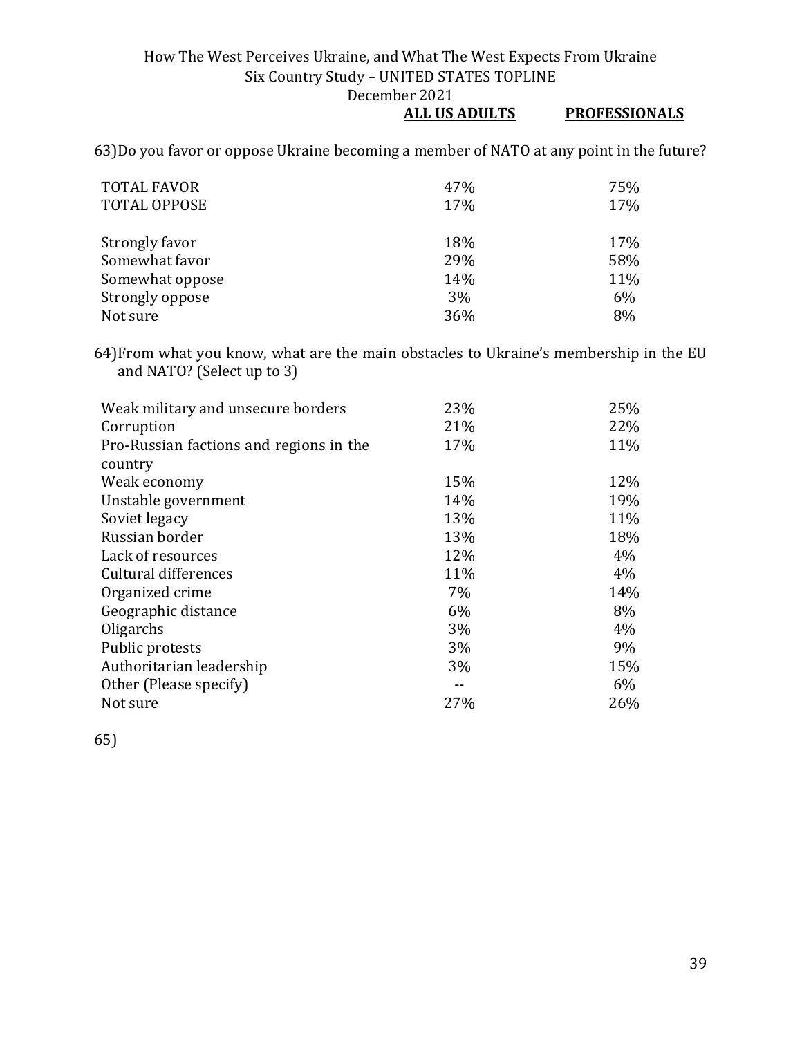| | ALL US ADULTS | PROFESSIONALS |
|---|---|---|

63) Do you favor or oppose Ukraine becoming a member of NATO at any point in the future?

| | ALL US ADULTS | PROFESSIONALS |
|---|---|---|
| TOTAL FAVOR | 47% | 75% |
| TOTAL OPPOSE | 17% | 17% |
| | | |
| Strongly favor | 18% | 17% |
| Somewhat favor | 29% | 58% |
| Somewhat oppose | 14% | 11% |
| Strongly oppose | 3% | 6% |
| Not sure | 36% | 8% |

64) From what you know, what are the main obstacles to Ukraine's membership in the EU and NATO? (Select up to 3)

| | ALL US ADULTS | PROFESSIONALS |
|---|---|---|
| Weak military and unsecure borders | 23% | 25% |
| Corruption | 21% | 22% |
| Pro-Russian factions and regions in the country | 17% | 11% |
| Weak economy | 15% | 12% |
| Unstable government | 14% | 19% |
| Soviet legacy | 13% | 11% |
| Russian border | 13% | 18% |
| Lack of resources | 12% | 4% |
| Cultural differences | 11% | 4% |
| Organized crime | 7% | 14% |
| Geographic distance | 6% | 8% |
| Oligarchs | 3% | 4% |
| Public protests | 3% | 9% |
| Authoritarian leadership | 3% | 15% |
| Other (Please specify) | -- | 6% |
| Not sure | 27% | 26% |

65)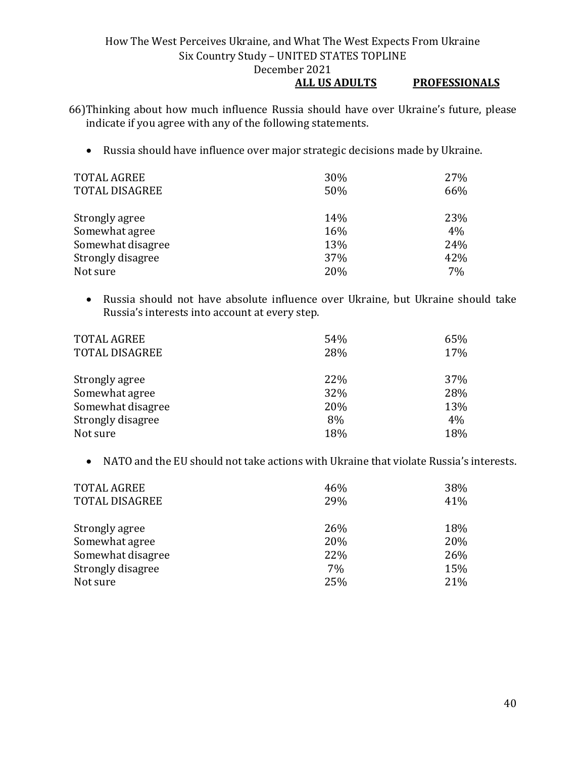66) Thinking about how much influence Russia should have over Ukraine's future, please indicate if you agree with any of the following statements.

- Russia should have influence over major strategic decisions made by Ukraine.

| | ALL US ADULTS | PROFESSIONALS |
|---|---|---|
| TOTAL AGREE | 30% | 27% |
| TOTAL DISAGREE | 50% | 66% |
| | | |
| Strongly agree | 14% | 23% |
| Somewhat agree | 16% | 4% |
| Somewhat disagree | 13% | 24% |
| Strongly disagree | 37% | 42% |
| Not sure | 20% | 7% |

- Russia should not have absolute influence over Ukraine, but Ukraine should take Russia's interests into account at every step.

| | ALL US ADULTS | PROFESSIONALS |
|---|---|---|
| TOTAL AGREE | 54% | 65% |
| TOTAL DISAGREE | 28% | 17% |
| | | |
| Strongly agree | 22% | 37% |
| Somewhat agree | 32% | 28% |
| Somewhat disagree | 20% | 13% |
| Strongly disagree | 8% | 4% |
| Not sure | 18% | 18% |

- NATO and the EU should not take actions with Ukraine that violate Russia's interests.

| | ALL US ADULTS | PROFESSIONALS |
|---|---|---|
| TOTAL AGREE | 46% | 38% |
| TOTAL DISAGREE | 29% | 41% |
| | | |
| Strongly agree | 26% | 18% |
| Somewhat agree | 20% | 20% |
| Somewhat disagree | 22% | 26% |
| Strongly disagree | 7% | 15% |
| Not sure | 25% | 21% |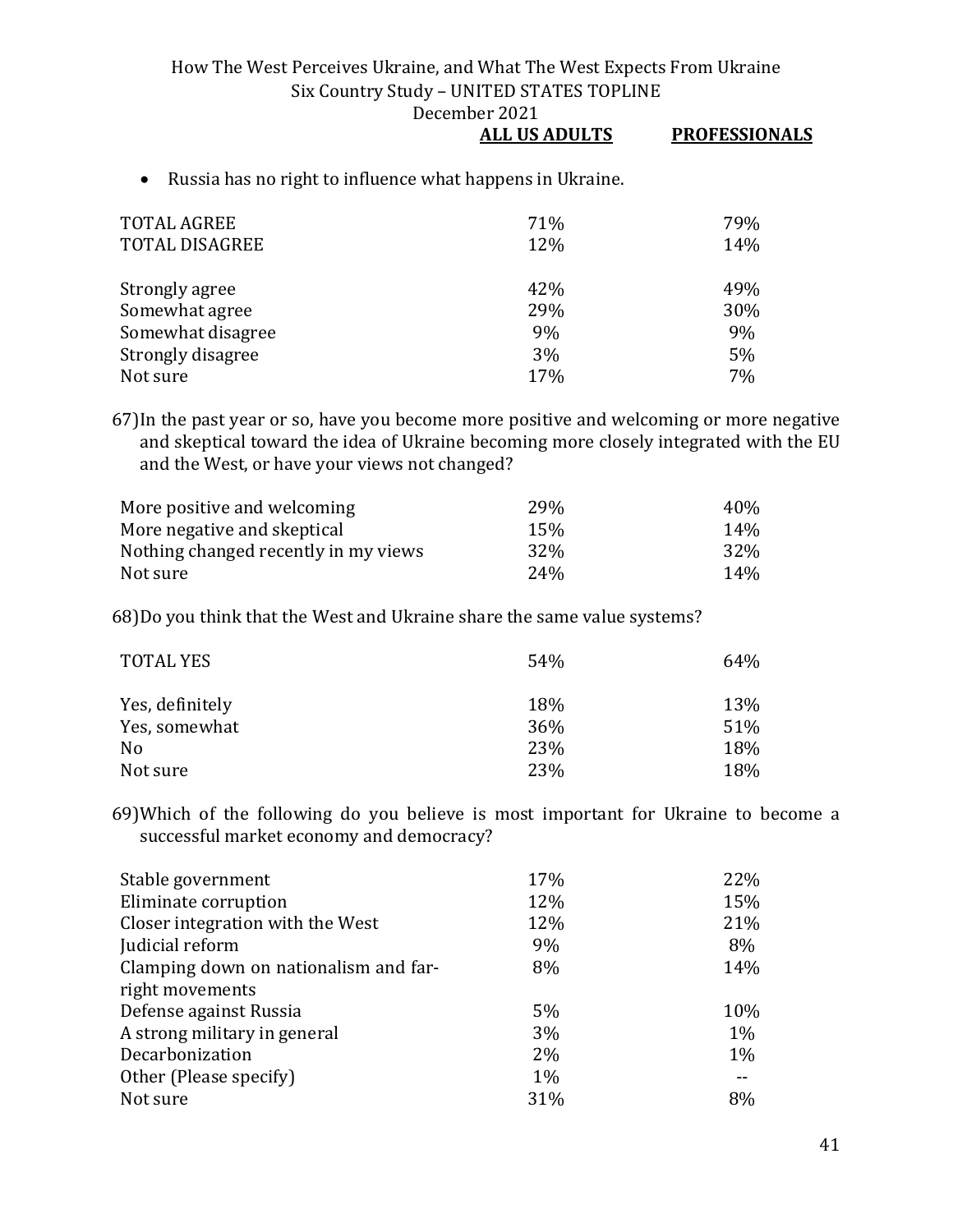| | ALL US ADULTS | PROFESSIONALS |
|---|---|---|

- Russia has no right to influence what happens in Ukraine.

| | ALL US ADULTS | PROFESSIONALS |
|---|---|---|
| TOTAL AGREE | 71% | 79% |
| TOTAL DISAGREE | 12% | 14% |
| | | |
| Strongly agree | 42% | 49% |
| Somewhat agree | 29% | 30% |
| Somewhat disagree | 9% | 9% |
| Strongly disagree | 3% | 5% |
| Not sure | 17% | 7% |

67) In the past year or so, have you become more positive and welcoming or more negative and skeptical toward the idea of Ukraine becoming more closely integrated with the EU and the West, or have your views not changed?

| | ALL US ADULTS | PROFESSIONALS |
|---|---|---|
| More positive and welcoming | 29% | 40% |
| More negative and skeptical | 15% | 14% |
| Nothing changed recently in my views | 32% | 32% |
| Not sure | 24% | 14% |

68) Do you think that the West and Ukraine share the same value systems?

| | ALL US ADULTS | PROFESSIONALS |
|---|---|---|
| TOTAL YES | 54% | 64% |
| | | |
| Yes, definitely | 18% | 13% |
| Yes, somewhat | 36% | 51% |
| No | 23% | 18% |
| Not sure | 23% | 18% |

69) Which of the following do you believe is most important for Ukraine to become a successful market economy and democracy?

| | ALL US ADULTS | PROFESSIONALS |
|---|---|---|
| Stable government | 17% | 22% |
| Eliminate corruption | 12% | 15% |
| Closer integration with the West | 12% | 21% |
| Judicial reform | 9% | 8% |
| Clamping down on nationalism and far-right movements | 8% | 14% |
| Defense against Russia | 5% | 10% |
| A strong military in general | 3% | 1% |
| Decarbonization | 2% | 1% |
| Other (Please specify) | 1% | -- |
| Not sure | 31% | 8% |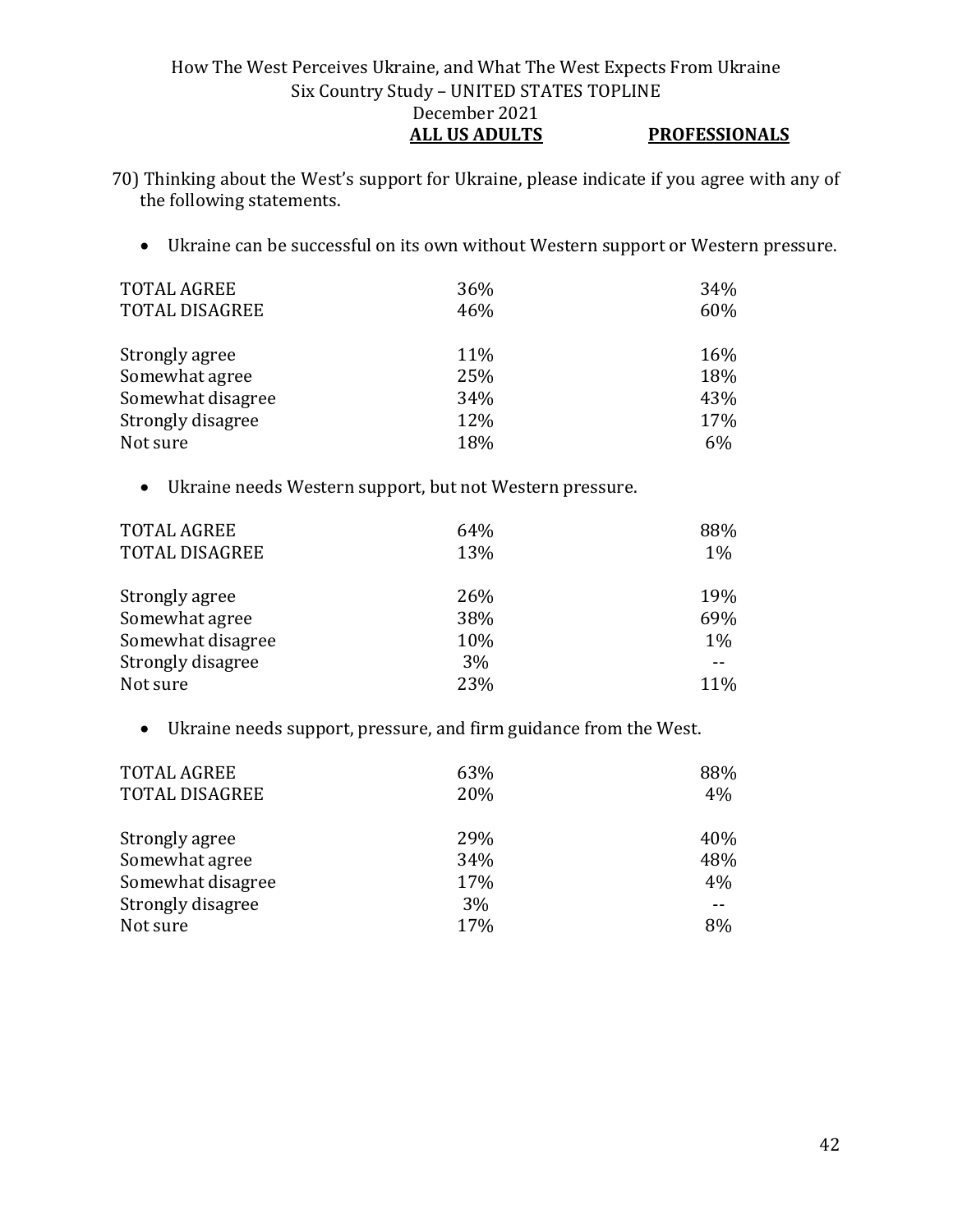70) Thinking about the West's support for Ukraine, please indicate if you agree with any of the following statements.

- Ukraine can be successful on its own without Western support or Western pressure.

| | ALL US ADULTS | PROFESSIONALS |
|---|---|---|
| TOTAL AGREE | 36% | 34% |
| TOTAL DISAGREE | 46% | 60% |
| Strongly agree | 11% | 16% |
| Somewhat agree | 25% | 18% |
| Somewhat disagree | 34% | 43% |
| Strongly disagree | 12% | 17% |
| Not sure | 18% | 6% |

- Ukraine needs Western support, but not Western pressure.

| | ALL US ADULTS | PROFESSIONALS |
|---|---|---|
| TOTAL AGREE | 64% | 88% |
| TOTAL DISAGREE | 13% | 1% |
| Strongly agree | 26% | 19% |
| Somewhat agree | 38% | 69% |
| Somewhat disagree | 10% | 1% |
| Strongly disagree | 3% | -- |
| Not sure | 23% | 11% |

- Ukraine needs support, pressure, and firm guidance from the West.

| | ALL US ADULTS | PROFESSIONALS |
|---|---|---|
| TOTAL AGREE | 63% | 88% |
| TOTAL DISAGREE | 20% | 4% |
| Strongly agree | 29% | 40% |
| Somewhat agree | 34% | 48% |
| Somewhat disagree | 17% | 4% |
| Strongly disagree | 3% | -- |
| Not sure | 17% | 8% |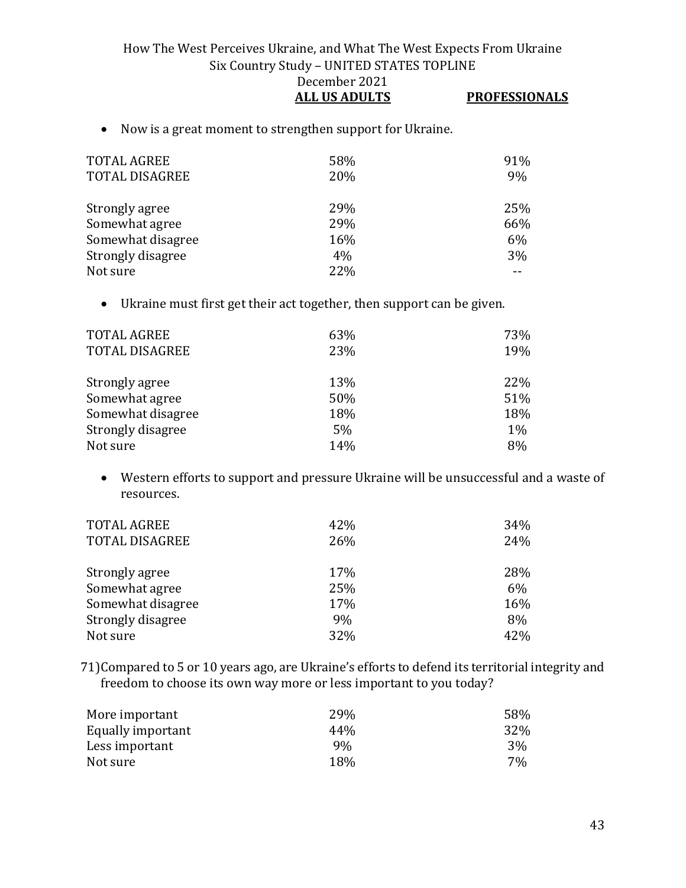| | ALL US ADULTS | PROFESSIONALS |
|---|---|---|

- Now is a great moment to strengthen support for Ukraine.

| | ALL US ADULTS | PROFESSIONALS |
|---|---|---|
| TOTAL AGREE | 58% | 91% |
| TOTAL DISAGREE | 20% | 9% |
| | | |
| Strongly agree | 29% | 25% |
| Somewhat agree | 29% | 66% |
| Somewhat disagree | 16% | 6% |
| Strongly disagree | 4% | 3% |
| Not sure | 22% | -- |

- Ukraine must first get their act together, then support can be given.

| | ALL US ADULTS | PROFESSIONALS |
|---|---|---|
| TOTAL AGREE | 63% | 73% |
| TOTAL DISAGREE | 23% | 19% |
| | | |
| Strongly agree | 13% | 22% |
| Somewhat agree | 50% | 51% |
| Somewhat disagree | 18% | 18% |
| Strongly disagree | 5% | 1% |
| Not sure | 14% | 8% |

- Western efforts to support and pressure Ukraine will be unsuccessful and a waste of resources.

| | ALL US ADULTS | PROFESSIONALS |
|---|---|---|
| TOTAL AGREE | 42% | 34% |
| TOTAL DISAGREE | 26% | 24% |
| | | |
| Strongly agree | 17% | 28% |
| Somewhat agree | 25% | 6% |
| Somewhat disagree | 17% | 16% |
| Strongly disagree | 9% | 8% |
| Not sure | 32% | 42% |

71) Compared to 5 or 10 years ago, are Ukraine's efforts to defend its territorial integrity and freedom to choose its own way more or less important to you today?

| | ALL US ADULTS | PROFESSIONALS |
|---|---|---|
| More important | 29% | 58% |
| Equally important | 44% | 32% |
| Less important | 9% | 3% |
| Not sure | 18% | 7% |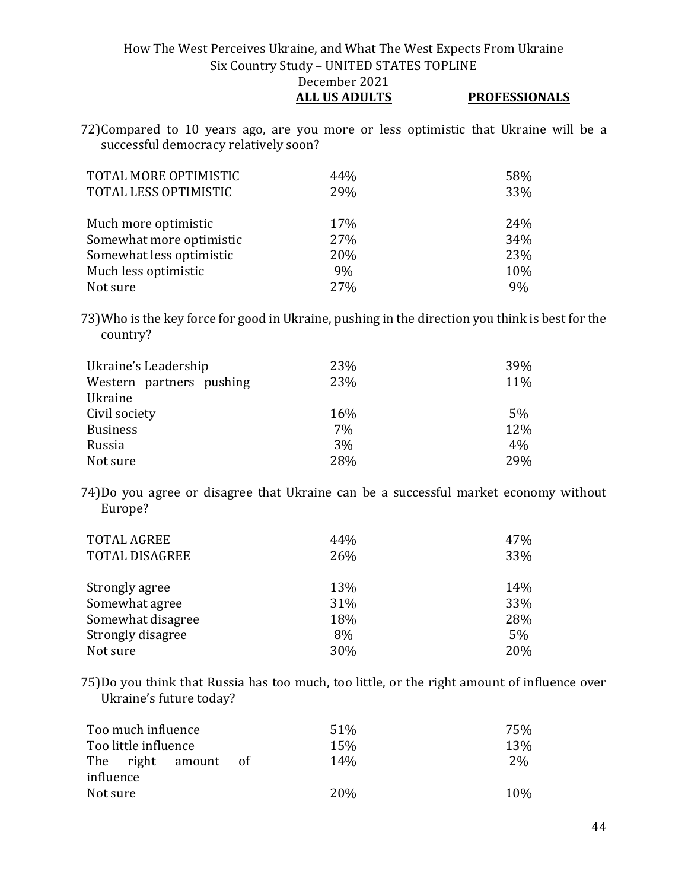72) Compared to 10 years ago, are you more or less optimistic that Ukraine will be a successful democracy relatively soon?

| | ALL US ADULTS | PROFESSIONALS |
|---|---|---|
| TOTAL MORE OPTIMISTIC | 44% | 58% |
| TOTAL LESS OPTIMISTIC | 29% | 33% |
| | | |
| Much more optimistic | 17% | 24% |
| Somewhat more optimistic | 27% | 34% |
| Somewhat less optimistic | 20% | 23% |
| Much less optimistic | 9% | 10% |
| Not sure | 27% | 9% |

73) Who is the key force for good in Ukraine, pushing in the direction you think is best for the country?

| | ALL US ADULTS | PROFESSIONALS |
|---|---|---|
| Ukraine's Leadership | 23% | 39% |
| Western partners pushing Ukraine | 23% | 11% |
| Civil society | 16% | 5% |
| Business | 7% | 12% |
| Russia | 3% | 4% |
| Not sure | 28% | 29% |

74) Do you agree or disagree that Ukraine can be a successful market economy without Europe?

| | ALL US ADULTS | PROFESSIONALS |
|---|---|---|
| TOTAL AGREE | 44% | 47% |
| TOTAL DISAGREE | 26% | 33% |
| | | |
| Strongly agree | 13% | 14% |
| Somewhat agree | 31% | 33% |
| Somewhat disagree | 18% | 28% |
| Strongly disagree | 8% | 5% |
| Not sure | 30% | 20% |

75) Do you think that Russia has too much, too little, or the right amount of influence over Ukraine's future today?

| | ALL US ADULTS | PROFESSIONALS |
|---|---|---|
| Too much influence | 51% | 75% |
| Too little influence | 15% | 13% |
| The right amount of influence | 14% | 2% |
| Not sure | 20% | 10% |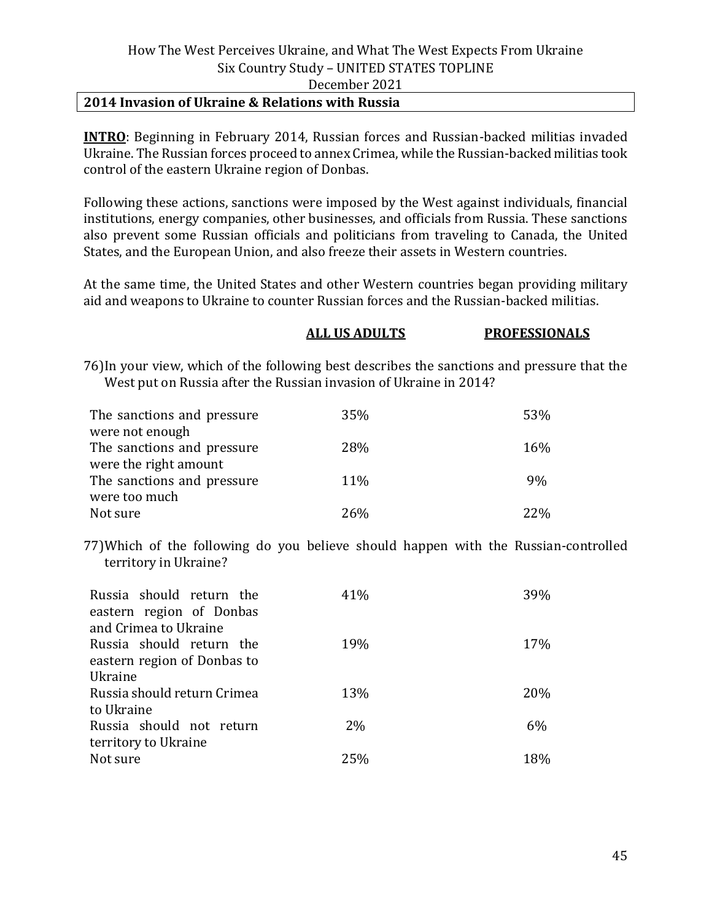## 2014 Invasion of Ukraine & Relations with Russia

**INTRO**: Beginning in February 2014, Russian forces and Russian-backed militias invaded Ukraine. The Russian forces proceed to annex Crimea, while the Russian-backed militias took control of the eastern Ukraine region of Donbas.

Following these actions, sanctions were imposed by the West against individuals, financial institutions, energy companies, other businesses, and officials from Russia. These sanctions also prevent some Russian officials and politicians from traveling to Canada, the United States, and the European Union, and also freeze their assets in Western countries.

At the same time, the United States and other Western countries began providing military aid and weapons to Ukraine to counter Russian forces and the Russian-backed militias.

76) In your view, which of the following best describes the sanctions and pressure that the West put on Russia after the Russian invasion of Ukraine in 2014?

| | **ALL US ADULTS** | **PROFESSIONALS** |
|---|---|---|
| The sanctions and pressure were not enough | 35% | 53% |
| The sanctions and pressure were the right amount | 28% | 16% |
| The sanctions and pressure were too much | 11% | 9% |
| Not sure | 26% | 22% |

77) Which of the following do you believe should happen with the Russian-controlled territory in Ukraine?

| | **ALL US ADULTS** | **PROFESSIONALS** |
|---|---|---|
| Russia should return the eastern region of Donbas and Crimea to Ukraine | 41% | 39% |
| Russia should return the eastern region of Donbas to Ukraine | 19% | 17% |
| Russia should return Crimea to Ukraine | 13% | 20% |
| Russia should not return territory to Ukraine | 2% | 6% |
| Not sure | 25% | 18% |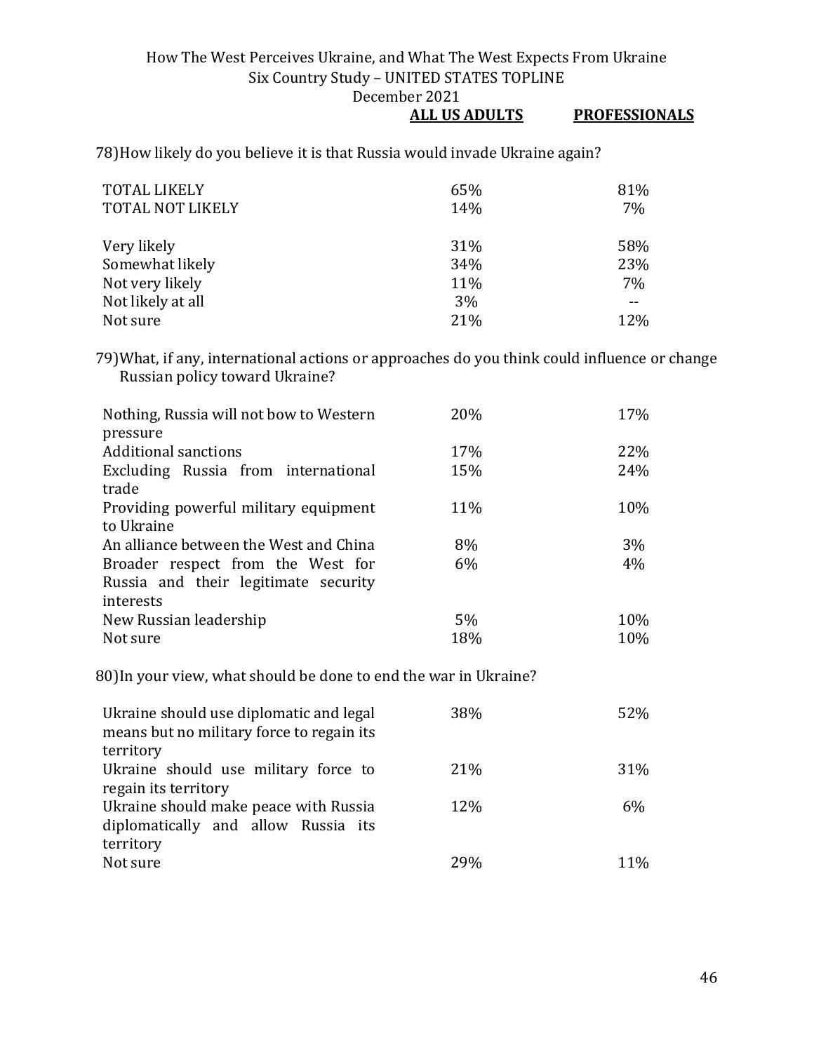| | ALL US ADULTS | PROFESSIONALS |
|---|---|---|

78) How likely do you believe it is that Russia would invade Ukraine again?

| | ALL US ADULTS | PROFESSIONALS |
|---|---|---|
| TOTAL LIKELY | 65% | 81% |
| TOTAL NOT LIKELY | 14% | 7% |
| Very likely | 31% | 58% |
| Somewhat likely | 34% | 23% |
| Not very likely | 11% | 7% |
| Not likely at all | 3% | -- |
| Not sure | 21% | 12% |

79) What, if any, international actions or approaches do you think could influence or change Russian policy toward Ukraine?

| | ALL US ADULTS | PROFESSIONALS |
|---|---|---|
| Nothing, Russia will not bow to Western pressure | 20% | 17% |
| Additional sanctions | 17% | 22% |
| Excluding Russia from international trade | 15% | 24% |
| Providing powerful military equipment to Ukraine | 11% | 10% |
| An alliance between the West and China | 8% | 3% |
| Broader respect from the West for Russia and their legitimate security interests | 6% | 4% |
| New Russian leadership | 5% | 10% |
| Not sure | 18% | 10% |

80) In your view, what should be done to end the war in Ukraine?

| | ALL US ADULTS | PROFESSIONALS |
|---|---|---|
| Ukraine should use diplomatic and legal means but no military force to regain its territory | 38% | 52% |
| Ukraine should use military force to regain its territory | 21% | 31% |
| Ukraine should make peace with Russia diplomatically and allow Russia its territory | 12% | 6% |
| Not sure | 29% | 11% |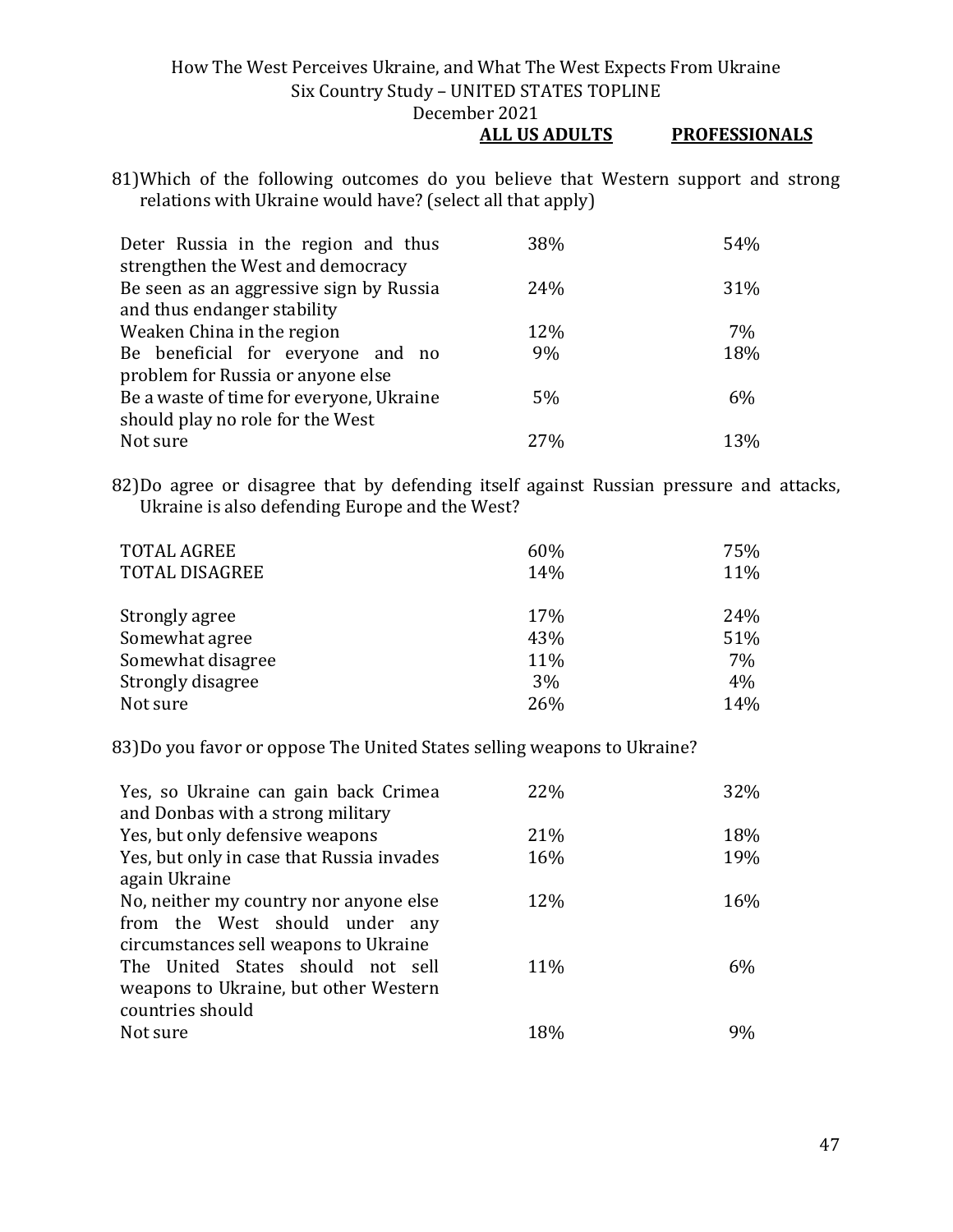How The West Perceives Ukraine, and What The West Expects From Ukraine
Six Country Study – UNITED STATES TOPLINE
December 2021

81)Which of the following outcomes do you believe that Western support and strong relations with Ukraine would have? (select all that apply)

| | ALL US ADULTS | PROFESSIONALS |
|---|---|---|
| Deter Russia in the region and thus strengthen the West and democracy | 38% | 54% |
| Be seen as an aggressive sign by Russia and thus endanger stability | 24% | 31% |
| Weaken China in the region | 12% | 7% |
| Be beneficial for everyone and no problem for Russia or anyone else | 9% | 18% |
| Be a waste of time for everyone, Ukraine should play no role for the West | 5% | 6% |
| Not sure | 27% | 13% |

82)Do agree or disagree that by defending itself against Russian pressure and attacks, Ukraine is also defending Europe and the West?

| | ALL US ADULTS | PROFESSIONALS |
|---|---|---|
| TOTAL AGREE | 60% | 75% |
| TOTAL DISAGREE | 14% | 11% |
| Strongly agree | 17% | 24% |
| Somewhat agree | 43% | 51% |
| Somewhat disagree | 11% | 7% |
| Strongly disagree | 3% | 4% |
| Not sure | 26% | 14% |

83)Do you favor or oppose The United States selling weapons to Ukraine?

| | ALL US ADULTS | PROFESSIONALS |
|---|---|---|
| Yes, so Ukraine can gain back Crimea and Donbas with a strong military | 22% | 32% |
| Yes, but only defensive weapons | 21% | 18% |
| Yes, but only in case that Russia invades again Ukraine | 16% | 19% |
| No, neither my country nor anyone else from the West should under any circumstances sell weapons to Ukraine | 12% | 16% |
| The United States should not sell weapons to Ukraine, but other Western countries should | 11% | 6% |
| Not sure | 18% | 9% |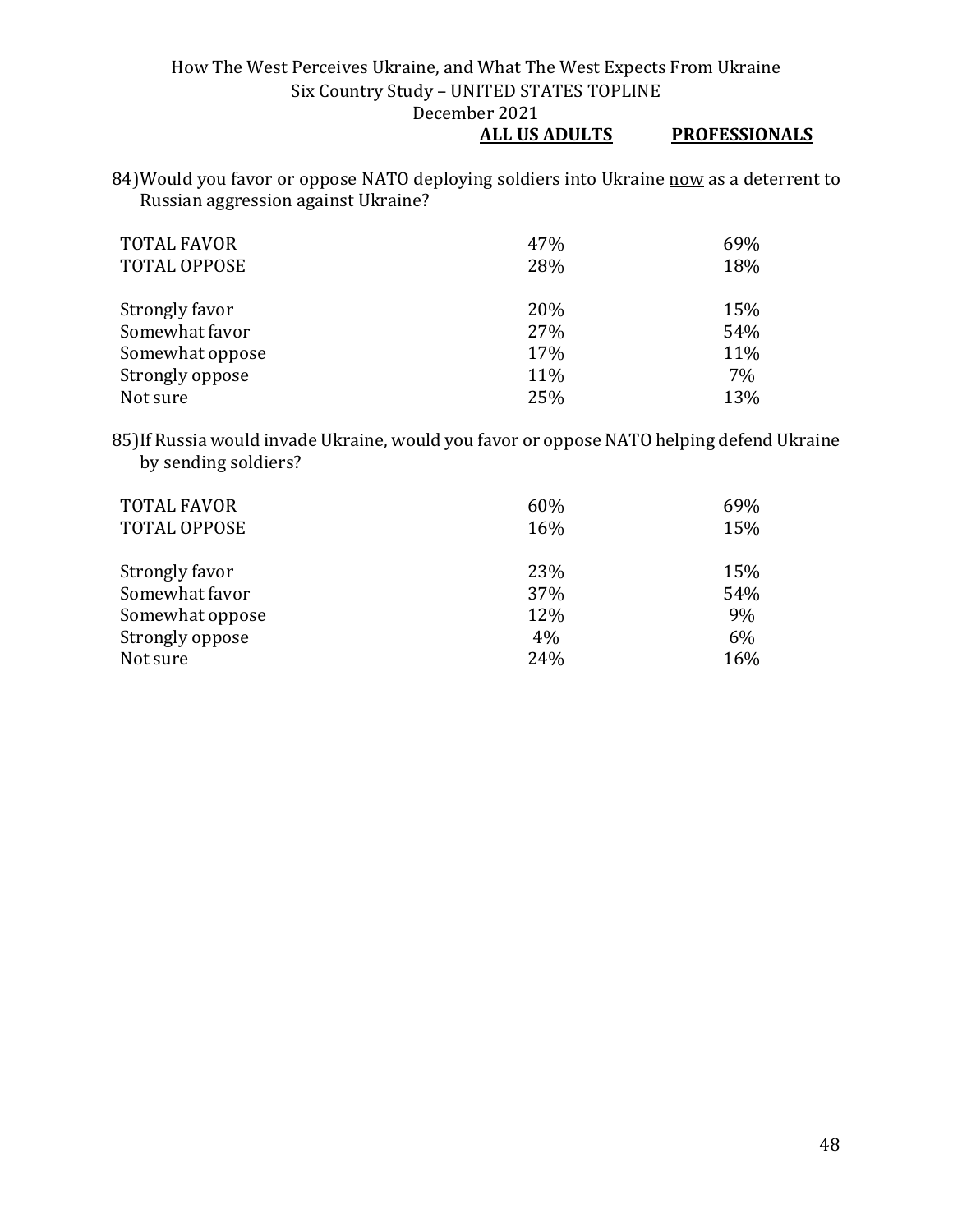84) Would you favor or oppose NATO deploying soldiers into Ukraine <u>now</u> as a deterrent to Russian aggression against Ukraine?

| | ALL US ADULTS | PROFESSIONALS |
|---|---|---|
| TOTAL FAVOR | 47% | 69% |
| TOTAL OPPOSE | 28% | 18% |
| | | |
| Strongly favor | 20% | 15% |
| Somewhat favor | 27% | 54% |
| Somewhat oppose | 17% | 11% |
| Strongly oppose | 11% | 7% |
| Not sure | 25% | 13% |

85) If Russia would invade Ukraine, would you favor or oppose NATO helping defend Ukraine by sending soldiers?

| | ALL US ADULTS | PROFESSIONALS |
|---|---|---|
| TOTAL FAVOR | 60% | 69% |
| TOTAL OPPOSE | 16% | 15% |
| | | |
| Strongly favor | 23% | 15% |
| Somewhat favor | 37% | 54% |
| Somewhat oppose | 12% | 9% |
| Strongly oppose | 4% | 6% |
| Not sure | 24% | 16% |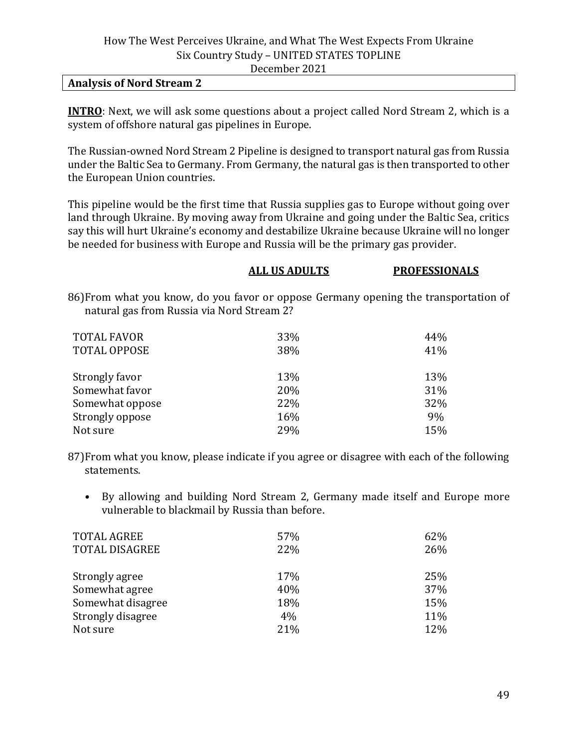**Analysis of Nord Stream 2**

**INTRO**: Next, we will ask some questions about a project called Nord Stream 2, which is a system of offshore natural gas pipelines in Europe.

The Russian-owned Nord Stream 2 Pipeline is designed to transport natural gas from Russia under the Baltic Sea to Germany. From Germany, the natural gas is then transported to other the European Union countries.

This pipeline would be the first time that Russia supplies gas to Europe without going over land through Ukraine. By moving away from Ukraine and going under the Baltic Sea, critics say this will hurt Ukraine's economy and destabilize Ukraine because Ukraine will no longer be needed for business with Europe and Russia will be the primary gas provider.

86) From what you know, do you favor or oppose Germany opening the transportation of natural gas from Russia via Nord Stream 2?

| | ALL US ADULTS | PROFESSIONALS |
|---|---|---|
| TOTAL FAVOR | 33% | 44% |
| TOTAL OPPOSE | 38% | 41% |
| Strongly favor | 13% | 13% |
| Somewhat favor | 20% | 31% |
| Somewhat oppose | 22% | 32% |
| Strongly oppose | 16% | 9% |
| Not sure | 29% | 15% |

87) From what you know, please indicate if you agree or disagree with each of the following statements.

- By allowing and building Nord Stream 2, Germany made itself and Europe more vulnerable to blackmail by Russia than before.

| | ALL US ADULTS | PROFESSIONALS |
|---|---|---|
| TOTAL AGREE | 57% | 62% |
| TOTAL DISAGREE | 22% | 26% |
| Strongly agree | 17% | 25% |
| Somewhat agree | 40% | 37% |
| Somewhat disagree | 18% | 15% |
| Strongly disagree | 4% | 11% |
| Not sure | 21% | 12% |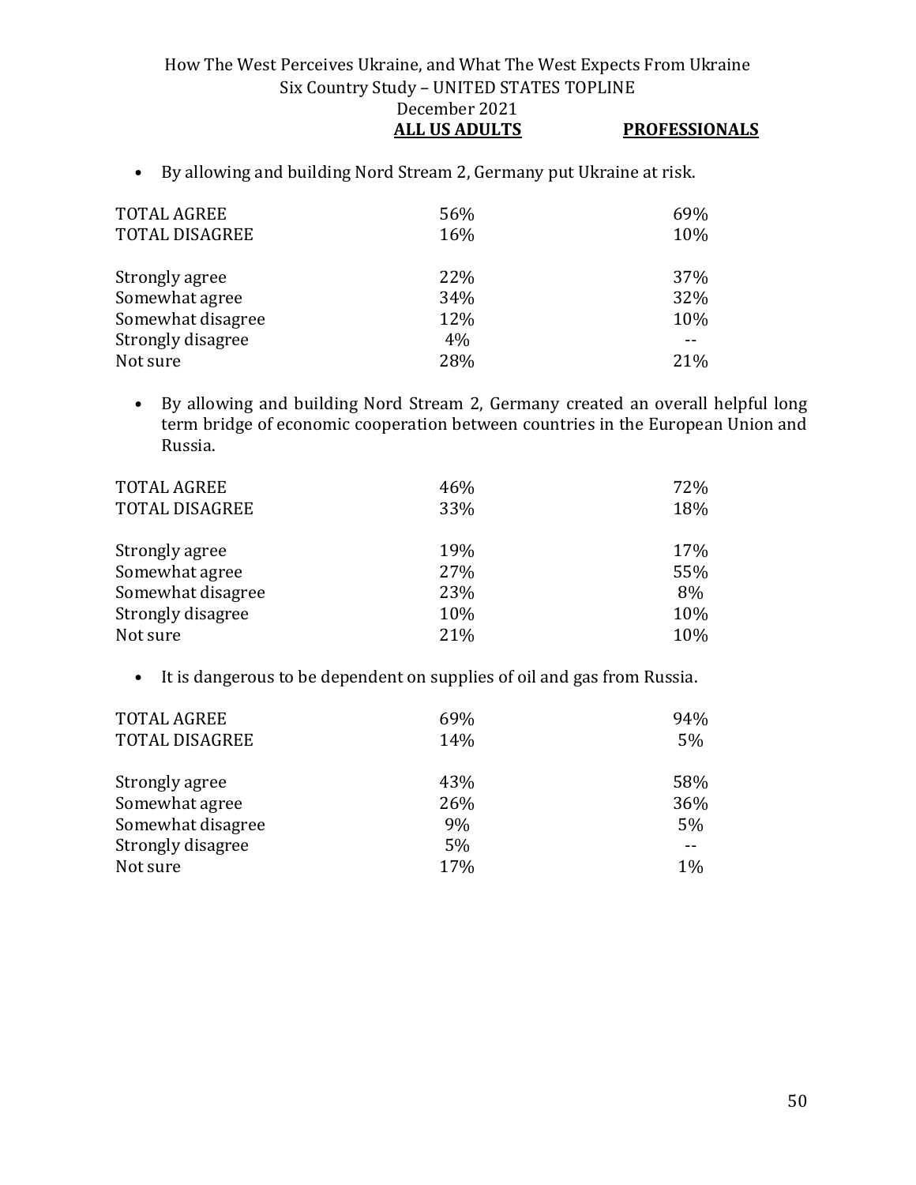- By allowing and building Nord Stream 2, Germany put Ukraine at risk.

| | ALL US ADULTS | PROFESSIONALS |
|---|---|---|
| TOTAL AGREE | 56% | 69% |
| TOTAL DISAGREE | 16% | 10% |
| | | |
| Strongly agree | 22% | 37% |
| Somewhat agree | 34% | 32% |
| Somewhat disagree | 12% | 10% |
| Strongly disagree | 4% | -- |
| Not sure | 28% | 21% |

- By allowing and building Nord Stream 2, Germany created an overall helpful long term bridge of economic cooperation between countries in the European Union and Russia.

| | ALL US ADULTS | PROFESSIONALS |
|---|---|---|
| TOTAL AGREE | 46% | 72% |
| TOTAL DISAGREE | 33% | 18% |
| | | |
| Strongly agree | 19% | 17% |
| Somewhat agree | 27% | 55% |
| Somewhat disagree | 23% | 8% |
| Strongly disagree | 10% | 10% |
| Not sure | 21% | 10% |

- It is dangerous to be dependent on supplies of oil and gas from Russia.

| | ALL US ADULTS | PROFESSIONALS |
|---|---|---|
| TOTAL AGREE | 69% | 94% |
| TOTAL DISAGREE | 14% | 5% |
| | | |
| Strongly agree | 43% | 58% |
| Somewhat agree | 26% | 36% |
| Somewhat disagree | 9% | 5% |
| Strongly disagree | 5% | -- |
| Not sure | 17% | 1% |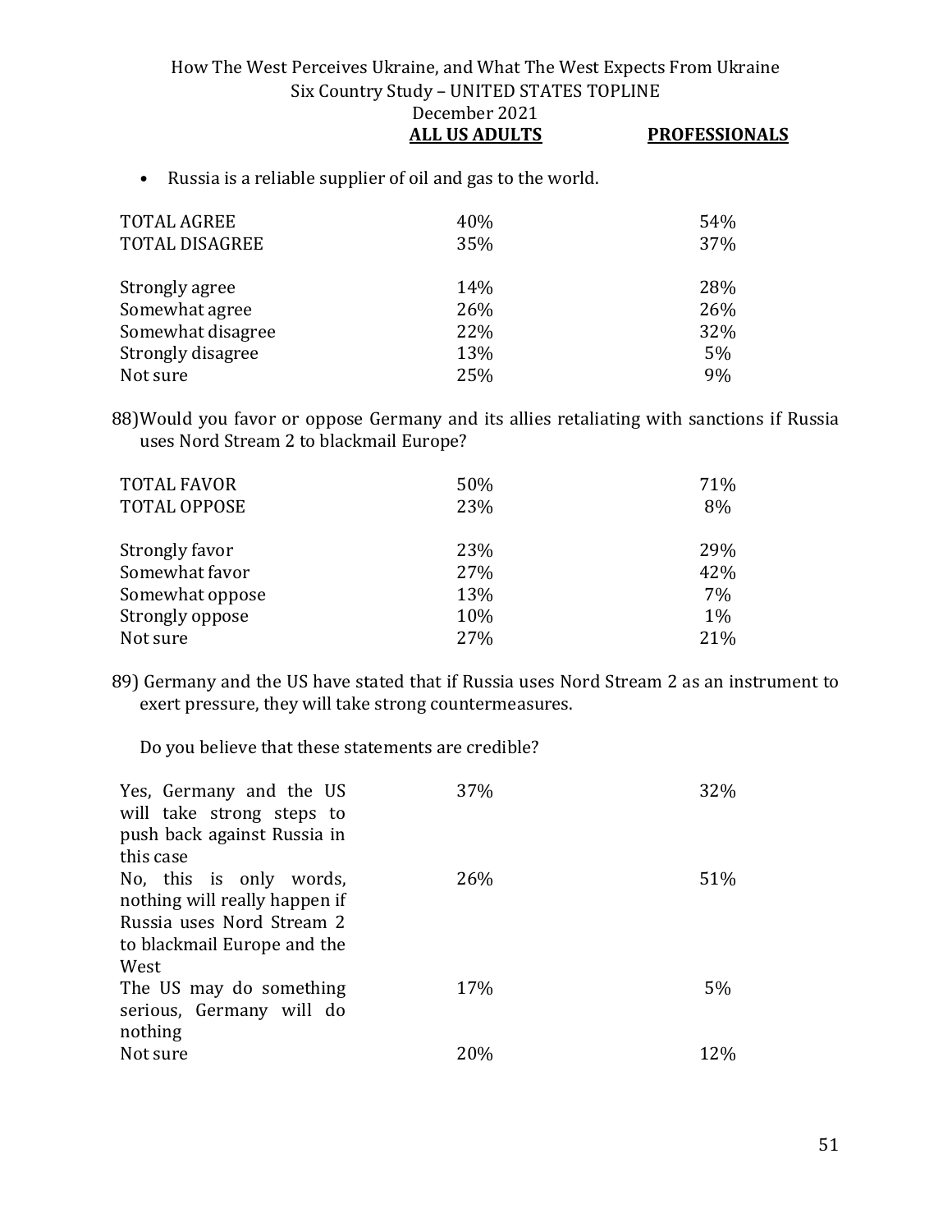| | ALL US ADULTS | PROFESSIONALS |
|---|---|---|

- Russia is a reliable supplier of oil and gas to the world.

| | ALL US ADULTS | PROFESSIONALS |
|---|---|---|
| TOTAL AGREE | 40% | 54% |
| TOTAL DISAGREE | 35% | 37% |
| | | |
| Strongly agree | 14% | 28% |
| Somewhat agree | 26% | 26% |
| Somewhat disagree | 22% | 32% |
| Strongly disagree | 13% | 5% |
| Not sure | 25% | 9% |

88) Would you favor or oppose Germany and its allies retaliating with sanctions if Russia uses Nord Stream 2 to blackmail Europe?

| | ALL US ADULTS | PROFESSIONALS |
|---|---|---|
| TOTAL FAVOR | 50% | 71% |
| TOTAL OPPOSE | 23% | 8% |
| | | |
| Strongly favor | 23% | 29% |
| Somewhat favor | 27% | 42% |
| Somewhat oppose | 13% | 7% |
| Strongly oppose | 10% | 1% |
| Not sure | 27% | 21% |

89) Germany and the US have stated that if Russia uses Nord Stream 2 as an instrument to exert pressure, they will take strong countermeasures.

Do you believe that these statements are credible?

| | ALL US ADULTS | PROFESSIONALS |
|---|---|---|
| Yes, Germany and the US will take strong steps to push back against Russia in this case | 37% | 32% |
| No, this is only words, nothing will really happen if Russia uses Nord Stream 2 to blackmail Europe and the West | 26% | 51% |
| The US may do something serious, Germany will do nothing | 17% | 5% |
| Not sure | 20% | 12% |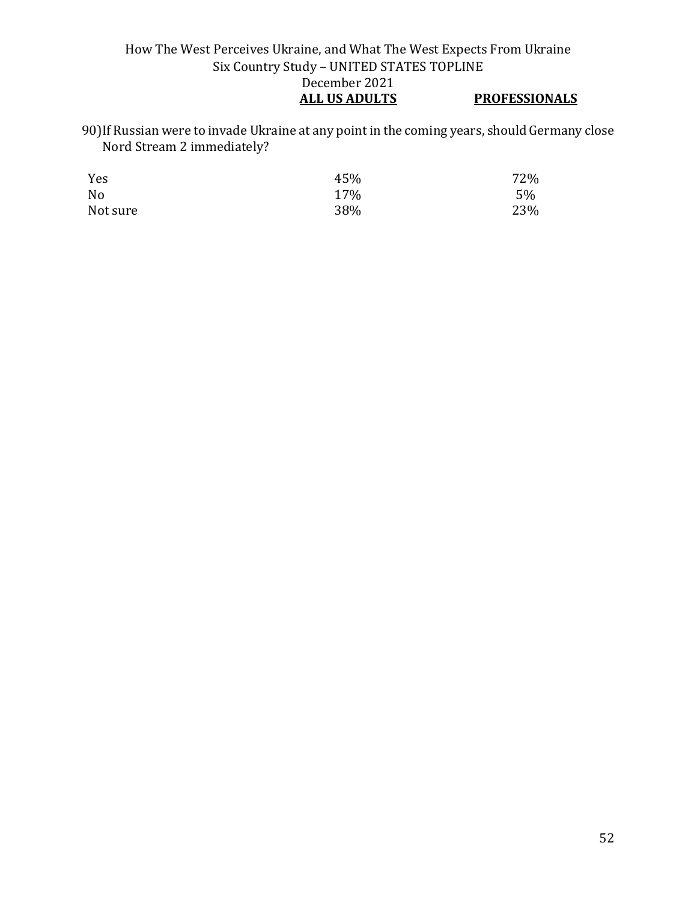90) If Russian were to invade Ukraine at any point in the coming years, should Germany close Nord Stream 2 immediately?

| | ALL US ADULTS | PROFESSIONALS |
|---|---|---|
| Yes | 45% | 72% |
| No | 17% | 5% |
| Not sure | 38% | 23% |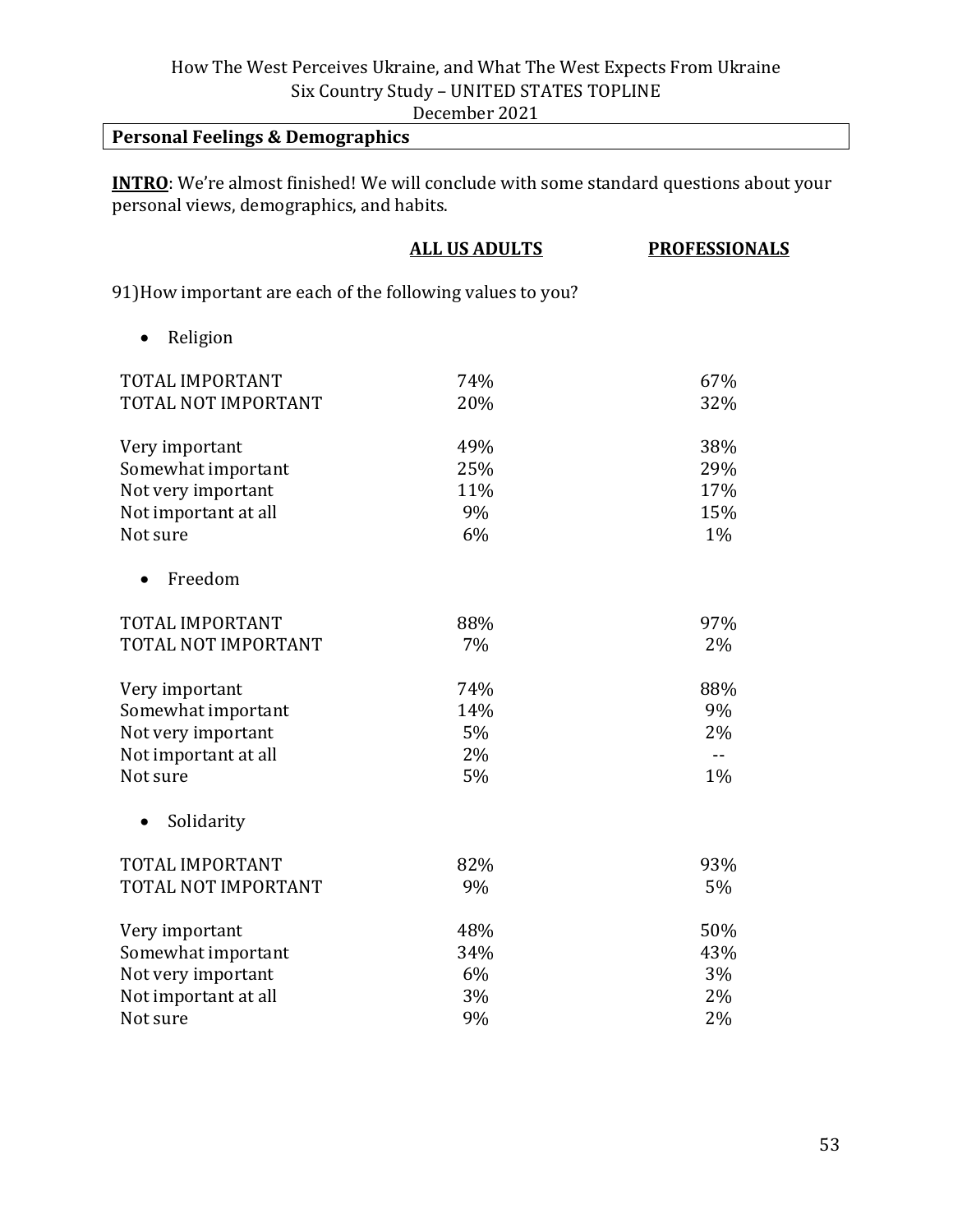## Personal Feelings & Demographics

**INTRO**: We're almost finished! We will conclude with some standard questions about your personal views, demographics, and habits.

91) How important are each of the following values to you?

- Religion

| | ALL US ADULTS | PROFESSIONALS |
|---|---|---|
| TOTAL IMPORTANT | 74% | 67% |
| TOTAL NOT IMPORTANT | 20% | 32% |
| Very important | 49% | 38% |
| Somewhat important | 25% | 29% |
| Not very important | 11% | 17% |
| Not important at all | 9% | 15% |
| Not sure | 6% | 1% |

- Freedom

| | ALL US ADULTS | PROFESSIONALS |
|---|---|---|
| TOTAL IMPORTANT | 88% | 97% |
| TOTAL NOT IMPORTANT | 7% | 2% |
| Very important | 74% | 88% |
| Somewhat important | 14% | 9% |
| Not very important | 5% | 2% |
| Not important at all | 2% | -- |
| Not sure | 5% | 1% |

- Solidarity

| | ALL US ADULTS | PROFESSIONALS |
|---|---|---|
| TOTAL IMPORTANT | 82% | 93% |
| TOTAL NOT IMPORTANT | 9% | 5% |
| Very important | 48% | 50% |
| Somewhat important | 34% | 43% |
| Not very important | 6% | 3% |
| Not important at all | 3% | 2% |
| Not sure | 9% | 2% |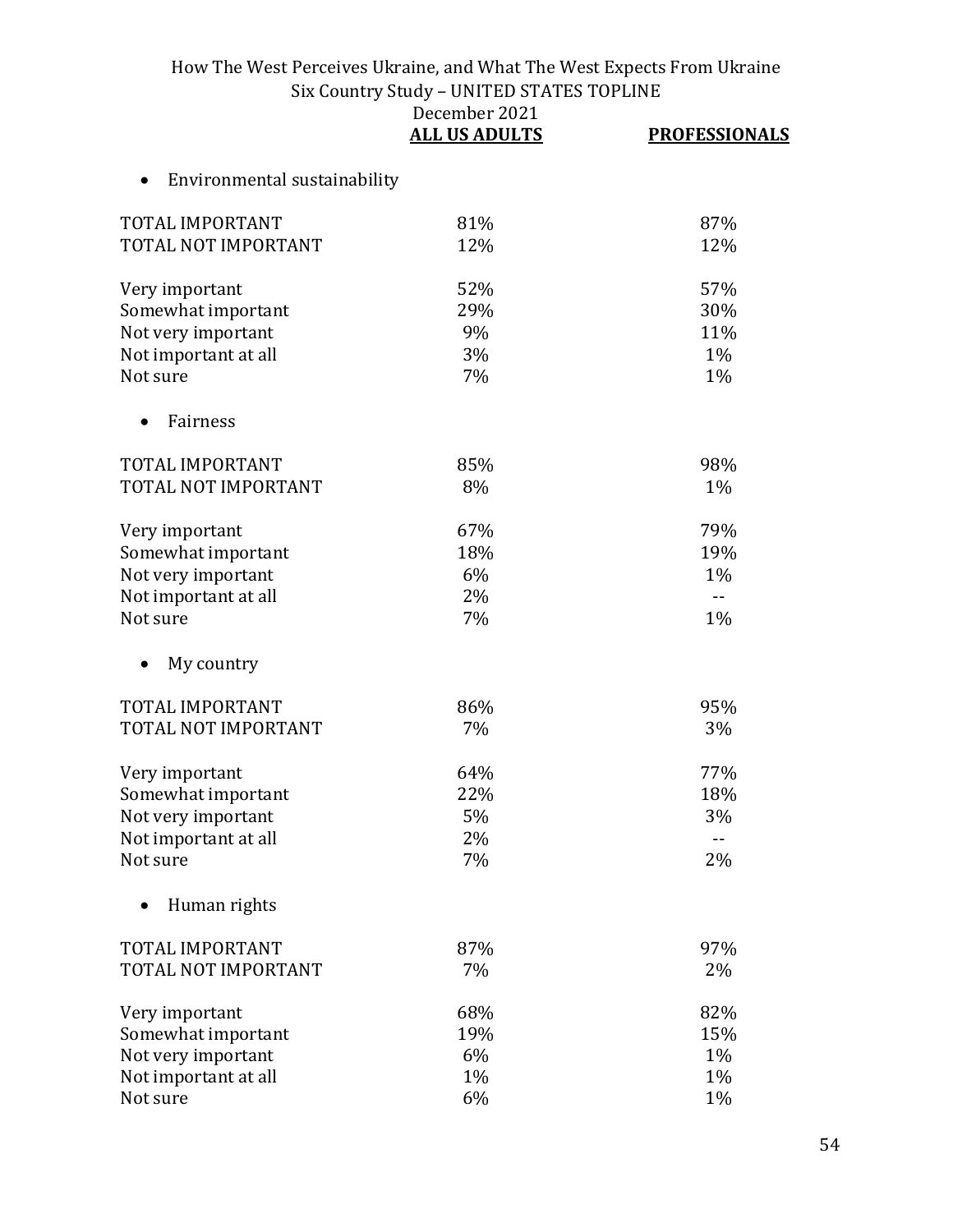|  | ALL US ADULTS | PROFESSIONALS |
|---|---|---|
| • Environmental sustainability | | |
| TOTAL IMPORTANT | 81% | 87% |
| TOTAL NOT IMPORTANT | 12% | 12% |
| Very important | 52% | 57% |
| Somewhat important | 29% | 30% |
| Not very important | 9% | 11% |
| Not important at all | 3% | 1% |
| Not sure | 7% | 1% |
| • Fairness | | |
| TOTAL IMPORTANT | 85% | 98% |
| TOTAL NOT IMPORTANT | 8% | 1% |
| Very important | 67% | 79% |
| Somewhat important | 18% | 19% |
| Not very important | 6% | 1% |
| Not important at all | 2% | -- |
| Not sure | 7% | 1% |
| • My country | | |
| TOTAL IMPORTANT | 86% | 95% |
| TOTAL NOT IMPORTANT | 7% | 3% |
| Very important | 64% | 77% |
| Somewhat important | 22% | 18% |
| Not very important | 5% | 3% |
| Not important at all | 2% | -- |
| Not sure | 7% | 2% |
| • Human rights | | |
| TOTAL IMPORTANT | 87% | 97% |
| TOTAL NOT IMPORTANT | 7% | 2% |
| Very important | 68% | 82% |
| Somewhat important | 19% | 15% |
| Not very important | 6% | 1% |
| Not important at all | 1% | 1% |
| Not sure | 6% | 1% |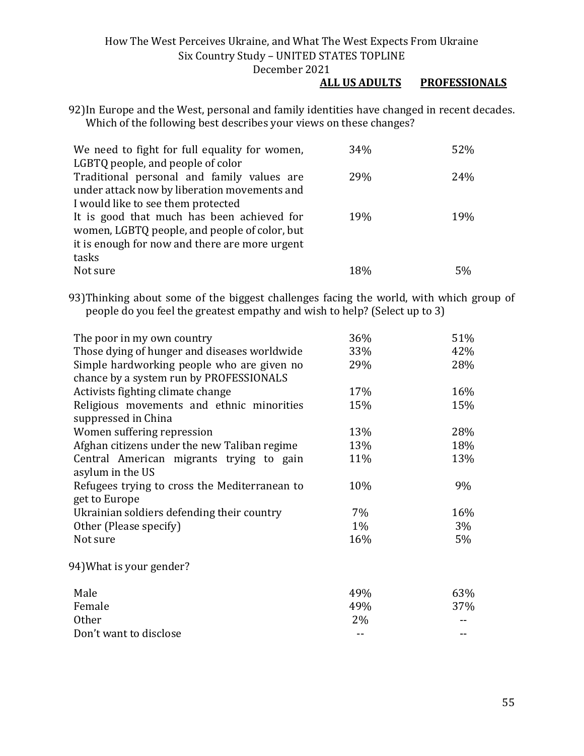| | ALL US ADULTS | PROFESSIONALS |
|---|---|---|

92) In Europe and the West, personal and family identities have changed in recent decades. Which of the following best describes your views on these changes?

| | ALL US ADULTS | PROFESSIONALS |
|---|---|---|
| We need to fight for full equality for women, LGBTQ people, and people of color | 34% | 52% |
| Traditional personal and family values are under attack now by liberation movements and I would like to see them protected | 29% | 24% |
| It is good that much has been achieved for women, LGBTQ people, and people of color, but it is enough for now and there are more urgent tasks | 19% | 19% |
| Not sure | 18% | 5% |

93) Thinking about some of the biggest challenges facing the world, with which group of people do you feel the greatest empathy and wish to help? (Select up to 3)

| | ALL US ADULTS | PROFESSIONALS |
|---|---|---|
| The poor in my own country | 36% | 51% |
| Those dying of hunger and diseases worldwide | 33% | 42% |
| Simple hardworking people who are given no chance by a system run by PROFESSIONALS | 29% | 28% |
| Activists fighting climate change | 17% | 16% |
| Religious movements and ethnic minorities suppressed in China | 15% | 15% |
| Women suffering repression | 13% | 28% |
| Afghan citizens under the new Taliban regime | 13% | 18% |
| Central American migrants trying to gain asylum in the US | 11% | 13% |
| Refugees trying to cross the Mediterranean to get to Europe | 10% | 9% |
| Ukrainian soldiers defending their country | 7% | 16% |
| Other (Please specify) | 1% | 3% |
| Not sure | 16% | 5% |

94) What is your gender?

| | ALL US ADULTS | PROFESSIONALS |
|---|---|---|
| Male | 49% | 63% |
| Female | 49% | 37% |
| Other | 2% | -- |
| Don't want to disclose | -- | -- |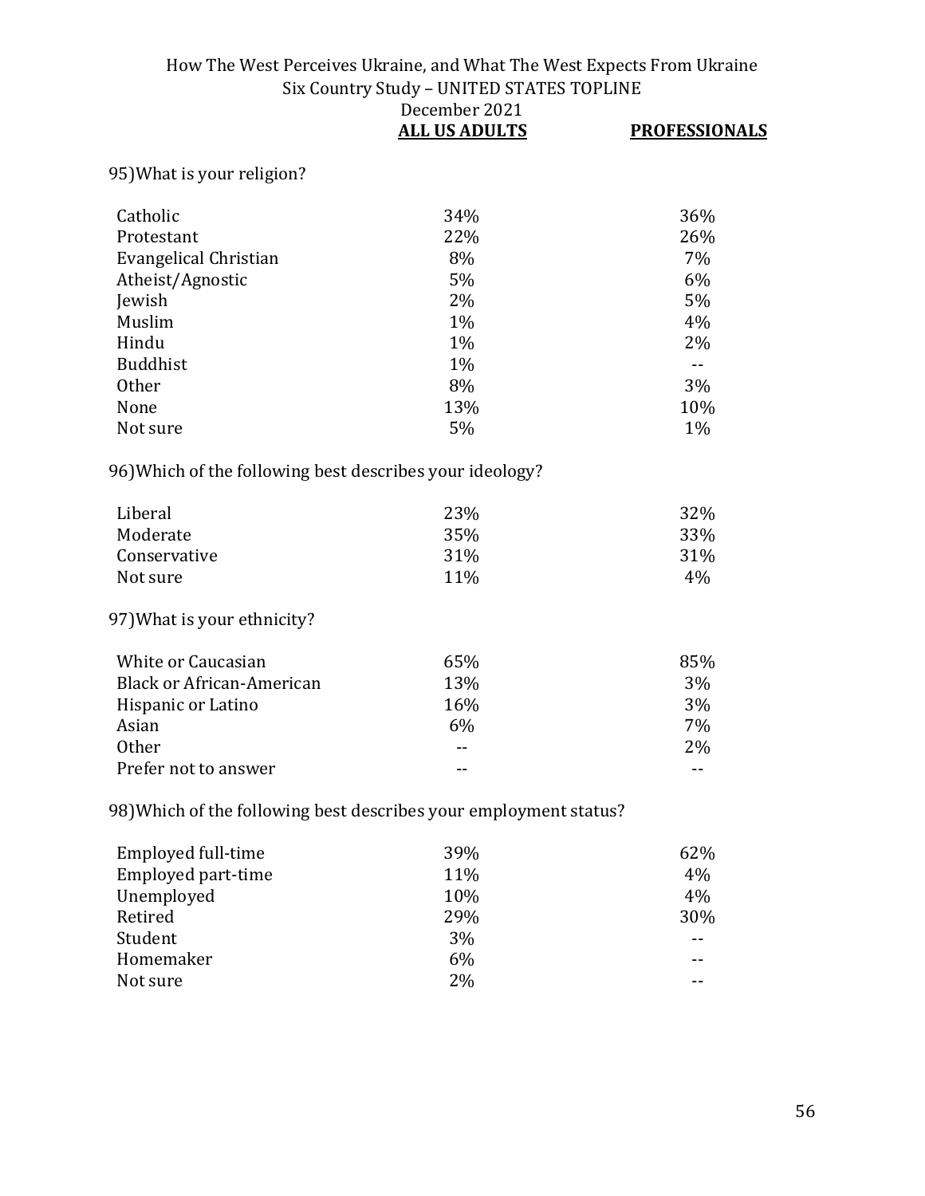95)What is your religion?

| | ALL US ADULTS | PROFESSIONALS |
|---|---|---|
| Catholic | 34% | 36% |
| Protestant | 22% | 26% |
| Evangelical Christian | 8% | 7% |
| Atheist/Agnostic | 5% | 6% |
| Jewish | 2% | 5% |
| Muslim | 1% | 4% |
| Hindu | 1% | 2% |
| Buddhist | 1% | -- |
| Other | 8% | 3% |
| None | 13% | 10% |
| Not sure | 5% | 1% |

96)Which of the following best describes your ideology?

| | ALL US ADULTS | PROFESSIONALS |
|---|---|---|
| Liberal | 23% | 32% |
| Moderate | 35% | 33% |
| Conservative | 31% | 31% |
| Not sure | 11% | 4% |

97)What is your ethnicity?

| | ALL US ADULTS | PROFESSIONALS |
|---|---|---|
| White or Caucasian | 65% | 85% |
| Black or African-American | 13% | 3% |
| Hispanic or Latino | 16% | 3% |
| Asian | 6% | 7% |
| Other | -- | 2% |
| Prefer not to answer | -- | -- |

98)Which of the following best describes your employment status?

| | ALL US ADULTS | PROFESSIONALS |
|---|---|---|
| Employed full-time | 39% | 62% |
| Employed part-time | 11% | 4% |
| Unemployed | 10% | 4% |
| Retired | 29% | 30% |
| Student | 3% | -- |
| Homemaker | 6% | -- |
| Not sure | 2% | -- |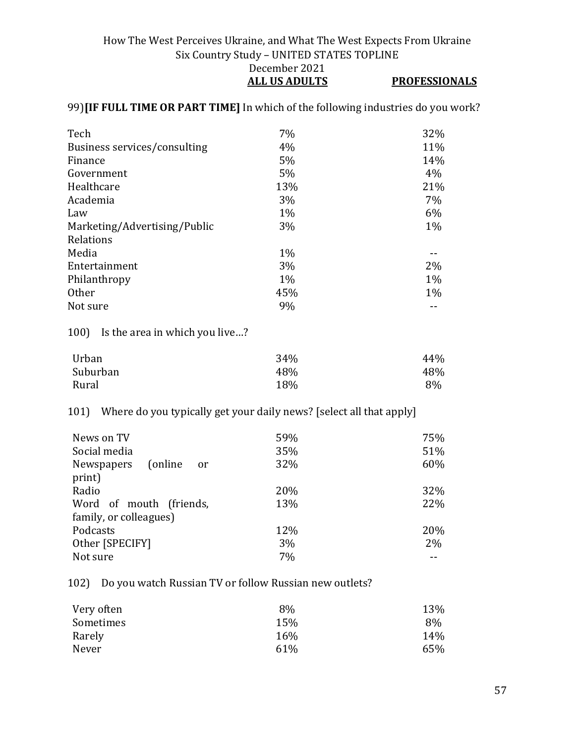99) **[IF FULL TIME OR PART TIME]** In which of the following industries do you work?

| | ALL US ADULTS | PROFESSIONALS |
|---|---|---|
| Tech | 7% | 32% |
| Business services/consulting | 4% | 11% |
| Finance | 5% | 14% |
| Government | 5% | 4% |
| Healthcare | 13% | 21% |
| Academia | 3% | 7% |
| Law | 1% | 6% |
| Marketing/Advertising/Public Relations | 3% | 1% |
| Media | 1% | -- |
| Entertainment | 3% | 2% |
| Philanthropy | 1% | 1% |
| Other | 45% | 1% |
| Not sure | 9% | -- |

100) Is the area in which you live…?

| | ALL US ADULTS | PROFESSIONALS |
|---|---|---|
| Urban | 34% | 44% |
| Suburban | 48% | 48% |
| Rural | 18% | 8% |

101) Where do you typically get your daily news? [select all that apply]

| | ALL US ADULTS | PROFESSIONALS |
|---|---|---|
| News on TV | 59% | 75% |
| Social media | 35% | 51% |
| Newspapers (online or print) | 32% | 60% |
| Radio | 20% | 32% |
| Word of mouth (friends, family, or colleagues) | 13% | 22% |
| Podcasts | 12% | 20% |
| Other [SPECIFY] | 3% | 2% |
| Not sure | 7% | -- |

102) Do you watch Russian TV or follow Russian new outlets?

| | ALL US ADULTS | PROFESSIONALS |
|---|---|---|
| Very often | 8% | 13% |
| Sometimes | 15% | 8% |
| Rarely | 16% | 14% |
| Never | 61% | 65% |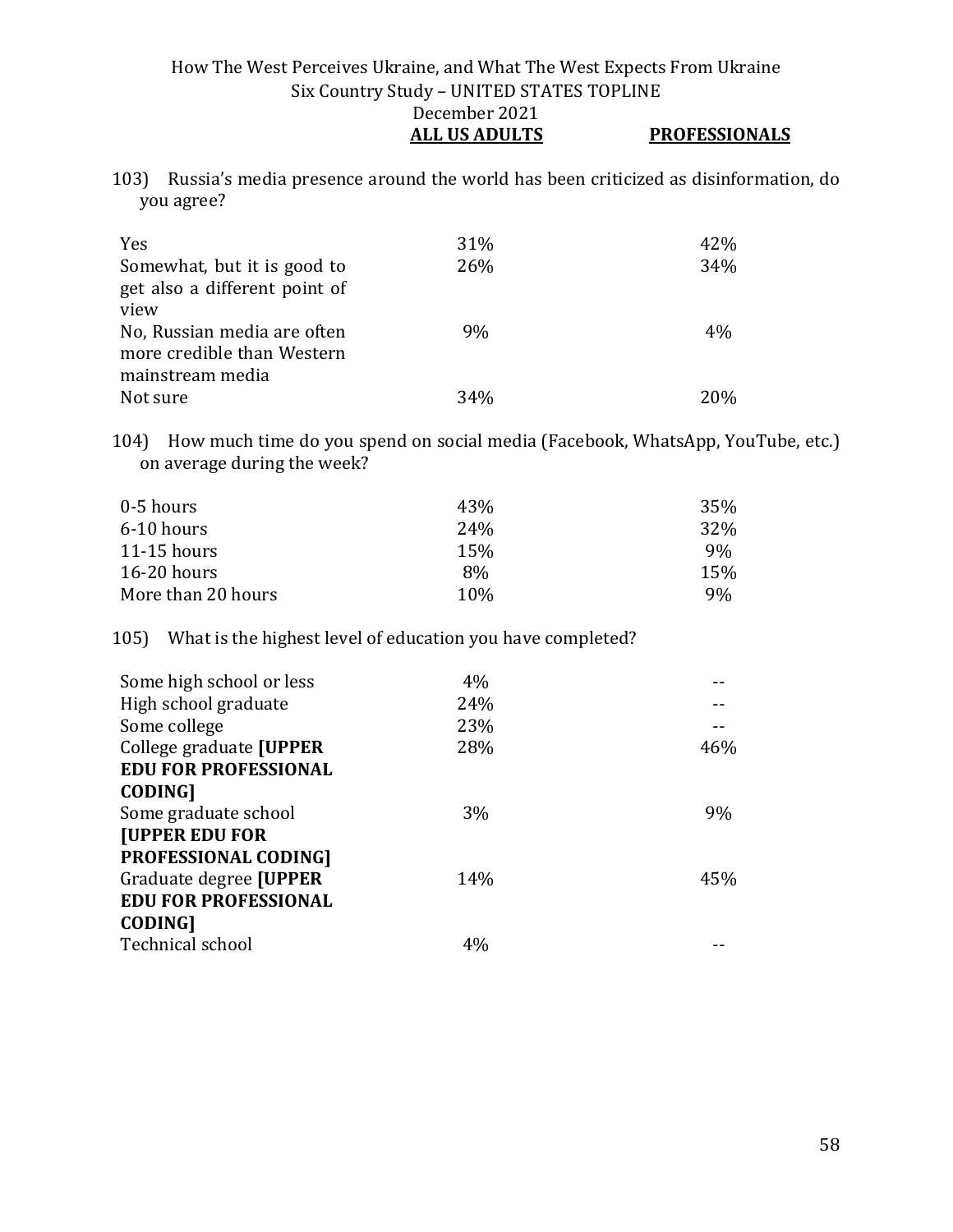103) Russia's media presence around the world has been criticized as disinformation, do you agree?

| | ALL US ADULTS | PROFESSIONALS |
|---|---|---|
| Yes | 31% | 42% |
| Somewhat, but it is good to get also a different point of view | 26% | 34% |
| No, Russian media are often more credible than Western mainstream media | 9% | 4% |
| Not sure | 34% | 20% |

104) How much time do you spend on social media (Facebook, WhatsApp, YouTube, etc.) on average during the week?

| | ALL US ADULTS | PROFESSIONALS |
|---|---|---|
| 0-5 hours | 43% | 35% |
| 6-10 hours | 24% | 32% |
| 11-15 hours | 15% | 9% |
| 16-20 hours | 8% | 15% |
| More than 20 hours | 10% | 9% |

105) What is the highest level of education you have completed?

| | ALL US ADULTS | PROFESSIONALS |
|---|---|---|
| Some high school or less | 4% | -- |
| High school graduate | 24% | -- |
| Some college | 23% | -- |
| College graduate **[UPPER EDU FOR PROFESSIONAL CODING]** | 28% | 46% |
| Some graduate school **[UPPER EDU FOR PROFESSIONAL CODING]** | 3% | 9% |
| Graduate degree **[UPPER EDU FOR PROFESSIONAL CODING]** | 14% | 45% |
| Technical school | 4% | -- |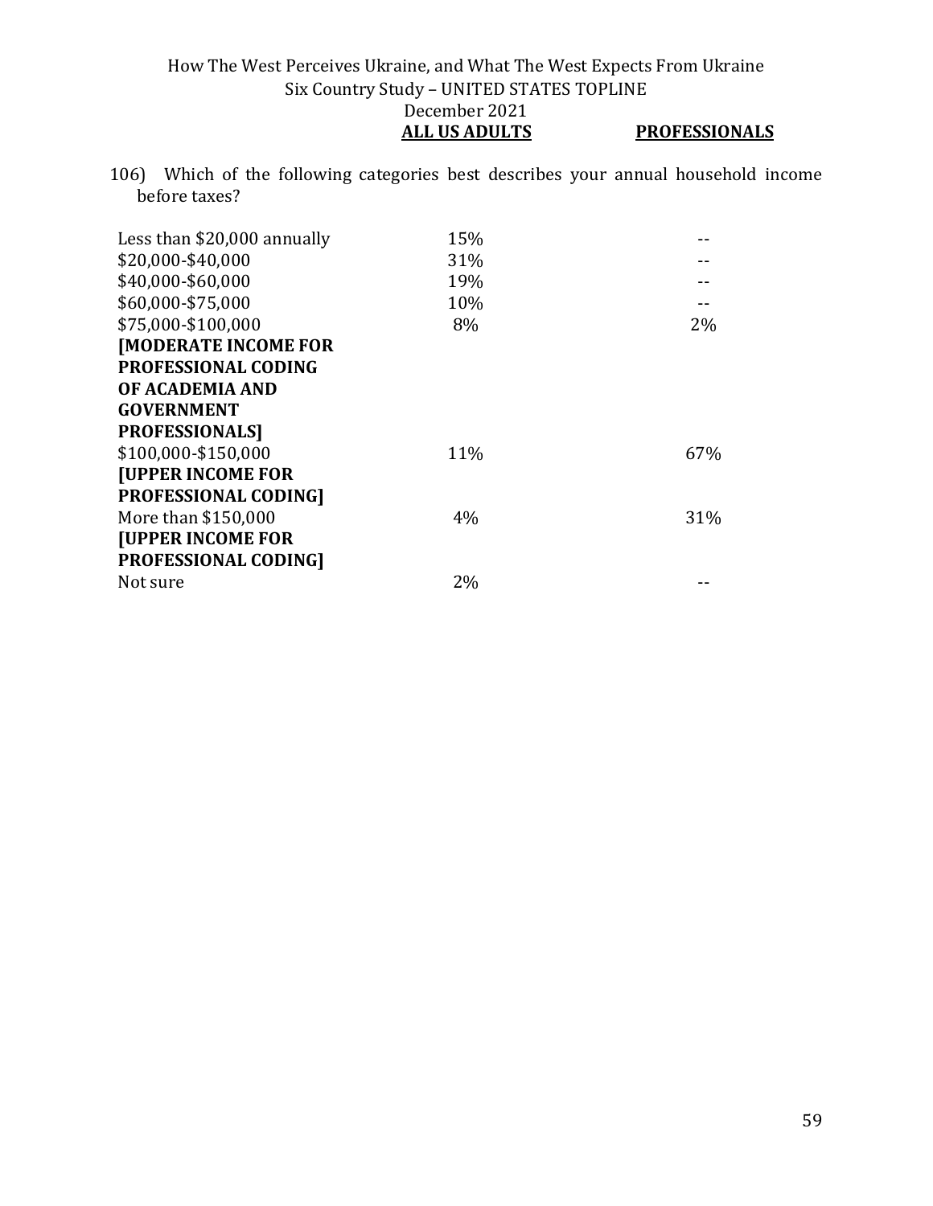106) Which of the following categories best describes your annual household income before taxes?

| | ALL US ADULTS | PROFESSIONALS |
|---|---|---|
| Less than $20,000 annually | 15% | -- |
| $20,000-$40,000 | 31% | -- |
| $40,000-$60,000 | 19% | -- |
| $60,000-$75,000 | 10% | -- |
| $75,000-$100,000 **[MODERATE INCOME FOR PROFESSIONAL CODING OF ACADEMIA AND GOVERNMENT PROFESSIONALS]** | 8% | 2% |
| $100,000-$150,000 **[UPPER INCOME FOR PROFESSIONAL CODING]** | 11% | 67% |
| More than $150,000 **[UPPER INCOME FOR PROFESSIONAL CODING]** | 4% | 31% |
| Not sure | 2% | -- |